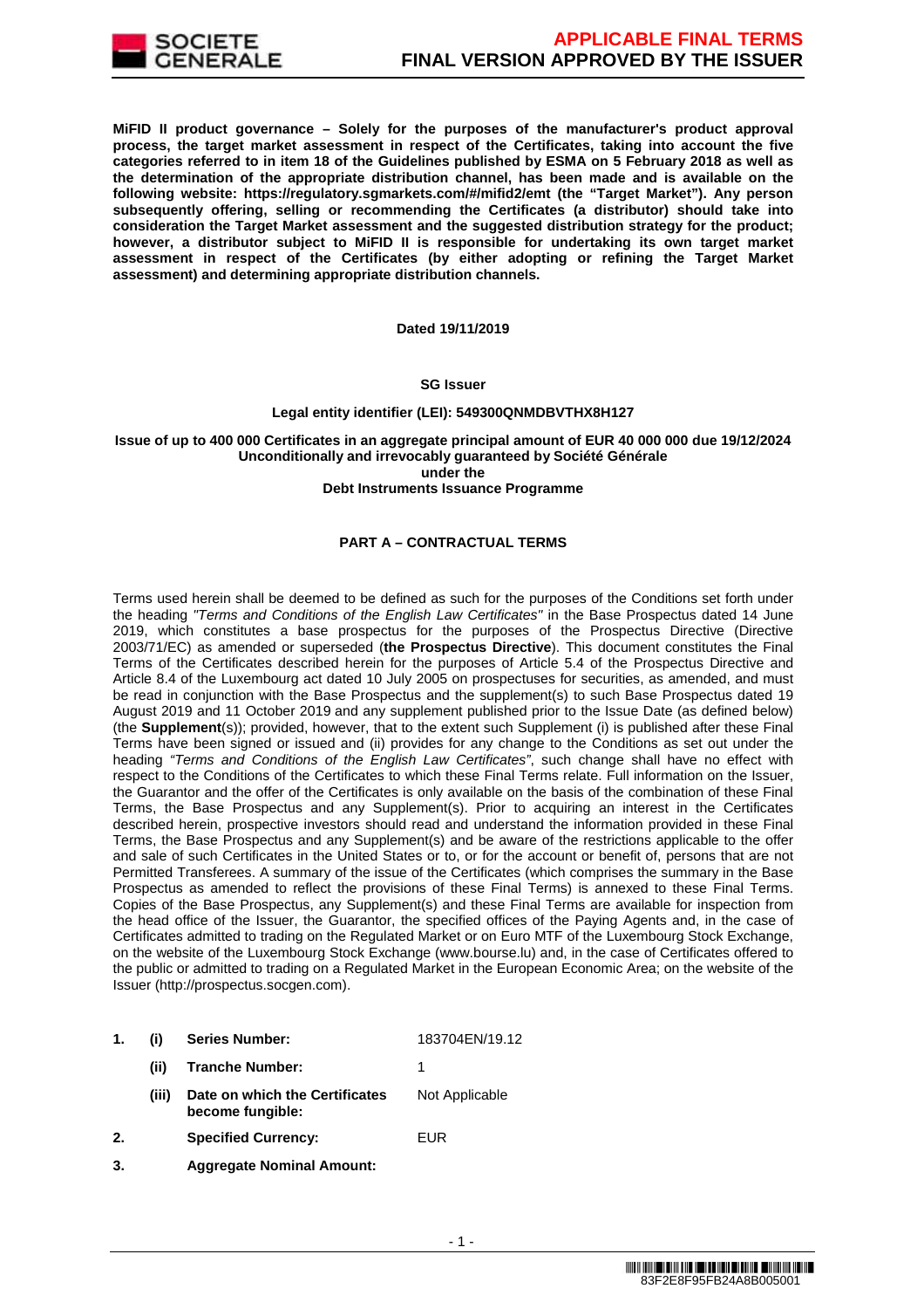**MiFID II product governance – Solely for the purposes of the manufacturer's product approval process, the target market assessment in respect of the Certificates, taking into account the five categories referred to in item 18 of the Guidelines published by ESMA on 5 February 2018 as well as the determination of the appropriate distribution channel, has been made and is available on the following website: https://regulatory.sgmarkets.com/#/mifid2/emt (the "Target Market"). Any person subsequently offering, selling or recommending the Certificates (a distributor) should take into consideration the Target Market assessment and the suggested distribution strategy for the product; however, a distributor subject to MiFID II is responsible for undertaking its own target market assessment in respect of the Certificates (by either adopting or refining the Target Market assessment) and determining appropriate distribution channels.**

**Dated 19/11/2019**

**SG Issuer**

**Legal entity identifier (LEI): 549300QNMDBVTHX8H127**

**Issue of up to 400 000 Certificates in an aggregate principal amount of EUR 40 000 000 due 19/12/2024**
**Unconditionally and irrevocably guaranteed by Société Générale**
**under the**
**Debt Instruments Issuance Programme**

## PART A – CONTRACTUAL TERMS

Terms used herein shall be deemed to be defined as such for the purposes of the Conditions set forth under the heading *"Terms and Conditions of the English Law Certificates"* in the Base Prospectus dated 14 June 2019, which constitutes a base prospectus for the purposes of the Prospectus Directive (Directive 2003/71/EC) as amended or superseded (**the Prospectus Directive**). This document constitutes the Final Terms of the Certificates described herein for the purposes of Article 5.4 of the Prospectus Directive and Article 8.4 of the Luxembourg act dated 10 July 2005 on prospectuses for securities, as amended, and must be read in conjunction with the Base Prospectus and the supplement(s) to such Base Prospectus dated 19 August 2019 and 11 October 2019 and any supplement published prior to the Issue Date (as defined below) (the **Supplement**(s)); provided, however, that to the extent such Supplement (i) is published after these Final Terms have been signed or issued and (ii) provides for any change to the Conditions as set out under the heading *"Terms and Conditions of the English Law Certificates"*, such change shall have no effect with respect to the Conditions of the Certificates to which these Final Terms relate. Full information on the Issuer, the Guarantor and the offer of the Certificates is only available on the basis of the combination of these Final Terms, the Base Prospectus and any Supplement(s). Prior to acquiring an interest in the Certificates described herein, prospective investors should read and understand the information provided in these Final Terms, the Base Prospectus and any Supplement(s) and be aware of the restrictions applicable to the offer and sale of such Certificates in the United States or to, or for the account or benefit of, persons that are not Permitted Transferees. A summary of the issue of the Certificates (which comprises the summary in the Base Prospectus as amended to reflect the provisions of these Final Terms) is annexed to these Final Terms. Copies of the Base Prospectus, any Supplement(s) and these Final Terms are available for inspection from the head office of the Issuer, the Guarantor, the specified offices of the Paying Agents and, in the case of Certificates admitted to trading on the Regulated Market or on Euro MTF of the Luxembourg Stock Exchange, on the website of the Luxembourg Stock Exchange (www.bourse.lu) and, in the case of Certificates offered to the public or admitted to trading on a Regulated Market in the European Economic Area; on the website of the Issuer (http://prospectus.socgen.com).

| | | | |
|---|---|---|---|
| **1.** | **(i)** | **Series Number:** | 183704EN/19.12 |
| | **(ii)** | **Tranche Number:** | 1 |
| | **(iii)** | **Date on which the Certificates become fungible:** | Not Applicable |
| **2.** | | **Specified Currency:** | EUR |
| **3.** | | **Aggregate Nominal Amount:** | |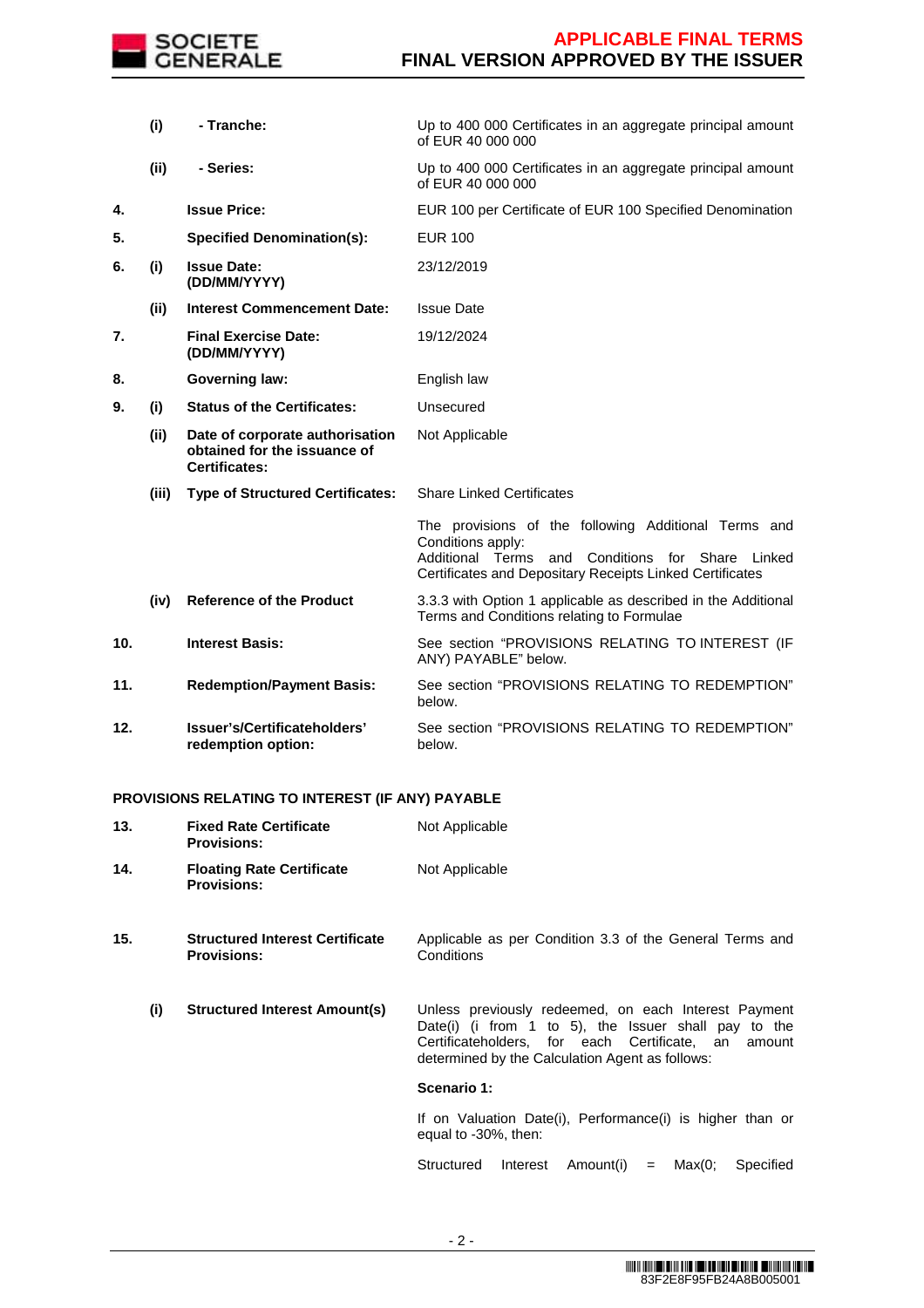| | | | |
|---|---|---|---|
| | (i) | **- Tranche:** | Up to 400 000 Certificates in an aggregate principal amount of EUR 40 000 000 |
| | (ii) | **- Series:** | Up to 400 000 Certificates in an aggregate principal amount of EUR 40 000 000 |
| **4.** | | **Issue Price:** | EUR 100 per Certificate of EUR 100 Specified Denomination |
| **5.** | | **Specified Denomination(s):** | EUR 100 |
| **6.** | **(i)** | **Issue Date: (DD/MM/YYYY)** | 23/12/2019 |
| | **(ii)** | **Interest Commencement Date:** | Issue Date |
| **7.** | | **Final Exercise Date: (DD/MM/YYYY)** | 19/12/2024 |
| **8.** | | **Governing law:** | English law |
| **9.** | **(i)** | **Status of the Certificates:** | Unsecured |
| | **(ii)** | **Date of corporate authorisation obtained for the issuance of Certificates:** | Not Applicable |
| | **(iii)** | **Type of Structured Certificates:** | Share Linked Certificates<br><br>The provisions of the following Additional Terms and Conditions apply:<br>Additional Terms and Conditions for Share Linked Certificates and Depositary Receipts Linked Certificates |
| | **(iv)** | **Reference of the Product** | 3.3.3 with Option 1 applicable as described in the Additional Terms and Conditions relating to Formulae |
| **10.** | | **Interest Basis:** | See section "PROVISIONS RELATING TO INTEREST (IF ANY) PAYABLE" below. |
| **11.** | | **Redemption/Payment Basis:** | See section "PROVISIONS RELATING TO REDEMPTION" below. |
| **12.** | | **Issuer's/Certificateholders' redemption option:** | See section "PROVISIONS RELATING TO REDEMPTION" below. |

**PROVISIONS RELATING TO INTEREST (IF ANY) PAYABLE**

| | | | |
|---|---|---|---|
| **13.** | | **Fixed Rate Certificate Provisions:** | Not Applicable |
| **14.** | | **Floating Rate Certificate Provisions:** | Not Applicable |
| **15.** | | **Structured Interest Certificate Provisions:** | Applicable as per Condition 3.3 of the General Terms and Conditions |
| | **(i)** | **Structured Interest Amount(s)** | Unless previously redeemed, on each Interest Payment Date(i) (i from 1 to 5), the Issuer shall pay to the Certificateholders, for each Certificate, an amount determined by the Calculation Agent as follows:<br><br>**Scenario 1:**<br><br>If on Valuation Date(i), Performance(i) is higher than or equal to -30%, then:<br><br>Structured Interest Amount(i) = Max(0; Specified |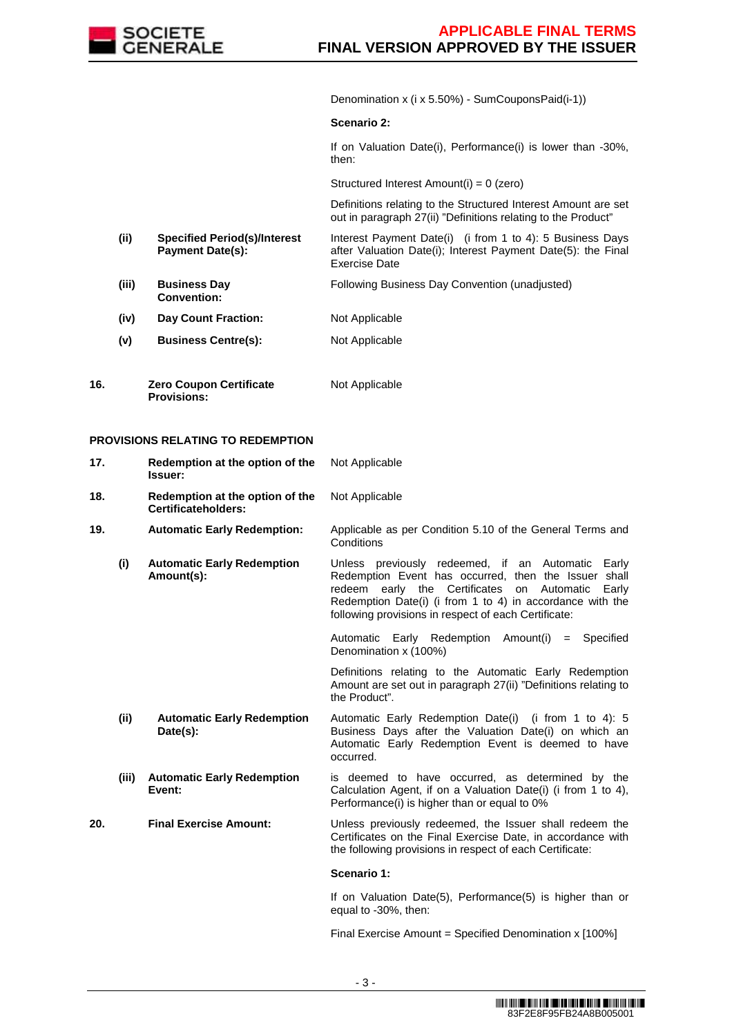| | | | |
|---|---|---|---|
| | | | Denomination x (i x 5.50%) - SumCouponsPaid(i-1)) |
| | | | **Scenario 2:** |
| | | | If on Valuation Date(i), Performance(i) is lower than -30%, then: |
| | | | Structured Interest Amount(i) = 0 (zero) |
| | | | Definitions relating to the Structured Interest Amount are set out in paragraph 27(ii) "Definitions relating to the Product" |
| | **(ii)** | **Specified Period(s)/Interest Payment Date(s):** | Interest Payment Date(i) (i from 1 to 4): 5 Business Days after Valuation Date(i); Interest Payment Date(5): the Final Exercise Date |
| | **(iii)** | **Business Day Convention:** | Following Business Day Convention (unadjusted) |
| | **(iv)** | **Day Count Fraction:** | Not Applicable |
| | **(v)** | **Business Centre(s):** | Not Applicable |
| **16.** | | **Zero Coupon Certificate Provisions:** | Not Applicable |

**PROVISIONS RELATING TO REDEMPTION**

| | | | |
|---|---|---|---|
| **17.** | | **Redemption at the option of the Issuer:** | Not Applicable |
| **18.** | | **Redemption at the option of the Certificateholders:** | Not Applicable |
| **19.** | | **Automatic Early Redemption:** | Applicable as per Condition 5.10 of the General Terms and Conditions |
| | **(i)** | **Automatic Early Redemption Amount(s):** | Unless previously redeemed, if an Automatic Early Redemption Event has occurred, then the Issuer shall redeem early the Certificates on Automatic Early Redemption Date(i) (i from 1 to 4) in accordance with the following provisions in respect of each Certificate: |
| | | | Automatic Early Redemption Amount(i) = Specified Denomination x (100%) |
| | | | Definitions relating to the Automatic Early Redemption Amount are set out in paragraph 27(ii) "Definitions relating to the Product". |
| | **(ii)** | **Automatic Early Redemption Date(s):** | Automatic Early Redemption Date(i) (i from 1 to 4): 5 Business Days after the Valuation Date(i) on which an Automatic Early Redemption Event is deemed to have occurred. |
| | **(iii)** | **Automatic Early Redemption Event:** | is deemed to have occurred, as determined by the Calculation Agent, if on a Valuation Date(i) (i from 1 to 4), Performance(i) is higher than or equal to 0% |
| **20.** | | **Final Exercise Amount:** | Unless previously redeemed, the Issuer shall redeem the Certificates on the Final Exercise Date, in accordance with the following provisions in respect of each Certificate: |
| | | | **Scenario 1:** |
| | | | If on Valuation Date(5), Performance(5) is higher than or equal to -30%, then: |
| | | | Final Exercise Amount = Specified Denomination x [100%] |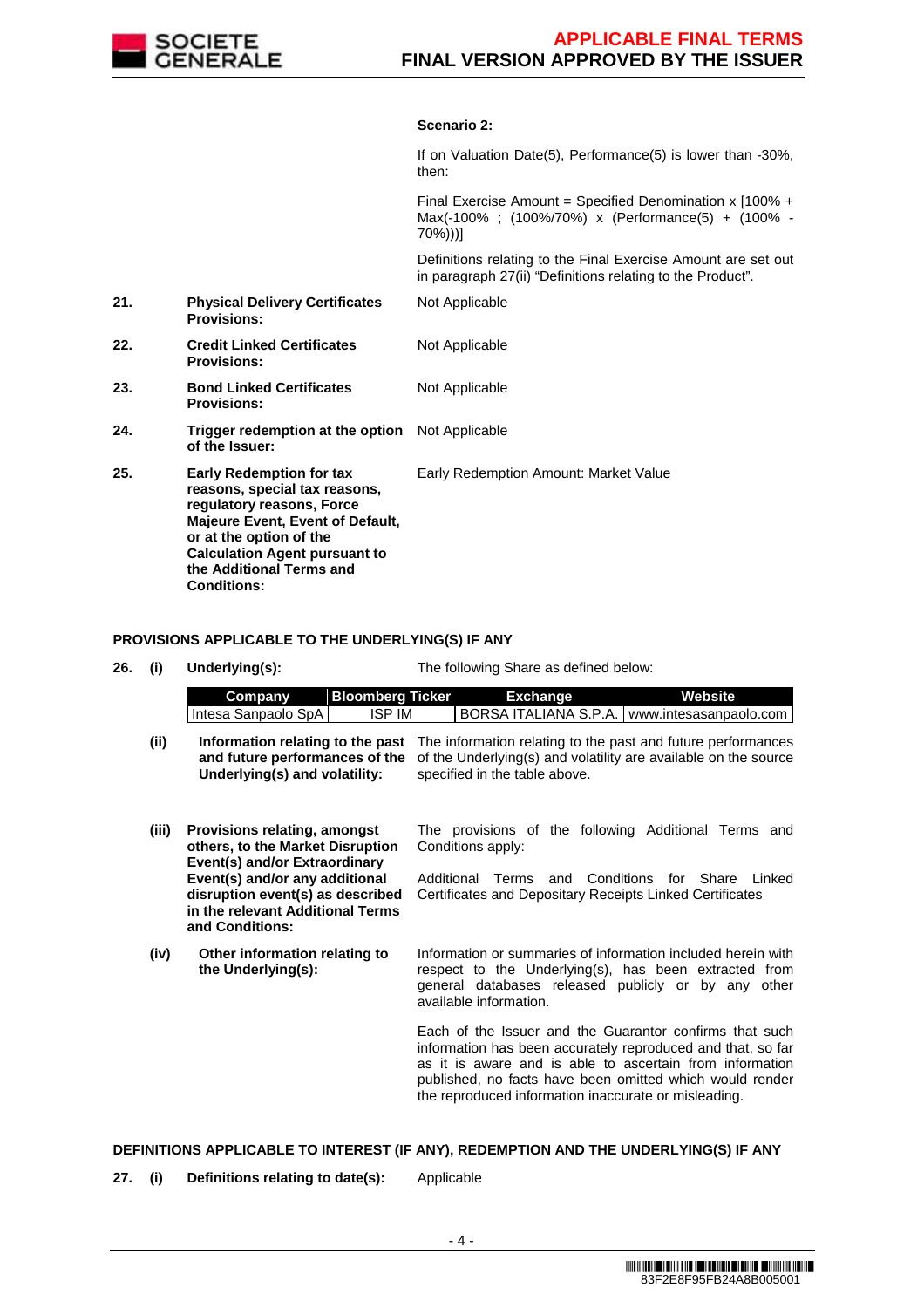**Scenario 2:**

If on Valuation Date(5), Performance(5) is lower than -30%, then:

Final Exercise Amount = Specified Denomination x [100% + Max(-100% ; (100%/70%) x (Performance(5) + (100% - 70%)))]

Definitions relating to the Final Exercise Amount are set out in paragraph 27(ii) "Definitions relating to the Product".

| | | |
|---|---|---|
| **21.** | **Physical Delivery Certificates Provisions:** | Not Applicable |
| **22.** | **Credit Linked Certificates Provisions:** | Not Applicable |
| **23.** | **Bond Linked Certificates Provisions:** | Not Applicable |
| **24.** | **Trigger redemption at the option of the Issuer:** | Not Applicable |
| **25.** | **Early Redemption for tax reasons, special tax reasons, regulatory reasons, Force Majeure Event, Event of Default, or at the option of the Calculation Agent pursuant to the Additional Terms and Conditions:** | Early Redemption Amount: Market Value |

**PROVISIONS APPLICABLE TO THE UNDERLYING(S) IF ANY**

**26. (i) Underlying(s):** The following Share as defined below:

| Company | Bloomberg Ticker | Exchange | Website |
|---|---|---|---|
| Intesa Sanpaolo SpA | ISP IM | BORSA ITALIANA S.P.A. | www.intesasanpaolo.com |

**(ii) Information relating to the past and future performances of the Underlying(s) and volatility:** The information relating to the past and future performances of the Underlying and volatility are available on the source specified in the table above.

**(iii) Provisions relating, amongst others, to the Market Disruption Event(s) and/or Extraordinary Event(s) and/or any additional disruption event(s) as described in the relevant Additional Terms and Conditions:** The provisions of the following Additional Terms and Conditions apply:

Additional Terms and Conditions for Share Linked Certificates and Depositary Receipts Linked Certificates

**(iv) Other information relating to the Underlying(s):** Information or summaries of information included herein with respect to the Underlying(s), has been extracted from general databases released publicly or by any other available information.

Each of the Issuer and the Guarantor confirms that such information has been accurately reproduced and that, so far as it is aware and is able to ascertain from information published, no facts have been omitted which would render the reproduced information inaccurate or misleading.

**DEFINITIONS APPLICABLE TO INTEREST (IF ANY), REDEMPTION AND THE UNDERLYING(S) IF ANY**

**27. (i) Definitions relating to date(s):** Applicable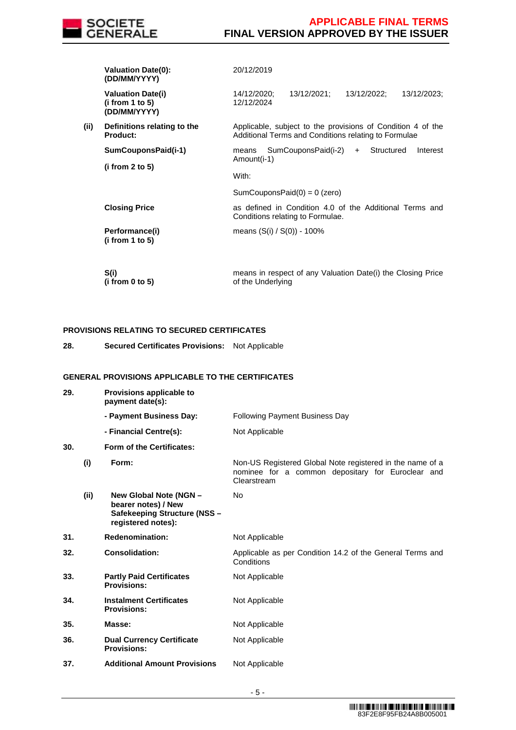| | | |
|---|---|---|
| | **Valuation Date(0): (DD/MM/YYYY)** | 20/12/2019 |
| | **Valuation Date(i) (i from 1 to 5) (DD/MM/YYYY)** | 14/12/2020; 13/12/2021; 13/12/2022; 13/12/2023; 12/12/2024 |
| **(ii)** | **Definitions relating to the Product:** | Applicable, subject to the provisions of Condition 4 of the Additional Terms and Conditions relating to Formulae |
| | **SumCouponsPaid(i-1)** **(i from 2 to 5)** | means SumCouponsPaid(i-2) + Structured Interest Amount(i-1) With: SumCouponsPaid(0) = 0 (zero) |
| | **Closing Price** | as defined in Condition 4.0 of the Additional Terms and Conditions relating to Formulae. |
| | **Performance(i) (i from 1 to 5)** | means (S(i) / S(0)) - 100% |
| | **S(i) (i from 0 to 5)** | means in respect of any Valuation Date(i) the Closing Price of the Underlying |

**PROVISIONS RELATING TO SECURED CERTIFICATES**

| | | |
|---|---|---|
| **28.** | **Secured Certificates Provisions:** | Not Applicable |

**GENERAL PROVISIONS APPLICABLE TO THE CERTIFICATES**

| | | | |
|---|---|---|---|
| **29.** | | **Provisions applicable to payment date(s):** | |
| | | **- Payment Business Day:** | Following Payment Business Day |
| | | **- Financial Centre(s):** | Not Applicable |
| **30.** | | **Form of the Certificates:** | |
| | **(i)** | **Form:** | Non-US Registered Global Note registered in the name of a nominee for a common depositary for Euroclear and Clearstream |
| | **(ii)** | **New Global Note (NGN – bearer notes) / New Safekeeping Structure (NSS – registered notes):** | No |
| **31.** | | **Redenomination:** | Not Applicable |
| **32.** | | **Consolidation:** | Applicable as per Condition 14.2 of the General Terms and Conditions |
| **33.** | | **Partly Paid Certificates Provisions:** | Not Applicable |
| **34.** | | **Instalment Certificates Provisions:** | Not Applicable |
| **35.** | | **Masse:** | Not Applicable |
| **36.** | | **Dual Currency Certificate Provisions:** | Not Applicable |
| **37.** | | **Additional Amount Provisions** | Not Applicable |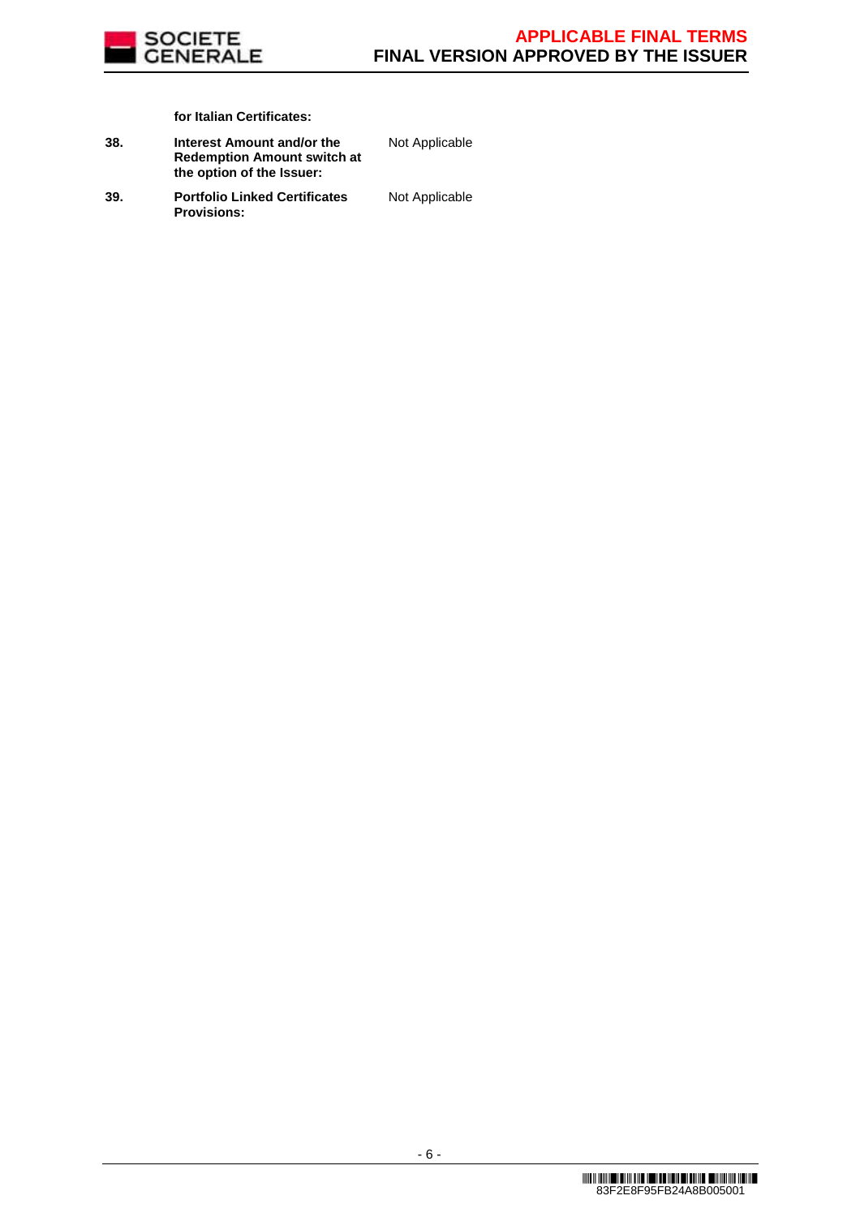**for Italian Certificates:**

| | | |
|---|---|---|
| **38.** | **Interest Amount and/or the Redemption Amount switch at the option of the Issuer:** | Not Applicable |
| **39.** | **Portfolio Linked Certificates Provisions:** | Not Applicable |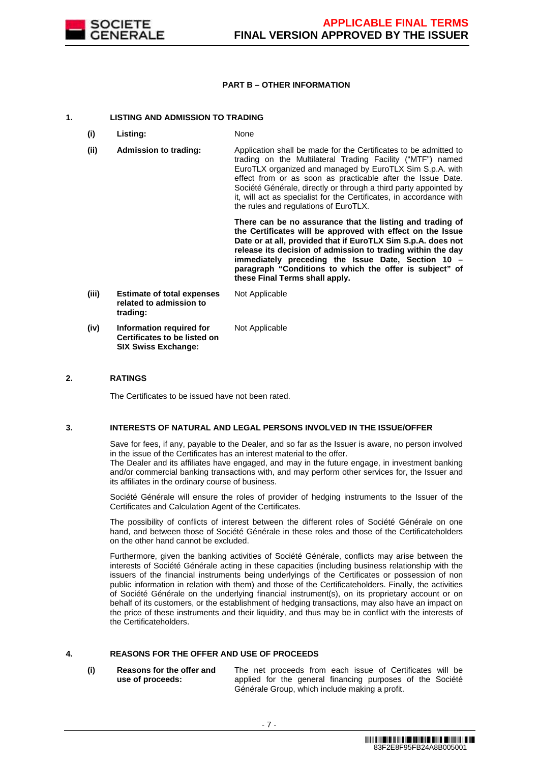## PART B – OTHER INFORMATION

### 1. LISTING AND ADMISSION TO TRADING

| | | |
|---|---|---|
| **(i)** | **Listing:** | None |
| **(ii)** | **Admission to trading:** | Application shall be made for the Certificates to be admitted to trading on the Multilateral Trading Facility ("MTF") named EuroTLX organized and managed by EuroTLX Sim S.p.A. with effect from or as soon as practicable after the Issue Date. Société Générale, directly or through a third party appointed by it, will act as specialist for the Certificates, in accordance with the rules and regulations of EuroTLX.<br><br>**There can be no assurance that the listing and trading of the Certificates will be approved with effect on the Issue Date or at all, provided that if EuroTLX Sim S.p.A. does not release its decision of admission to trading within the day immediately preceding the Issue Date, Section 10 – paragraph "Conditions to which the offer is subject" of these Final Terms shall apply.** |
| **(iii)** | **Estimate of total expenses related to admission to trading:** | Not Applicable |
| **(iv)** | **Information required for Certificates to be listed on SIX Swiss Exchange:** | Not Applicable |

### 2. RATINGS

The Certificates to be issued have not been rated.

### 3. INTERESTS OF NATURAL AND LEGAL PERSONS INVOLVED IN THE ISSUE/OFFER

Save for fees, if any, payable to the Dealer, and so far as the Issuer is aware, no person involved in the issue of the Certificates has an interest material to the offer.
The Dealer and its affiliates have engaged, and may in the future engage, in investment banking and/or commercial banking transactions with, and may perform other services for, the Issuer and its affiliates in the ordinary course of business.

Société Générale will ensure the roles of provider of hedging instruments to the Issuer of the Certificates and Calculation Agent of the Certificates.

The possibility of conflicts of interest between the different roles of Société Générale on one hand, and between those of Société Générale in these roles and those of the Certificateholders on the other hand cannot be excluded.

Furthermore, given the banking activities of Société Générale, conflicts may arise between the interests of Société Générale acting in these capacities (including business relationship with the issuers of the financial instruments being underlyings of the Certificates or possession of non public information in relation with them) and those of the Certificateholders. Finally, the activities of Société Générale on the underlying financial instrument(s), on its proprietary account or on behalf of its customers, or the establishment of hedging transactions, may also have an impact on the price of these instruments and their liquidity, and thus may be in conflict with the interests of the Certificateholders.

### 4. REASONS FOR THE OFFER AND USE OF PROCEEDS

| | | |
|---|---|---|
| **(i)** | **Reasons for the offer and use of proceeds:** | The net proceeds from each issue of Certificates will be applied for the general financing purposes of the Société Générale Group, which include making a profit. |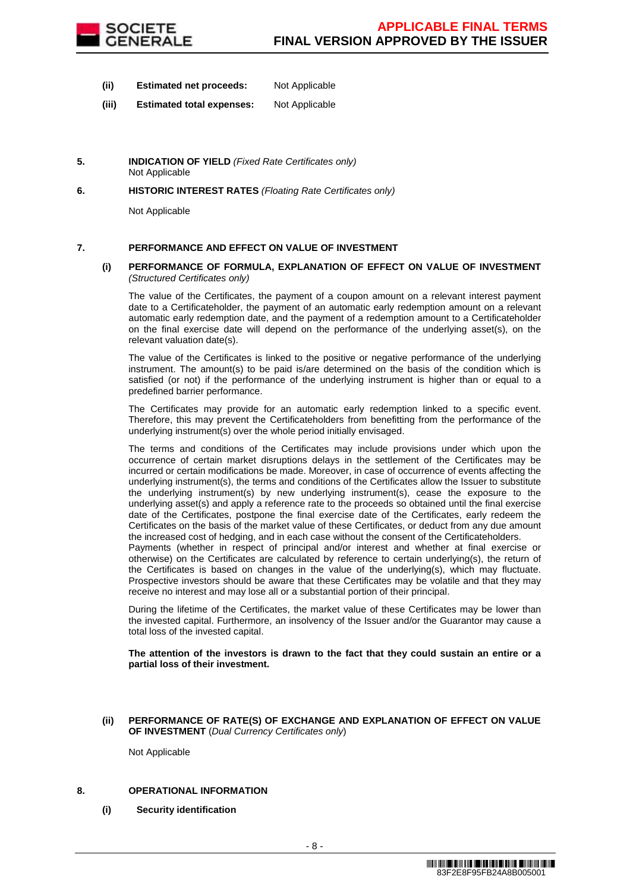**(ii) Estimated net proceeds:** Not Applicable

**(iii) Estimated total expenses:** Not Applicable

**5. INDICATION OF YIELD** *(Fixed Rate Certificates only)*

Not Applicable

**6. HISTORIC INTEREST RATES** *(Floating Rate Certificates only)*

Not Applicable

**7. PERFORMANCE AND EFFECT ON VALUE OF INVESTMENT**

**(i) PERFORMANCE OF FORMULA, EXPLANATION OF EFFECT ON VALUE OF INVESTMENT** *(Structured Certificates only)*

The value of the Certificates, the payment of a coupon amount on a relevant interest payment date to a Certificateholder, the payment of an automatic early redemption amount on a relevant automatic early redemption date, and the payment of a redemption amount to a Certificateholder on the final exercise date will depend on the performance of the underlying asset(s), on the relevant valuation date(s).

The value of the Certificates is linked to the positive or negative performance of the underlying instrument. The amount(s) to be paid is/are determined on the basis of the condition which is satisfied (or not) if the performance of the underlying instrument is higher than or equal to a predefined barrier performance.

The Certificates may provide for an automatic early redemption linked to a specific event. Therefore, this may prevent the Certificateholders from benefitting from the performance of the underlying instrument(s) over the whole period initially envisaged.

The terms and conditions of the Certificates may include provisions under which upon the occurrence of certain market disruptions delays in the settlement of the Certificates may be incurred or certain modifications be made. Moreover, in case of occurrence of events affecting the underlying instrument(s), the terms and conditions of the Certificates allow the Issuer to substitute the underlying instrument(s) by new underlying instrument(s), cease the exposure to the underlying asset(s) and apply a reference rate to the proceeds so obtained until the final exercise date of the Certificates, postpone the final exercise date of the Certificates, early redeem the Certificates on the basis of the market value of these Certificates, or deduct from any due amount the increased cost of hedging, and in each case without the consent of the Certificateholders.
Payments (whether in respect of principal and/or interest and whether at final exercise or otherwise) on the Certificates are calculated by reference to certain underlying(s), the return of the Certificates is based on changes in the value of the underlying(s), which may fluctuate. Prospective investors should be aware that these Certificates may be volatile and that they may receive no interest and may lose all or a substantial portion of their principal.

During the lifetime of the Certificates, the market value of these Certificates may be lower than the invested capital. Furthermore, an insolvency of the Issuer and/or the Guarantor may cause a total loss of the invested capital.

**The attention of the investors is drawn to the fact that they could sustain an entire or a partial loss of their investment.**

**(ii) PERFORMANCE OF RATE(S) OF EXCHANGE AND EXPLANATION OF EFFECT ON VALUE OF INVESTMENT** (*Dual Currency Certificates only*)

Not Applicable

**8. OPERATIONAL INFORMATION**

**(i) Security identification**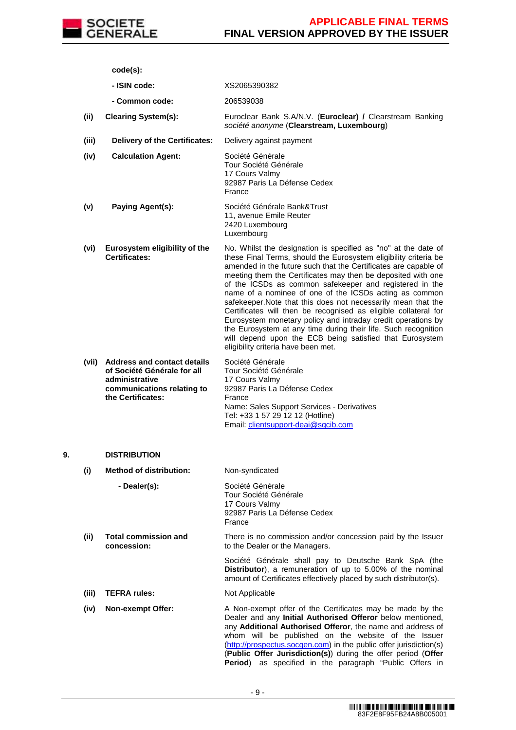| | | |
|---|---|---|
| | **code(s):** | |
| | **- ISIN code:** | XS2065390382 |
| | **- Common code:** | 206539038 |
| **(ii)** | **Clearing System(s):** | Euroclear Bank S.A/N.V. (**Euroclear) /** Clearstream Banking *société anonyme* (**Clearstream, Luxembourg**) |
| **(iii)** | **Delivery of the Certificates:** | Delivery against payment |
| **(iv)** | **Calculation Agent:** | Société Générale<br>Tour Société Générale<br>17 Cours Valmy<br>92987 Paris La Défense Cedex<br>France |
| **(v)** | **Paying Agent(s):** | Société Générale Bank&Trust<br>11, avenue Emile Reuter<br>2420 Luxembourg<br>Luxembourg |
| **(vi)** | **Eurosystem eligibility of the Certificates:** | No. Whilst the designation is specified as "no" at the date of these Final Terms, should the Eurosystem eligibility criteria be amended in the future such that the Certificates are capable of meeting them the Certificates may then be deposited with one of the ICSDs as common safekeeper and registered in the name of a nominee of one of the ICSDs acting as common safekeeper.Note that this does not necessarily mean that the Certificates will then be recognised as eligible collateral for Eurosystem monetary policy and intraday credit operations by the Eurosystem at any time during their life. Such recognition will depend upon the ECB being satisfied that Eurosystem eligibility criteria have been met. |
| **(vii)** | **Address and contact details of Société Générale for all administrative communications relating to the Certificates:** | Société Générale<br>Tour Société Générale<br>17 Cours Valmy<br>92987 Paris La Défense Cedex<br>France<br>Name: Sales Support Services - Derivatives<br>Tel: +33 1 57 29 12 12 (Hotline)<br>Email: clientsupport-deai@sgcib.com |

**9. DISTRIBUTION**

| | | |
|---|---|---|
| **(i)** | **Method of distribution:** | Non-syndicated |
| | **- Dealer(s):** | Société Générale<br>Tour Société Générale<br>17 Cours Valmy<br>92987 Paris La Défense Cedex<br>France |
| **(ii)** | **Total commission and concession:** | There is no commission and/or concession paid by the Issuer to the Dealer or the Managers.<br><br>Société Générale shall pay to Deutsche Bank SpA (the **Distributor**), a remuneration of up to 5.00% of the nominal amount of Certificates effectively placed by such distributor(s). |
| **(iii)** | **TEFRA rules:** | Not Applicable |
| **(iv)** | **Non-exempt Offer:** | A Non-exempt offer of the Certificates may be made by the Dealer and any **Initial Authorised Offeror** below mentioned, any **Additional Authorised Offeror**, the name and address of whom will be published on the website of the Issuer (http://prospectus.socgen.com) in the public offer jurisdiction(s) (**Public Offer Jurisdiction(s)**) during the offer period (**Offer Period**) as specified in the paragraph "Public Offers in |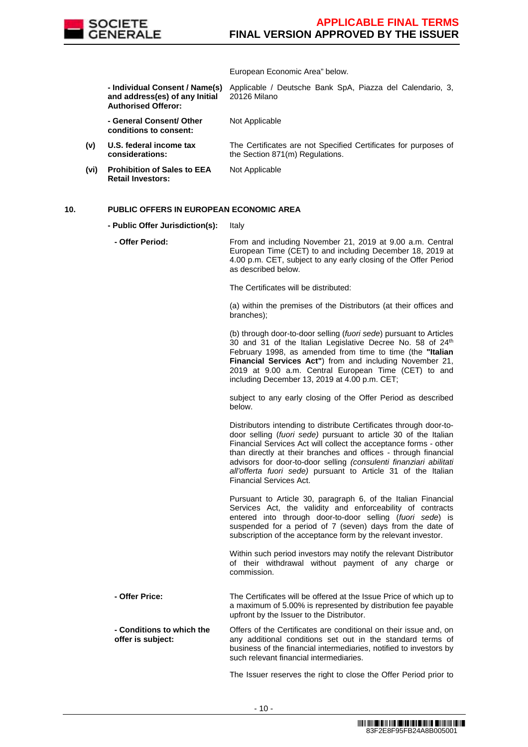European Economic Area" below.

| | | |
|---|---|---|
| | **- Individual Consent / Name(s) and address(es) of any Initial Authorised Offeror:** | Applicable / Deutsche Bank SpA, Piazza del Calendario, 3, 20126 Milano |
| | **- General Consent/ Other conditions to consent:** | Not Applicable |
| **(v)** | **U.S. federal income tax considerations:** | The Certificates are not Specified Certificates for purposes of the Section 871(m) Regulations. |
| **(vi)** | **Prohibition of Sales to EEA Retail Investors:** | Not Applicable |

**10. PUBLIC OFFERS IN EUROPEAN ECONOMIC AREA**

**- Public Offer Jurisdiction(s):** Italy

**- Offer Period:**

From and including November 21, 2019 at 9.00 a.m. Central European Time (CET) to and including December 18, 2019 at 4.00 p.m. CET, subject to any early closing of the Offer Period as described below.

The Certificates will be distributed:

(a) within the premises of the Distributors (at their offices and branches);

(b) through door-to-door selling (*fuori sede*) pursuant to Articles 30 and 31 of the Italian Legislative Decree No. 58 of 24th February 1998, as amended from time to time (the **"Italian Financial Services Act"**) from and including November 21, 2019 at 9.00 a.m. Central European Time (CET) to and including December 13, 2019 at 4.00 p.m. CET;

subject to any early closing of the Offer Period as described below.

Distributors intending to distribute Certificates through door-to-door selling (*fuori sede)* pursuant to article 30 of the Italian Financial Services Act will collect the acceptance forms - other than directly at their branches and offices - through financial advisors for door-to-door selling *(consulenti finanziari abilitati all'offerta fuori sede)* pursuant to Article 31 of the Italian Financial Services Act.

Pursuant to Article 30, paragraph 6, of the Italian Financial Services Act, the validity and enforceability of contracts entered into through door-to-door selling (*fuori sede*) is suspended for a period of 7 (seven) days from the date of subscription of the acceptance form by the relevant investor.

Within such period investors may notify the relevant Distributor of their withdrawal without payment of any charge or commission.

**- Offer Price:**

The Certificates will be offered at the Issue Price of which up to a maximum of 5.00% is represented by distribution fee payable upfront by the Issuer to the Distributor.

**- Conditions to which the offer is subject:**

Offers of the Certificates are conditional on their issue and, on any additional conditions set out in the standard terms of business of the financial intermediaries, notified to investors by such relevant financial intermediaries.

The Issuer reserves the right to close the Offer Period prior to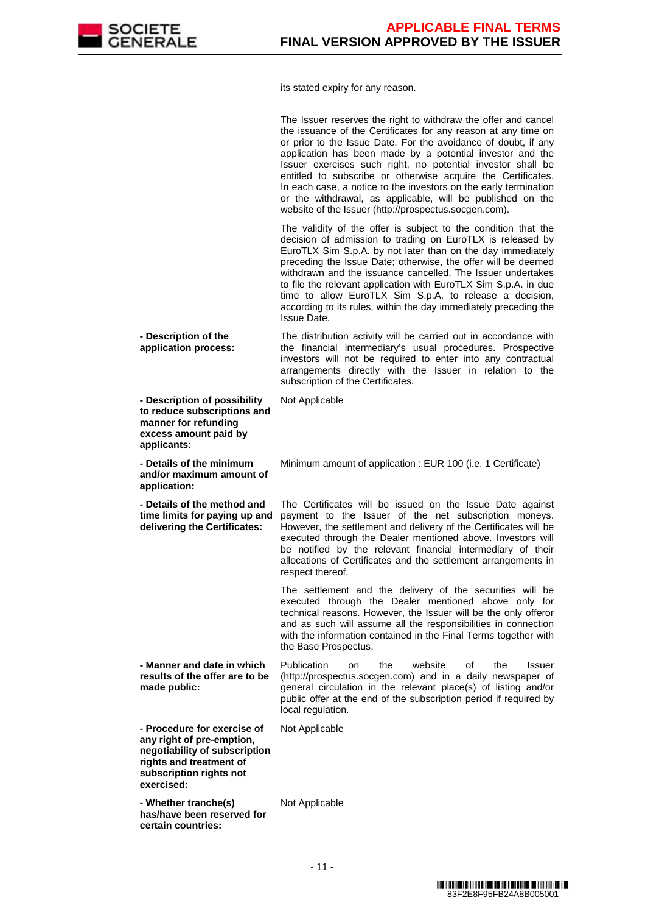| | |
|---|---|
| | its stated expiry for any reason. |
| | The Issuer reserves the right to withdraw the offer and cancel the issuance of the Certificates for any reason at any time on or prior to the Issue Date. For the avoidance of doubt, if any application has been made by a potential investor and the Issuer exercises such right, no potential investor shall be entitled to subscribe or otherwise acquire the Certificates. In each case, a notice to the investors on the early termination or the withdrawal, as applicable, will be published on the website of the Issuer (http://prospectus.socgen.com). |
| | The validity of the offer is subject to the condition that the decision of admission to trading on EuroTLX is released by EuroTLX Sim S.p.A. by not later than on the day immediately preceding the Issue Date; otherwise, the offer will be deemed withdrawn and the issuance cancelled. The Issuer undertakes to file the relevant application with EuroTLX Sim S.p.A. in due time to allow EuroTLX Sim S.p.A. to release a decision, according to its rules, within the day immediately preceding the Issue Date. |
| **- Description of the application process:** | The distribution activity will be carried out in accordance with the financial intermediary's usual procedures. Prospective investors will not be required to enter into any contractual arrangements directly with the Issuer in relation to the subscription of the Certificates. |
| **- Description of possibility to reduce subscriptions and manner for refunding excess amount paid by applicants:** | Not Applicable |
| **- Details of the minimum and/or maximum amount of application:** | Minimum amount of application : EUR 100 (i.e. 1 Certificate) |
| **- Details of the method and time limits for paying up and delivering the Certificates:** | The Certificates will be issued on the Issue Date against payment to the Issuer of the net subscription moneys. However, the settlement and delivery of the Certificates will be executed through the Dealer mentioned above. Investors will be notified by the relevant financial intermediary of their allocations of Certificates and the settlement arrangements in respect thereof. |
| | The settlement and the delivery of the securities will be executed through the Dealer mentioned above only for technical reasons. However, the Issuer will be the only offeror and as such will assume all the responsibilities in connection with the information contained in the Final Terms together with the Base Prospectus. |
| **- Manner and date in which results of the offer are to be made public:** | Publication on the website of the Issuer (http://prospectus.socgen.com) and in a daily newspaper of general circulation in the relevant place(s) of listing and/or public offer at the end of the subscription period if required by local regulation. |
| **- Procedure for exercise of any right of pre-emption, negotiability of subscription rights and treatment of subscription rights not exercised:** | Not Applicable |
| **- Whether tranche(s) has/have been reserved for certain countries:** | Not Applicable |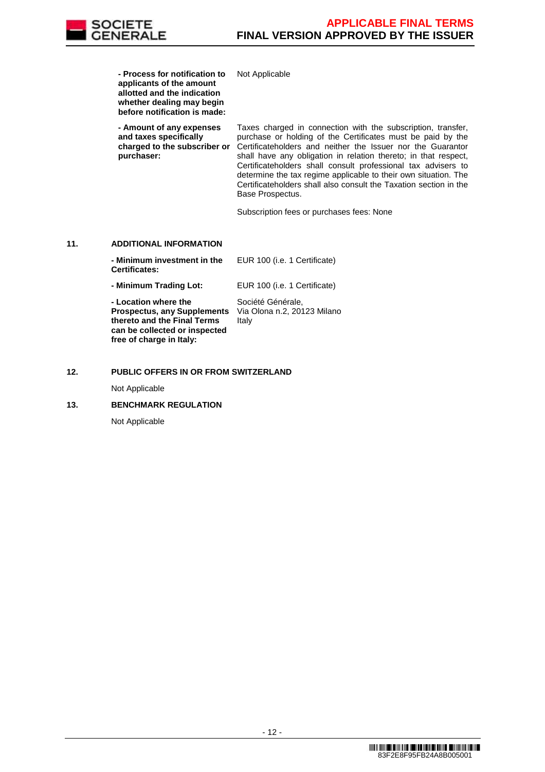| | |
|---|---|
| **- Process for notification to applicants of the amount allotted and the indication whether dealing may begin before notification is made:** | Not Applicable |
| **- Amount of any expenses and taxes specifically charged to the subscriber or purchaser:** | Taxes charged in connection with the subscription, transfer, purchase or holding of the Certificates must be paid by the Certificateholders and neither the Issuer nor the Guarantor shall have any obligation in relation thereto; in that respect, Certificateholders shall consult professional tax advisers to determine the tax regime applicable to their own situation. The Certificateholders shall also consult the Taxation section in the Base Prospectus.<br><br>Subscription fees or purchases fees: None |

**11. ADDITIONAL INFORMATION**

| | |
|---|---|
| **- Minimum investment in the Certificates:** | EUR 100 (i.e. 1 Certificate) |
| **- Minimum Trading Lot:** | EUR 100 (i.e. 1 Certificate) |
| **- Location where the Prospectus, any Supplements thereto and the Final Terms can be collected or inspected free of charge in Italy:** | Société Générale,<br>Via Olona n.2, 20123 Milano<br>Italy |

**12. PUBLIC OFFERS IN OR FROM SWITZERLAND**

Not Applicable

**13. BENCHMARK REGULATION**

Not Applicable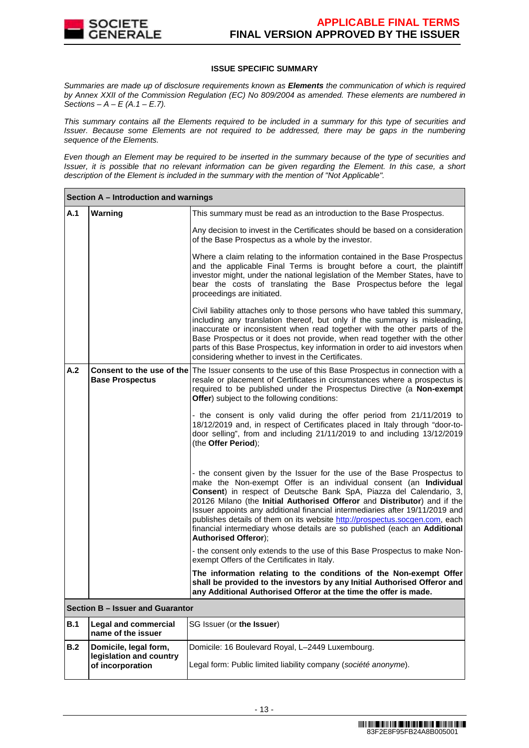**ISSUE SPECIFIC SUMMARY**

*Summaries are made up of disclosure requirements known as **Elements** the communication of which is required by Annex XXII of the Commission Regulation (EC) No 809/2004 as amended. These elements are numbered in Sections – A – E (A.1 – E.7).*

*This summary contains all the Elements required to be included in a summary for this type of securities and Issuer. Because some Elements are not required to be addressed, there may be gaps in the numbering sequence of the Elements.*

*Even though an Element may be required to be inserted in the summary because of the type of securities and Issuer, it is possible that no relevant information can be given regarding the Element. In this case, a short description of the Element is included in the summary with the mention of "Not Applicable".*

| **Section A – Introduction and warnings** | | |
|---|---|---|
| **A.1** | **Warning** | This summary must be read as an introduction to the Base Prospectus.<br><br>Any decision to invest in the Certificates should be based on a consideration of the Base Prospectus as a whole by the investor.<br><br>Where a claim relating to the information contained in the Base Prospectus and the applicable Final Terms is brought before a court, the plaintiff investor might, under the national legislation of the Member States, have to bear the costs of translating the Base Prospectus before the legal proceedings are initiated.<br><br>Civil liability attaches only to those persons who have tabled this summary, including any translation thereof, but only if the summary is misleading, inaccurate or inconsistent when read together with the other parts of the Base Prospectus or it does not provide, when read together with the other parts of this Base Prospectus, key information in order to aid investors when considering whether to invest in the Certificates. |
| **A.2** | **Consent to the use of the Base Prospectus** | The Issuer consents to the use of this Base Prospectus in connection with a resale or placement of Certificates in circumstances where a prospectus is required to be published under the Prospectus Directive (a **Non-exempt Offer**) subject to the following conditions:<br><br>- the consent is only valid during the offer period from 21/11/2019 to 18/12/2019 and, in respect of Certificates placed in Italy through "door-to-door selling", from and including 21/11/2019 to and including 13/12/2019 (the **Offer Period**);<br><br>- the consent given by the Issuer for the use of the Base Prospectus to make the Non-exempt Offer is an individual consent (an **Individual Consent**) in respect of Deutsche Bank SpA, Piazza del Calendario, 3, 20126 Milano (the **Initial Authorised Offeror** and **Distributor**) and if the Issuer appoints any additional financial intermediaries after 19/11/2019 and publishes details of them on its website http://prospectus.socgen.com, each financial intermediary whose details are so published (each an **Additional Authorised Offeror**);<br><br>- the consent only extends to the use of this Base Prospectus to make Non-exempt Offers of the Certificates in Italy.<br><br>**The information relating to the conditions of the Non-exempt Offer shall be provided to the investors by any Initial Authorised Offeror and any Additional Authorised Offeror at the time the offer is made.** |
| **Section B – Issuer and Guarantor** | | |
| **B.1** | **Legal and commercial name of the issuer** | SG Issuer (or **the Issuer**) |
| **B.2** | **Domicile, legal form, legislation and country of incorporation** | Domicile: 16 Boulevard Royal, L–2449 Luxembourg.<br><br>Legal form: Public limited liability company (*société anonyme*). |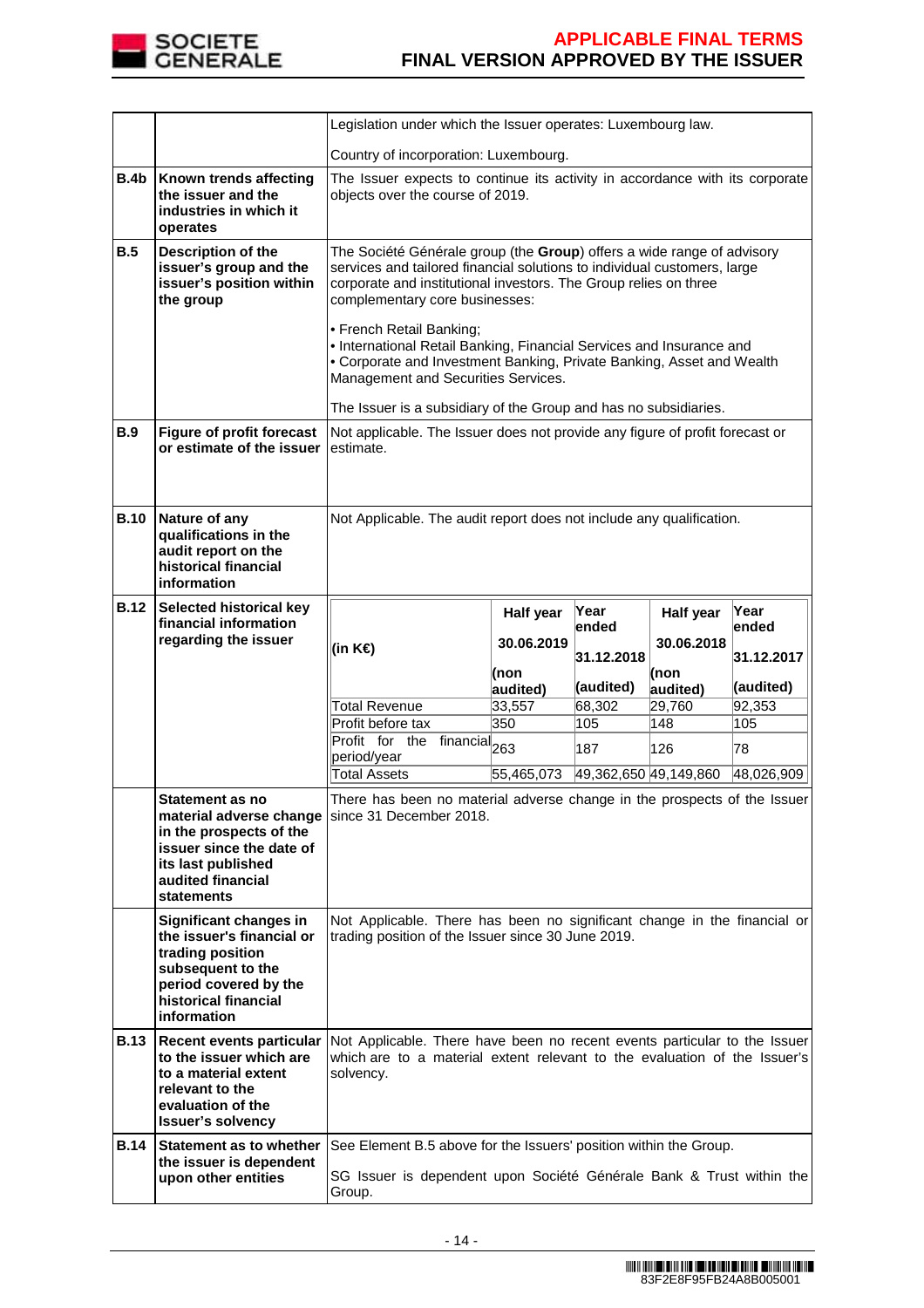| | | |
|---|---|---|
| | | Legislation under which the Issuer operates: Luxembourg law.<br><br>Country of incorporation: Luxembourg. |
| **B.4b** | **Known trends affecting the issuer and the industries in which it operates** | The Issuer expects to continue its activity in accordance with its corporate objects over the course of 2019. |
| **B.5** | **Description of the issuer's group and the issuer's position within the group** | The Société Générale group (the **Group**) offers a wide range of advisory services and tailored financial solutions to individual customers, large corporate and institutional investors. The Group relies on three complementary core businesses:<br><br>• French Retail Banking;<br>• International Retail Banking, Financial Services and Insurance and<br>• Corporate and Investment Banking, Private Banking, Asset and Wealth Management and Securities Services.<br><br>The Issuer is a subsidiary of the Group and has no subsidiaries. |
| **B.9** | **Figure of profit forecast or estimate of the issuer** | Not applicable. The Issuer does not provide any figure of profit forecast or estimate. |
| **B.10** | **Nature of any qualifications in the audit report on the historical financial information** | Not Applicable. The audit report does not include any qualification. |
| **B.12** | **Selected historical key financial information regarding the issuer** | See table below |
| | **Statement as no material adverse change in the prospects of the issuer since the date of its last published audited financial statements** | There has been no material adverse change in the prospects of the Issuer since 31 December 2018. |
| | **Significant changes in the issuer's financial or trading position subsequent to the period covered by the historical financial information** | Not Applicable. There has been no significant change in the financial or trading position of the Issuer since 30 June 2019. |
| **B.13** | **Recent events particular to the issuer which are to a material extent relevant to the evaluation of Issuer's solvency** | Not Applicable. There have been no recent events particular to the Issuer which are to a material extent relevant to the evaluation of the Issuer's solvency. |
| **B.14** | **Statement as to whether the issuer is dependent upon other entities** | See Element B.5 above for the Issuers' position within the Group.<br><br>SG Issuer is dependent upon Société Générale Bank & Trust within the Group. |

B.12 – Selected historical key financial information regarding the issuer:

| (in K€) | Half year 30.06.2019 (non audited) | Year ended 31.12.2018 (audited) | Half year 30.06.2018 (non audited) | Year ended 31.12.2017 (audited) |
|---|---|---|---|---|
| Total Revenue | 33,557 | 68,302 | 29,760 | 92,353 |
| Profit before tax | 350 | 105 | 148 | 105 |
| Profit for the financial period/year | 263 | 187 | 126 | 78 |
| Total Assets | 55,465,073 | 49,362,650 | 49,149,860 | 48,026,909 |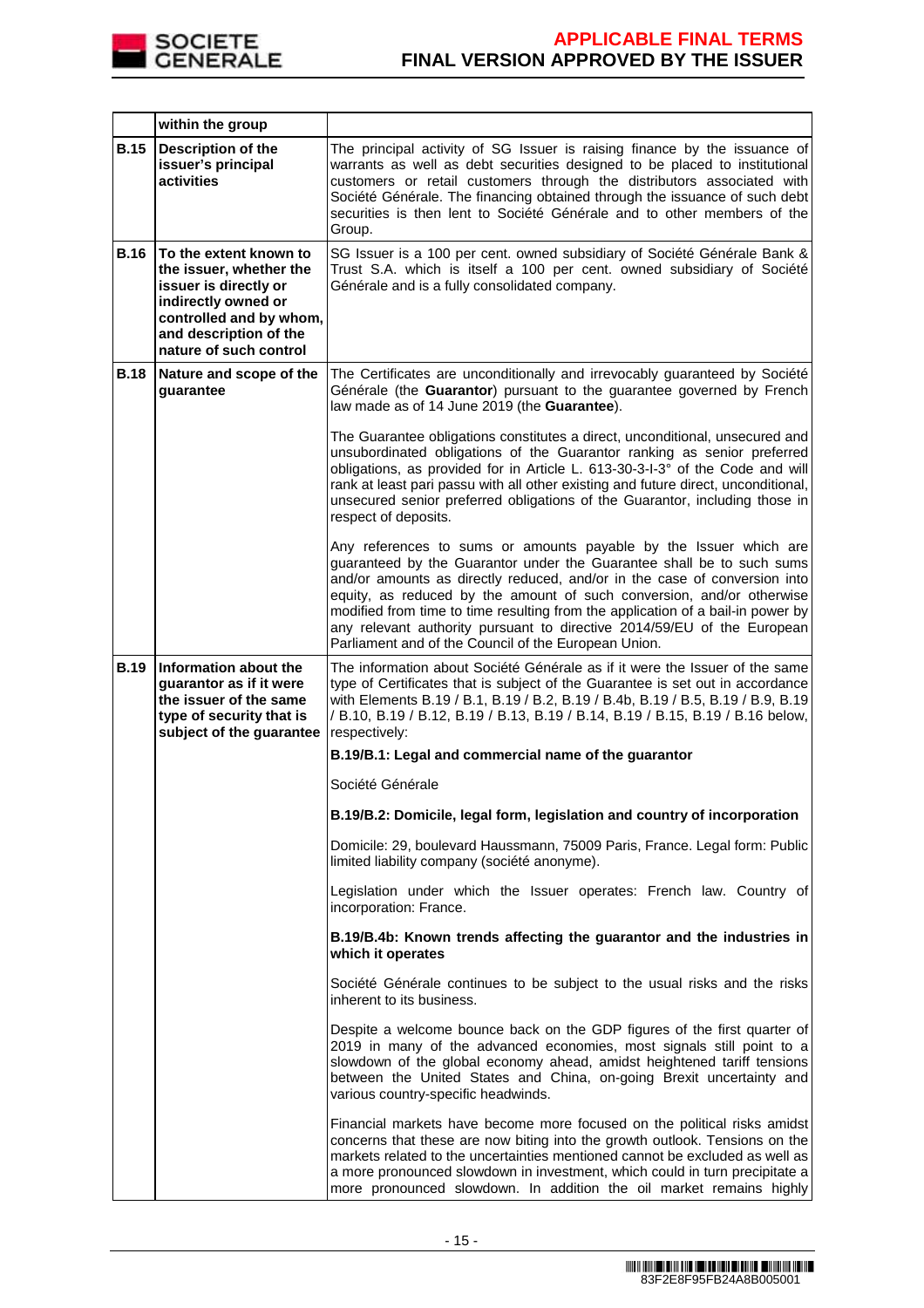| | within the group | |
|---|---|---|
| **B.15** | **Description of the issuer's principal activities** | The principal activity of SG Issuer is raising finance by the issuance of warrants as well as debt securities designed to be placed to institutional customers or retail customers through the distributors associated with Société Générale. The financing obtained through the issuance of such debt securities is then lent to Société Générale and to other members of the Group. |
| **B.16** | **To the extent known to the issuer, whether the issuer is directly or indirectly owned or controlled and by whom, and description of the nature of such control** | SG Issuer is a 100 per cent. owned subsidiary of Société Générale Bank & Trust S.A. which is itself a 100 per cent. owned subsidiary of Société Générale and is a fully consolidated company. |
| **B.18** | **Nature and scope of the guarantee** | The Certificates are unconditionally and irrevocably guaranteed by Société Générale (the **Guarantor**) pursuant to the guarantee governed by French law made as of 14 June 2019 (the **Guarantee**).<br><br>The Guarantee obligations constitutes a direct, unconditional, unsecured and unsubordinated obligations of the Guarantor ranking as senior preferred obligations, as provided for in Article L. 613-30-3-I-3° of the Code and will rank at least pari passu with all other existing and future direct, unconditional, unsecured senior preferred obligations of the Guarantor, including those in respect of deposits.<br><br>Any references to sums or amounts payable by the Issuer which are guaranteed by the Guarantor under the Guarantee shall be to such sums and/or amounts as directly reduced, and/or in the case of conversion into equity, as reduced by the amount of such conversion, and/or otherwise modified from time to time resulting from the application of a bail-in power by any relevant authority pursuant to directive 2014/59/EU of the European Parliament and of the Council of the European Union. |
| **B.19** | **Information about the guarantor as if it were the issuer of the same type of security that is subject of the guarantee** | The information about Société Générale as if it were the Issuer of the same type of Certificates that is subject of the Guarantee is set out in accordance with Elements B.19 / B.1, B.19 / B.2, B.19 / B.4b, B.19 / B.5, B.19 / B.9, B.19 / B.10, B.19 / B.12, B.19 / B.13, B.19 / B.14, B.19 / B.15, B.19 / B.16 below, respectively:<br><br>**B.19/B.1: Legal and commercial name of the guarantor**<br><br>Société Générale<br><br>**B.19/B.2: Domicile, legal form, legislation and country of incorporation**<br><br>Domicile: 29, boulevard Haussmann, 75009 Paris, France. Legal form: Public limited liability company (société anonyme).<br><br>Legislation under which the Issuer operates: French law. Country of incorporation: France.<br><br>**B.19/B.4b: Known trends affecting the guarantor and the industries in which it operates**<br><br>Société Générale continues to be subject to the usual risks and the risks inherent to its business.<br><br>Despite a welcome bounce back on the GDP figures of the first quarter of 2019 in many of the advanced economies, most signals still point to a slowdown of the global economy ahead, amidst heightened tariff tensions between the United States and China, on-going Brexit uncertainty and various country-specific headwinds.<br><br>Financial markets have become more focused on the political risks amidst concerns that these are now biting into the growth outlook. Tensions on the markets related to the uncertainties mentioned cannot be excluded as well as a more pronounced slowdown in investment, which could in turn precipitate a more pronounced slowdown. In addition the oil market remains highly |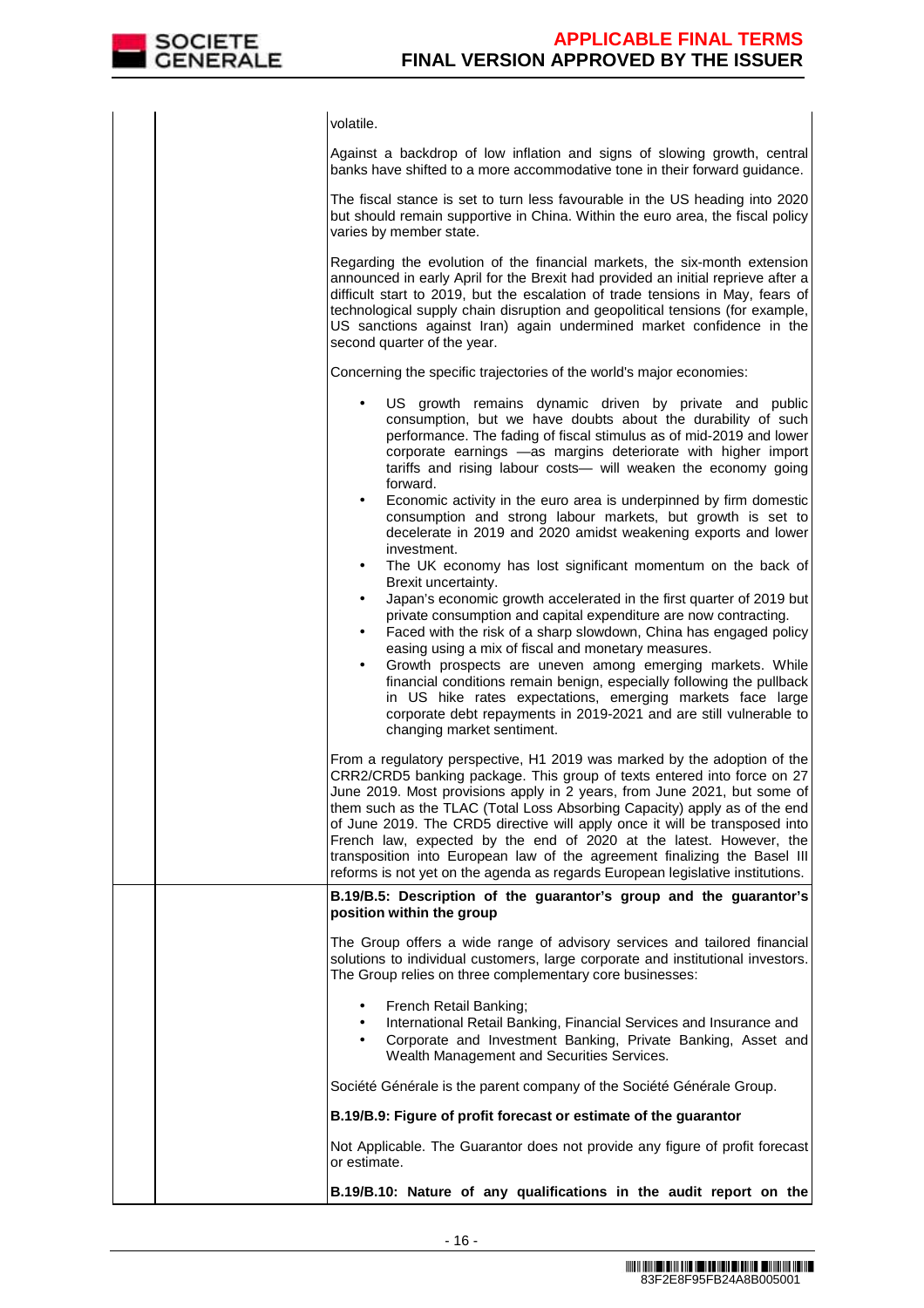volatile.

Against a backdrop of low inflation and signs of slowing growth, central banks have shifted to a more accommodative tone in their forward guidance.

The fiscal stance is set to turn less favourable in the US heading into 2020 but should remain supportive in China. Within the euro area, the fiscal policy varies by member state.

Regarding the evolution of the financial markets, the six-month extension announced in early April for the Brexit had provided an initial reprieve after a difficult start to 2019, but the escalation of trade tensions in May, fears of technological supply chain disruption and geopolitical tensions (for example, US sanctions against Iran) again undermined market confidence in the second quarter of the year.

Concerning the specific trajectories of the world's major economies:

- US growth remains dynamic driven by private and public consumption, but we have doubts about the durability of such performance. The fading of fiscal stimulus as of mid-2019 and lower corporate earnings —as margins deteriorate with higher import tariffs and rising labour costs— will weaken the economy going forward.
- Economic activity in the euro area is underpinned by firm domestic consumption and strong labour markets, but growth is set to decelerate in 2019 and 2020 amidst weakening exports and lower investment.
- The UK economy has lost significant momentum on the back of Brexit uncertainty.
- Japan's economic growth accelerated in the first quarter of 2019 but private consumption and capital expenditure are now contracting.
- Faced with the risk of a sharp slowdown, China has engaged policy easing using a mix of fiscal and monetary measures.
- Growth prospects are uneven among emerging markets. While financial conditions remain benign, especially following the pullback in US hike rates expectations, emerging markets face large corporate debt repayments in 2019-2021 and are still vulnerable to changing market sentiment.

From a regulatory perspective, H1 2019 was marked by the adoption of the CRR2/CRD5 banking package. This group of texts entered into force on 27 June 2019. Most provisions apply in 2 years, from June 2021, but some of them such as the TLAC (Total Loss Absorbing Capacity) apply as of the end of June 2019. The CRD5 directive will apply once it will be transposed into French law, expected by the end of 2020 at the latest. However, the transposition into European law of the agreement finalizing the Basel III reforms is not yet on the agenda as regards European legislative institutions.

**B.19/B.5: Description of the guarantor's group and the guarantor's position within the group**

The Group offers a wide range of advisory services and tailored financial solutions to individual customers, large corporate and institutional investors. The Group relies on three complementary core businesses:

- French Retail Banking;
- International Retail Banking, Financial Services and Insurance and
- Corporate and Investment Banking, Private Banking, Asset and Wealth Management and Securities Services.

Société Générale is the parent company of the Société Générale Group.

**B.19/B.9: Figure of profit forecast or estimate of the guarantor**

Not Applicable. The Guarantor does not provide any figure of profit forecast or estimate.

**B.19/B.10: Nature of any qualifications in the audit report on the**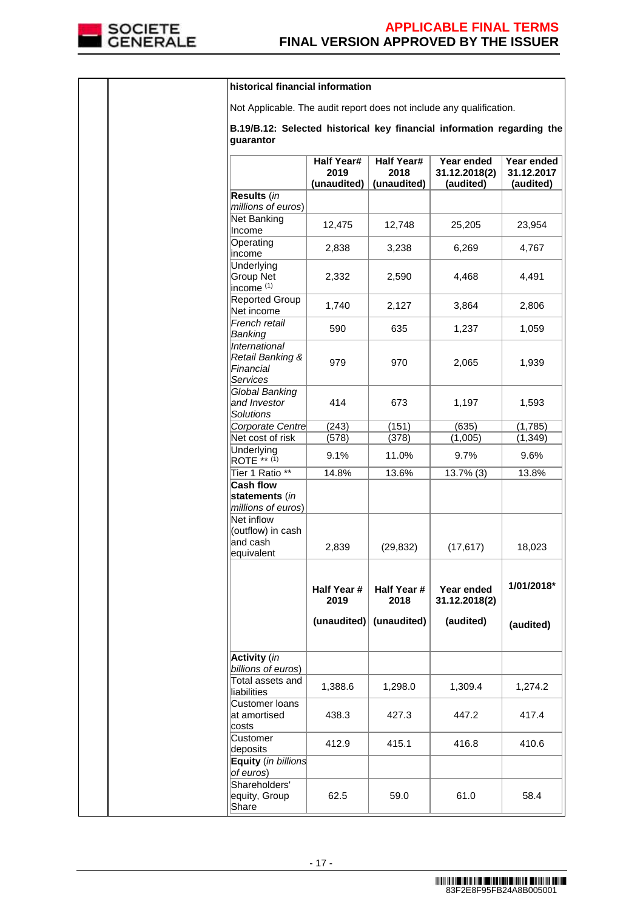**historical financial information**

Not Applicable. The audit report does not include any qualification.

**B.19/B.12: Selected historical key financial information regarding the guarantor**

| | Half Year# 2019 (unaudited) | Half Year# 2018 (unaudited) | Year ended 31.12.2018(2) (audited) | Year ended 31.12.2017 (audited) |
|---|---|---|---|---|
| **Results** (*in millions of euros*) | | | | |
| Net Banking Income | 12,475 | 12,748 | 25,205 | 23,954 |
| Operating income | 2,838 | 3,238 | 6,269 | 4,767 |
| Underlying Group Net income [(1)] | 2,332 | 2,590 | 4,468 | 4,491 |
| Reported Group Net income | 1,740 | 2,127 | 3,864 | 2,806 |
| *French retail Banking* | 590 | 635 | 1,237 | 1,059 |
| *International Retail Banking & Financial Services* | 979 | 970 | 2,065 | 1,939 |
| *Global Banking and Investor Solutions* | 414 | 673 | 1,197 | 1,593 |
| *Corporate Centre* | (243) | (151) | (635) | (1,785) |
| Net cost of risk | (578) | (378) | (1,005) | (1,349) |
| Underlying ROTE ** [(1)] | 9.1% | 11.0% | 9.7% | 9.6% |
| Tier 1 Ratio ** | 14.8% | 13.6% | 13.7% (3) | 13.8% |
| **Cash flow statements** (*in millions of euros*) | | | | |
| Net inflow (outflow) in cash and cash equivalent | 2,839 | (29,832) | (17,617) | 18,023 |
| | **Half Year # 2019** **(unaudited)** | **Half Year # 2018** **(unaudited)** | **Year ended 31.12.2018(2)** **(audited)** | **1/01/2018*** **(audited)** |
| **Activity** (*in billions of euros*) | | | | |
| Total assets and liabilities | 1,388.6 | 1,298.0 | 1,309.4 | 1,274.2 |
| Customer loans at amortised costs | 438.3 | 427.3 | 447.2 | 417.4 |
| Customer deposits | 412.9 | 415.1 | 416.8 | 410.6 |
| **Equity** (*in billions of euros*) | | | | |
| Shareholders' equity, Group Share | 62.5 | 59.0 | 61.0 | 58.4 |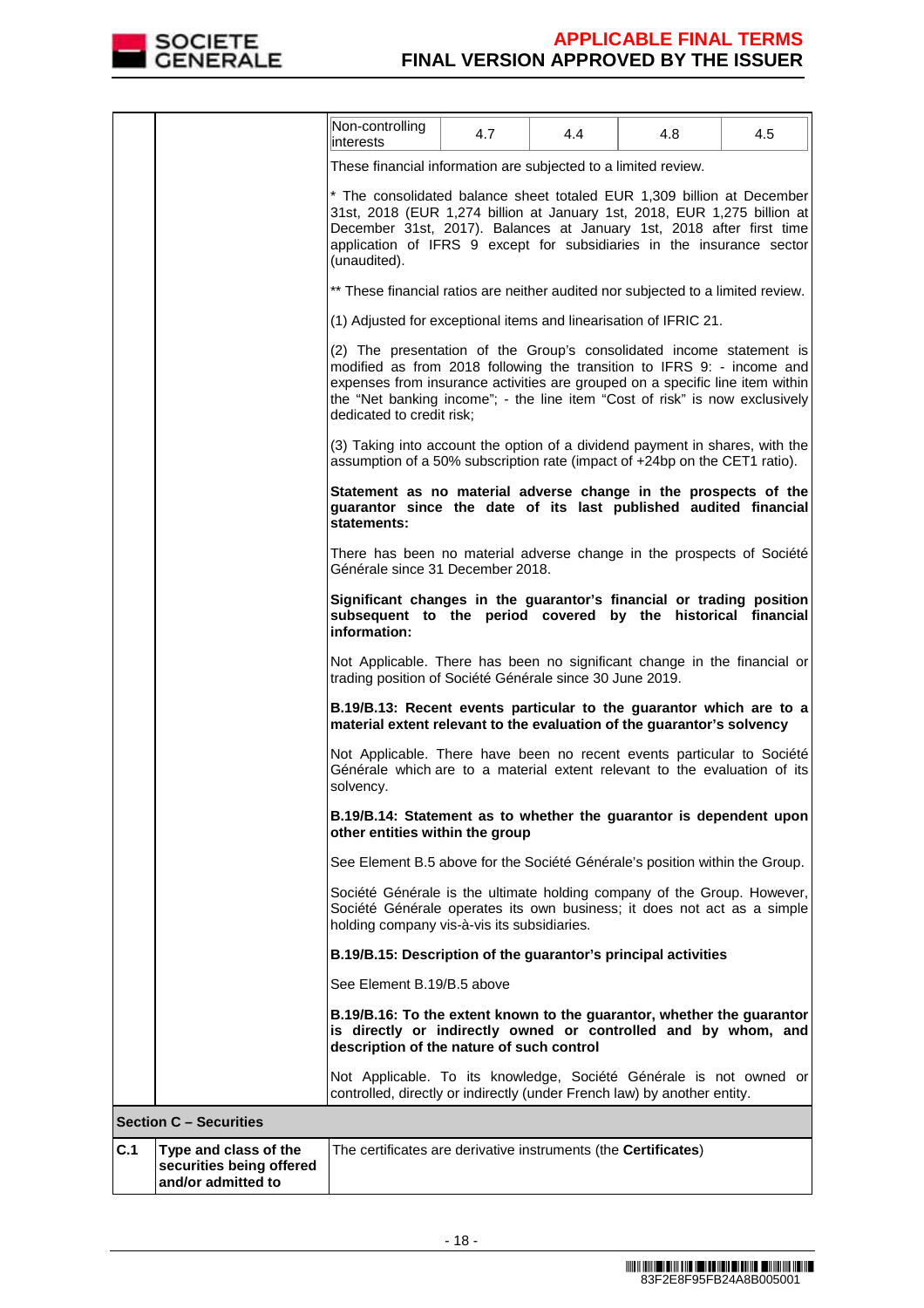| Non-controlling interests | 4.7 | 4.4 | 4.8 | 4.5 |
|---|---|---|---|---|

These financial information are subjected to a limited review.

* The consolidated balance sheet totaled EUR 1,309 billion at December 31st, 2018 (EUR 1,274 billion at January 1st, 2018, EUR 1,275 billion at December 31st, 2017). Balances at January 1st, 2018 after first time application of IFRS 9 except for subsidiaries in the insurance sector (unaudited).

** These financial ratios are neither audited nor subjected to a limited review.

(1) Adjusted for exceptional items and linearisation of IFRIC 21.

(2) The presentation of the Group's consolidated income statement is modified as from 2018 following the transition to IFRS 9: - income and expenses from insurance activities are grouped on a specific line item within the "Net banking income"; - the line item "Cost of risk" is now exclusively dedicated to credit risk;

(3) Taking into account the option of a dividend payment in shares, with the assumption of a 50% subscription rate (impact of +24bp on the CET1 ratio).

**Statement as no material adverse change in the prospects of the guarantor since the date of its last published audited financial statements:**

There has been no material adverse change in the prospects of Société Générale since 31 December 2018.

**Significant changes in the guarantor's financial or trading position subsequent to the period covered by the historical financial information:**

Not Applicable. There has been no significant change in the financial or trading position of Société Générale since 30 June 2019.

**B.19/B.13: Recent events particular to the guarantor which are to a material extent relevant to the evaluation of the guarantor's solvency**

Not Applicable. There have been no recent events particular to Société Générale which are to a material extent relevant to the evaluation of its solvency.

**B.19/B.14: Statement as to whether the guarantor is dependent upon other entities within the group**

See Element B.5 above for the Société Générale's position within the Group.

Société Générale is the ultimate holding company of the Group. However, Société Générale operates its own business; it does not act as a simple holding company vis-à-vis its subsidiaries.

**B.19/B.15: Description of the guarantor's principal activities**

See Element B.19/B.5 above

**B.19/B.16: To the extent known to the guarantor, whether the guarantor is directly or indirectly owned or controlled and by whom, and description of the nature of such control**

Not Applicable. To its knowledge, Société Générale is not owned or controlled, directly or indirectly (under French law) by another entity.

**Section C – Securities**

| | | |
|---|---|---|
| **C.1** | **Type and class of the securities being offered and/or admitted to** | The certificates are derivative instruments (the **Certificates**) |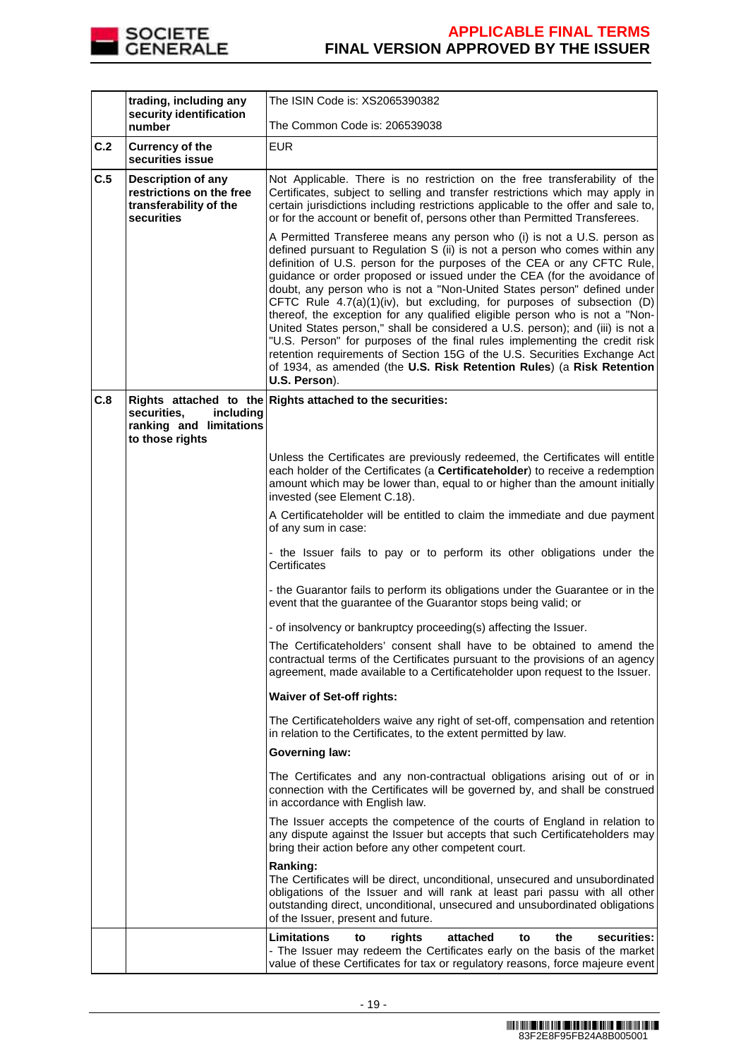| | | |
|---|---|---|
| | **trading, including any security identification number** | The ISIN Code is: XS2065390382<br><br>The Common Code is: 206539038 |
| **C.2** | **Currency of the securities issue** | EUR |
| **C.5** | **Description of any restrictions on the free transferability of the securities** | Not Applicable. There is no restriction on the free transferability of the Certificates, subject to selling and transfer restrictions which may apply in certain jurisdictions including restrictions applicable to the offer and sale to, or for the account or benefit of, persons other than Permitted Transferees.<br><br>A Permitted Transferee means any person who (i) is not a U.S. person as defined pursuant to Regulation S (ii) is not a person who comes within any definition of U.S. person for the purposes of the CEA or any CFTC Rule, guidance or order proposed or issued under the CEA (for the avoidance of doubt, any person who is not a "Non-United States person" defined under CFTC Rule 4.7(a)(1)(iv), but excluding, for purposes of subsection (D) thereof, the exception for any qualified eligible person who is not a "Non-United States person," shall be considered a U.S. person); and (iii) is not a "U.S. Person" for purposes of the final rules implementing the credit risk retention requirements of Section 15G of the U.S. Securities Exchange Act of 1934, as amended (the **U.S. Risk Retention Rules**) (a **Risk Retention U.S. Person**). |
| **C.8** | **Rights attached to the securities, including ranking and limitations to those rights** | **Rights attached to the securities:**<br><br>Unless the Certificates are previously redeemed, the Certificates will entitle each holder of the Certificates (a **Certificateholder**) to receive a redemption amount which may be lower than, equal to or higher than the amount initially invested (see Element C.18).<br><br>A Certificateholder will be entitled to claim the immediate and due payment of any sum in case:<br><br>- the Issuer fails to pay or to perform its other obligations under the Certificates<br><br>- the Guarantor fails to perform its obligations under the Guarantee or in the event that the guarantee of the Guarantor stops being valid; or<br><br>- of insolvency or bankruptcy proceeding(s) affecting the Issuer.<br><br>The Certificateholders' consent shall have to be obtained to amend the contractual terms of the Certificates pursuant to the provisions of an agency agreement, made available to a Certificateholder upon request to the Issuer.<br><br>**Waiver of Set-off rights:**<br><br>The Certificateholders waive any right of set-off, compensation and retention in relation to the Certificates, to the extent permitted by law.<br><br>**Governing law:**<br><br>The Certificates and any non-contractual obligations arising out of or in connection with the Certificates will be governed by, and shall be construed in accordance with English law.<br><br>The Issuer accepts the competence of the courts of England in relation to any dispute against the Issuer but accepts that such Certificateholders may bring their action before any other competent court.<br><br>**Ranking:**<br>The Certificates will be direct, unconditional, unsecured and unsubordinated obligations of the Issuer and will rank at least pari passu with all other outstanding direct, unconditional, unsecured and unsubordinated obligations of the Issuer, present and future. |
| | | **Limitations to rights attached to the securities:**<br>- The Issuer may redeem the Certificates early on the basis of the market value of these Certificates for tax or regulatory reasons, force majeure event |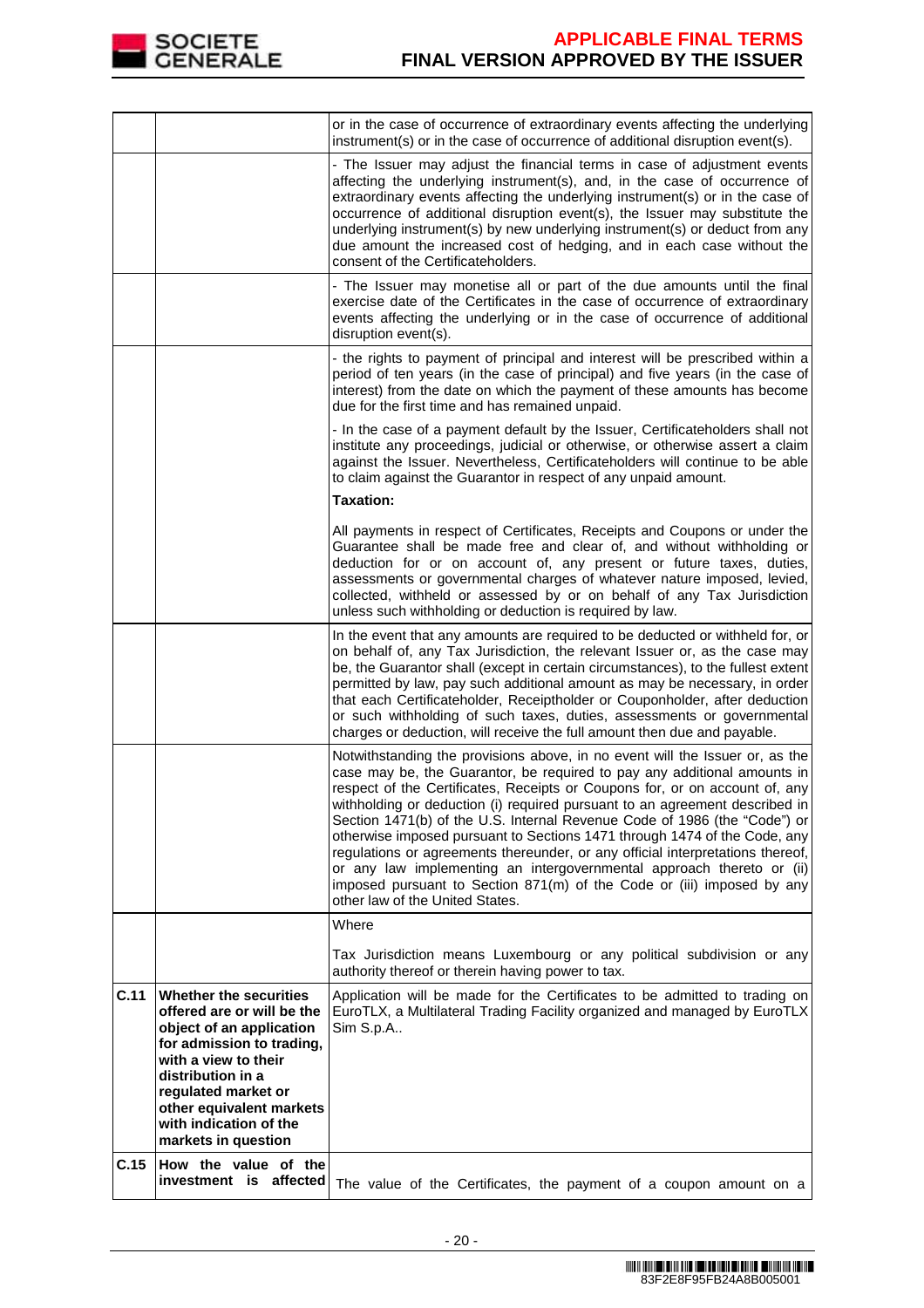| | | |
|---|---|---|
| | | or in the case of occurrence of extraordinary events affecting the underlying instrument(s) or in the case of occurrence of additional disruption event(s). |
| | | - The Issuer may adjust the financial terms in case of adjustment events affecting the underlying instrument(s), and, in the case of occurrence of extraordinary events affecting the underlying instrument(s) or in the case of occurrence of additional disruption event(s), the Issuer may substitute the underlying instrument(s) by new underlying instrument(s) or deduct from any due amount the increased cost of hedging, and in each case without the consent of the Certificateholders. |
| | | - The Issuer may monetise all or part of the due amounts until the final exercise date of the Certificates in the case of occurrence of extraordinary events affecting the underlying or in the case of occurrence of additional disruption event(s). |
| | | - the rights to payment of principal and interest will be prescribed within a period of ten years (in the case of principal) and five years (in the case of interest) from the date on which the payment of these amounts has become due for the first time and has remained unpaid.<br><br>- In the case of a payment default by the Issuer, Certificateholders shall not institute any proceedings, judicial or otherwise, or otherwise assert a claim against the Issuer. Nevertheless, Certificateholders will continue to be able to claim against the Guarantor in respect of any unpaid amount.<br><br>**Taxation:**<br><br>All payments in respect of Certificates, Receipts and Coupons or under the Guarantee shall be made free and clear of, and without withholding or deduction for or on account of, any present or future taxes, duties, assessments or governmental charges of whatever nature imposed, levied, collected, withheld or assessed by or on behalf of any Tax Jurisdiction unless such withholding or deduction is required by law. |
| | | In the event that any amounts are required to be deducted or withheld for, or on behalf of, any Tax Jurisdiction, the relevant Issuer or, as the case may be, the Guarantor shall (except in certain circumstances), to the fullest extent permitted by law, pay such additional amount as may be necessary, in order that each Certificateholder, Receiptholder or Couponholder, after deduction or such withholding of such taxes, duties, assessments or governmental charges or deduction, will receive the full amount then due and payable. |
| | | Notwithstanding the provisions above, in no event will the Issuer or, as the case may be, the Guarantor, be required to pay any additional amounts in respect of the Certificates, Receipts or Coupons for, or on account of, any withholding or deduction (i) required pursuant to an agreement described in Section 1471(b) of the U.S. Internal Revenue Code of 1986 (the "Code") or otherwise imposed pursuant to Sections 1471 through 1474 of the Code, any regulations or agreements thereunder, or any official interpretations thereof, or any law implementing an intergovernmental approach thereto or (ii) imposed pursuant to Section 871(m) of the Code or (iii) imposed by any other law of the United States. |
| | | Where<br><br>Tax Jurisdiction means Luxembourg or any political subdivision or any authority thereof or therein having power to tax. |
| **C.11** | **Whether the securities offered are or will be the object of an application for admission to trading, with a view to their distribution in a regulated market or other equivalent markets with indication of the markets in question** | Application will be made for the Certificates to be admitted to trading on EuroTLX, a Multilateral Trading Facility organized and managed by EuroTLX Sim S.p.A.. |
| **C.15** | **How the value of the investment is affected** | The value of the Certificates, the payment of a coupon amount on a |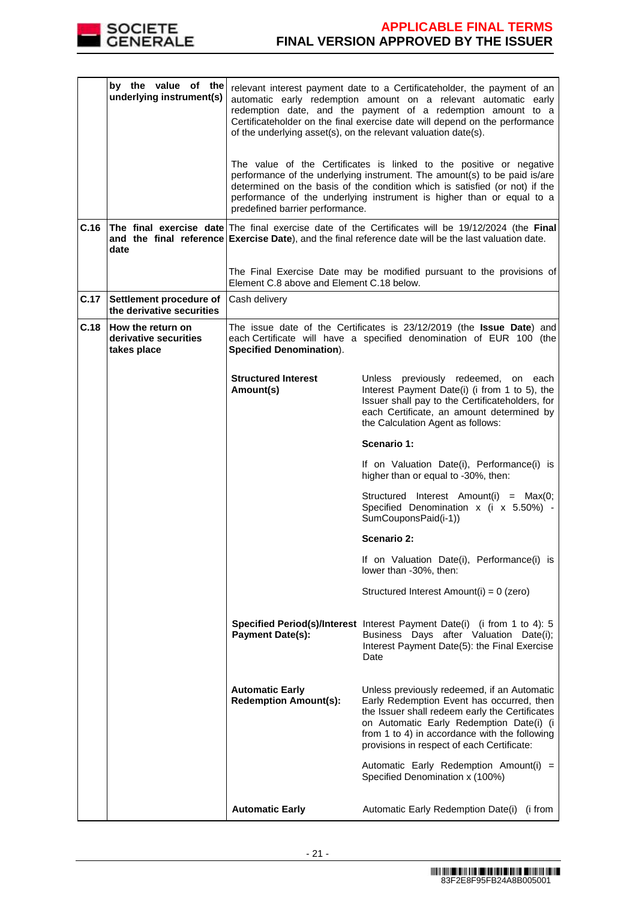| | | |
|---|---|---|
| | by the value of the underlying instrument(s) | relevant interest payment date to a Certificateholder, the payment of an automatic early redemption amount on a relevant automatic early redemption date, and the payment of a redemption amount to a Certificateholder on the final exercise date will depend on the performance of the underlying asset(s), on the relevant valuation date(s).<br><br>The value of the Certificates is linked to the positive or negative performance of the underlying instrument. The amount(s) to be paid is/are determined on the basis of the condition which is satisfied (or not) if the performance of the underlying instrument is higher than or equal to a predefined barrier performance. |
| **C.16** | **The final exercise date and the final reference date** | The final exercise date of the Certificates will be 19/12/2024 (the **Final Exercise Date**), and the final reference date will be the last valuation date.<br><br>The Final Exercise Date may be modified pursuant to the provisions of Element C.8 above and Element C.18 below. |
| **C.17** | **Settlement procedure of the derivative securities** | Cash delivery |
| **C.18** | **How the return on derivative securities takes place** | The issue date of the Certificates is 23/12/2019 (the **Issue Date**) and each Certificate will have a specified denomination of EUR 100 (the **Specified Denomination**).<br><br>**Structured Interest Amount(s)**: Unless previously redeemed, on each Interest Payment Date(i) (i from 1 to 5), the Issuer shall pay to the Certificateholders, for each Certificate, an amount determined by the Calculation Agent as follows:<br><br>**Scenario 1:**<br><br>If on Valuation Date(i), Performance(i) is higher than or equal to -30%, then:<br><br>Structured Interest Amount(i) = Max(0; Specified Denomination x (i x 5.50%) - SumCouponsPaid(i-1))<br><br>**Scenario 2:**<br><br>If on Valuation Date(i), Performance(i) is lower than -30%, then:<br><br>Structured Interest Amount(i) = 0 (zero)<br><br>**Specified Period(s)/Interest Payment Date(s):** Interest Payment Date(i) (i from 1 to 4): 5 Business Days after Valuation Date(i); Interest Payment Date(5): the Final Exercise Date<br><br>**Automatic Early Redemption Amount(s):** Unless previously redeemed, if an Automatic Early Redemption Event has occurred, then the Issuer shall redeem early the Certificates on Automatic Early Redemption Date(i) (i from 1 to 4) in accordance with the following provisions in respect of each Certificate:<br><br>Automatic Early Redemption Amount(i) = Specified Denomination x (100%)<br><br>**Automatic Early** Automatic Early Redemption Date(i) (i from |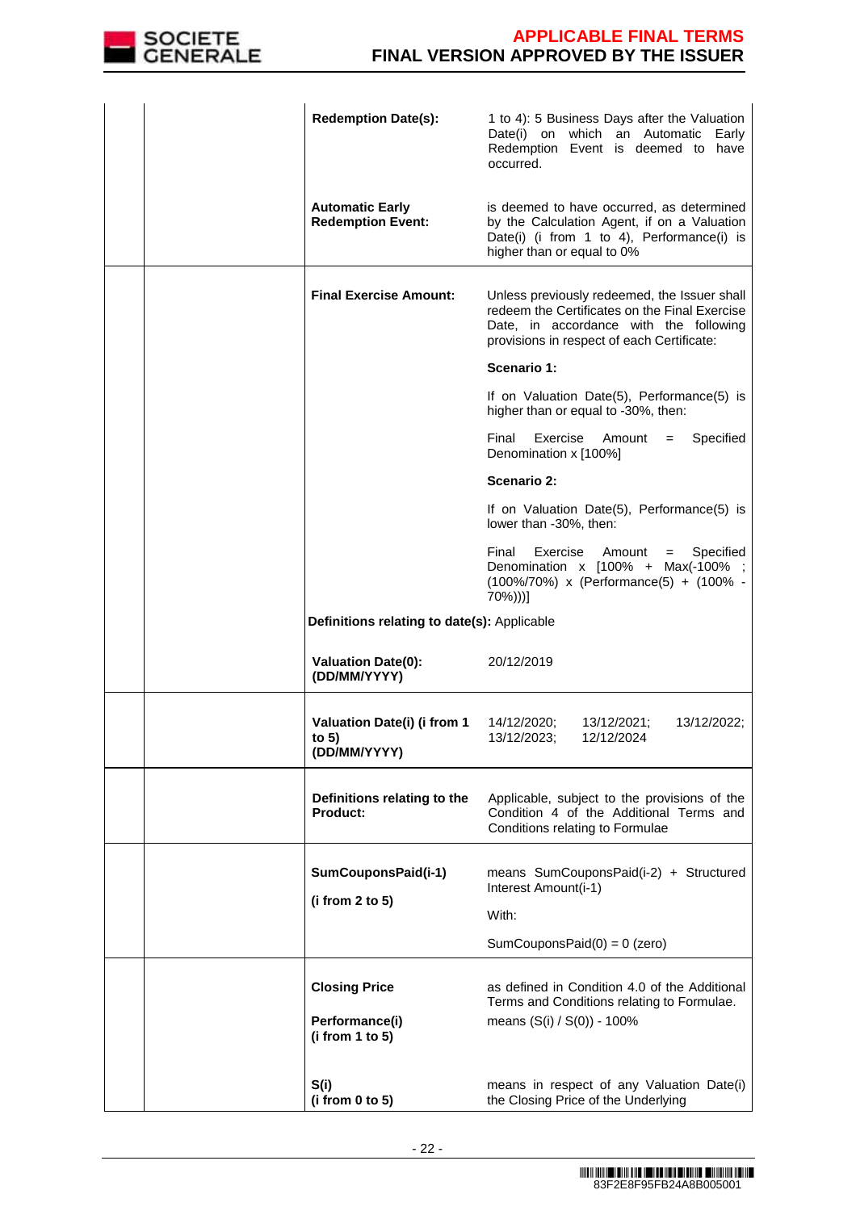| | | | |
|---|---|---|---|
| | | **Redemption Date(s):** | 1 to 4): 5 Business Days after the Valuation Date(i) on which an Automatic Early Redemption Event is deemed to have occurred. |
| | | **Automatic Early Redemption Event:** | is deemed to have occurred, as determined by the Calculation Agent, if on a Valuation Date(i) (i from 1 to 4), Performance(i) is higher than or equal to 0% |
| | | **Final Exercise Amount:** | Unless previously redeemed, the Issuer shall redeem the Certificates on the Final Exercise Date, in accordance with the following provisions in respect of each Certificate:<br><br>**Scenario 1:**<br><br>If on Valuation Date(5), Performance(5) is higher than or equal to -30%, then:<br><br>Final Exercise Amount = Specified Denomination x [100%]<br><br>**Scenario 2:**<br><br>If on Valuation Date(5), Performance(5) is lower than -30%, then:<br><br>Final Exercise Amount = Specified Denomination x [100% + Max(-100% ; (100%/70%) x (Performance(5) + (100% - 70%)))] |
| | | **Definitions relating to date(s):** Applicable | |
| | | **Valuation Date(0): (DD/MM/YYYY)** | 20/12/2019 |
| | | **Valuation Date(i) (i from 1 to 5) (DD/MM/YYYY)** | 14/12/2020; 13/12/2021; 13/12/2022; 13/12/2023; 12/12/2024 |
| | | **Definitions relating to the Product:** | Applicable, subject to the provisions of the Condition 4 of the Additional Terms and Conditions relating to Formulae |
| | | **SumCouponsPaid(i-1)**<br><br>**(i from 2 to 5)** | means SumCouponsPaid(i-2) + Structured Interest Amount(i-1)<br><br>With:<br><br>SumCouponsPaid(0) = 0 (zero) |
| | | **Closing Price**<br><br>**Performance(i) (i from 1 to 5)** | as defined in Condition 4.0 of the Additional Terms and Conditions relating to Formulae.<br><br>means (S(i) / S(0)) - 100% |
| | | **S(i) (i from 0 to 5)** | means in respect of any Valuation Date(i) the Closing Price of the Underlying |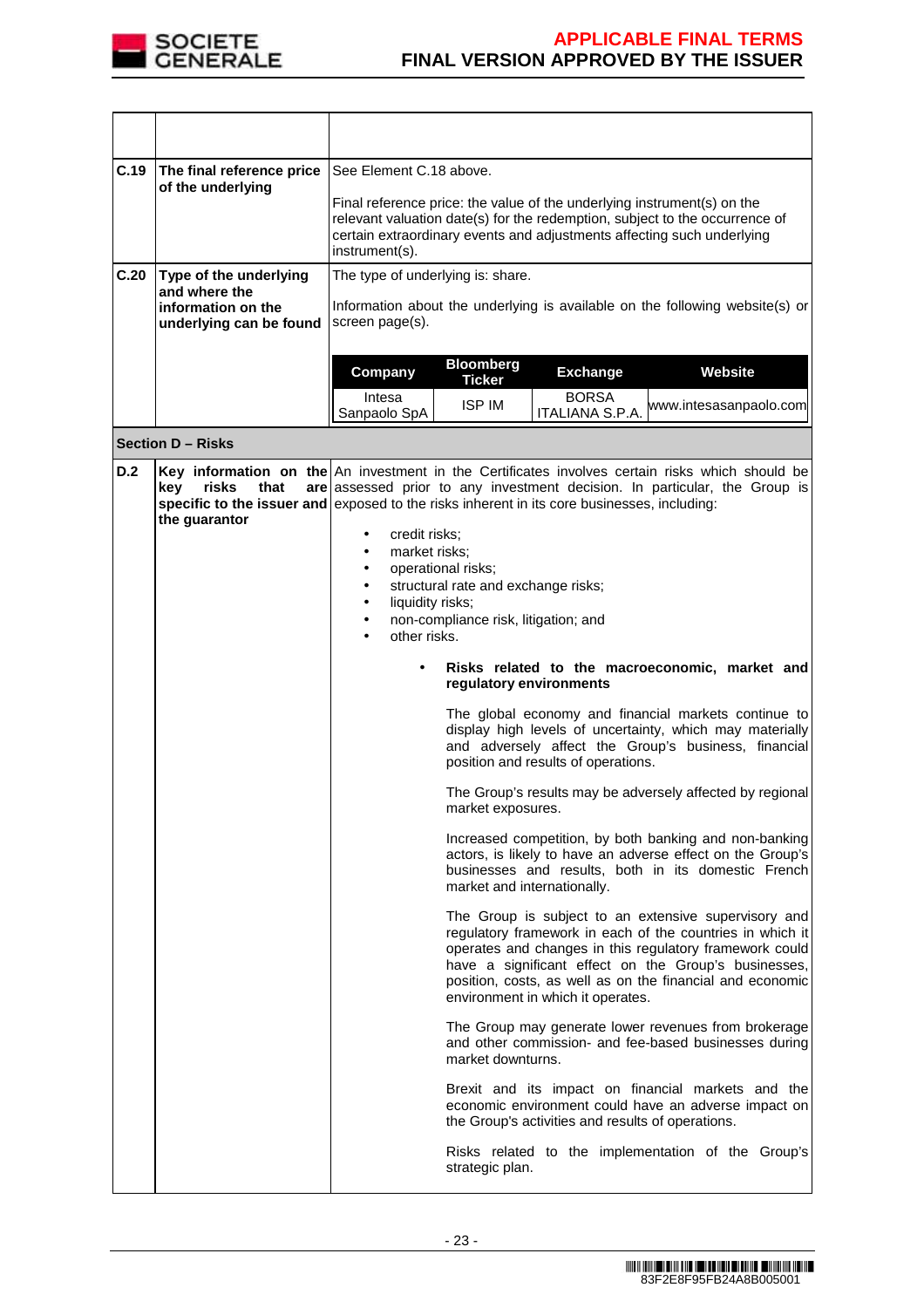| | | |
|---|---|---|
| | | |
| **C.19** | **The final reference price of the underlying** | See Element C.18 above.<br><br>Final reference price: the value of the underlying instrument(s) on the relevant valuation date(s) for the redemption, subject to the occurrence of certain extraordinary events and adjustments affecting such underlying instrument(s). |
| **C.20** | **Type of the underlying and where the information on the underlying can be found** | The type of underlying is: share.<br><br>Information about the underlying is available on the following website(s) or screen page(s). |

| Company | Bloomberg Ticker | Exchange | Website |
|---|---|---|---|
| Intesa Sanpaolo SpA | ISP IM | BORSA ITALIANA S.P.A. | www.intesasanpaolo.com |

**Section D – Risks**

| | | |
|---|---|---|
| **D.2** | **Key information on the key risks that are specific to the issuer and the guarantor** | An investment in the Certificates involves certain risks which should be assessed prior to any investment decision. In particular, the Group is exposed to the risks inherent in its core businesses, including:<br><br>• credit risks;<br>• market risks;<br>• operational risks;<br>• structural rate and exchange risks;<br>• liquidity risks;<br>• non-compliance risk, litigation; and<br>• other risks.<br><br>• **Risks related to the macroeconomic, market and regulatory environments**<br><br>The global economy and financial markets continue to display high levels of uncertainty, which may materially and adversely affect the Group's business, financial position and results of operations.<br><br>The Group's results may be adversely affected by regional market exposures.<br><br>Increased competition, by both banking and non-banking actors, is likely to have an adverse effect on the Group's businesses and results, both in its domestic French market and internationally.<br><br>The Group is subject to an extensive supervisory and regulatory framework in each of the countries in which it operates and changes in this regulatory framework could have a significant effect on the Group's businesses, position, costs, as well as on the financial and economic environment in which it operates.<br><br>The Group may generate lower revenues from brokerage and other commission- and fee-based businesses during market downturns.<br><br>Brexit and its impact on financial markets and the economic environment could have an adverse impact on the Group's activities and results of operations.<br><br>Risks related to the implementation of the Group's strategic plan. |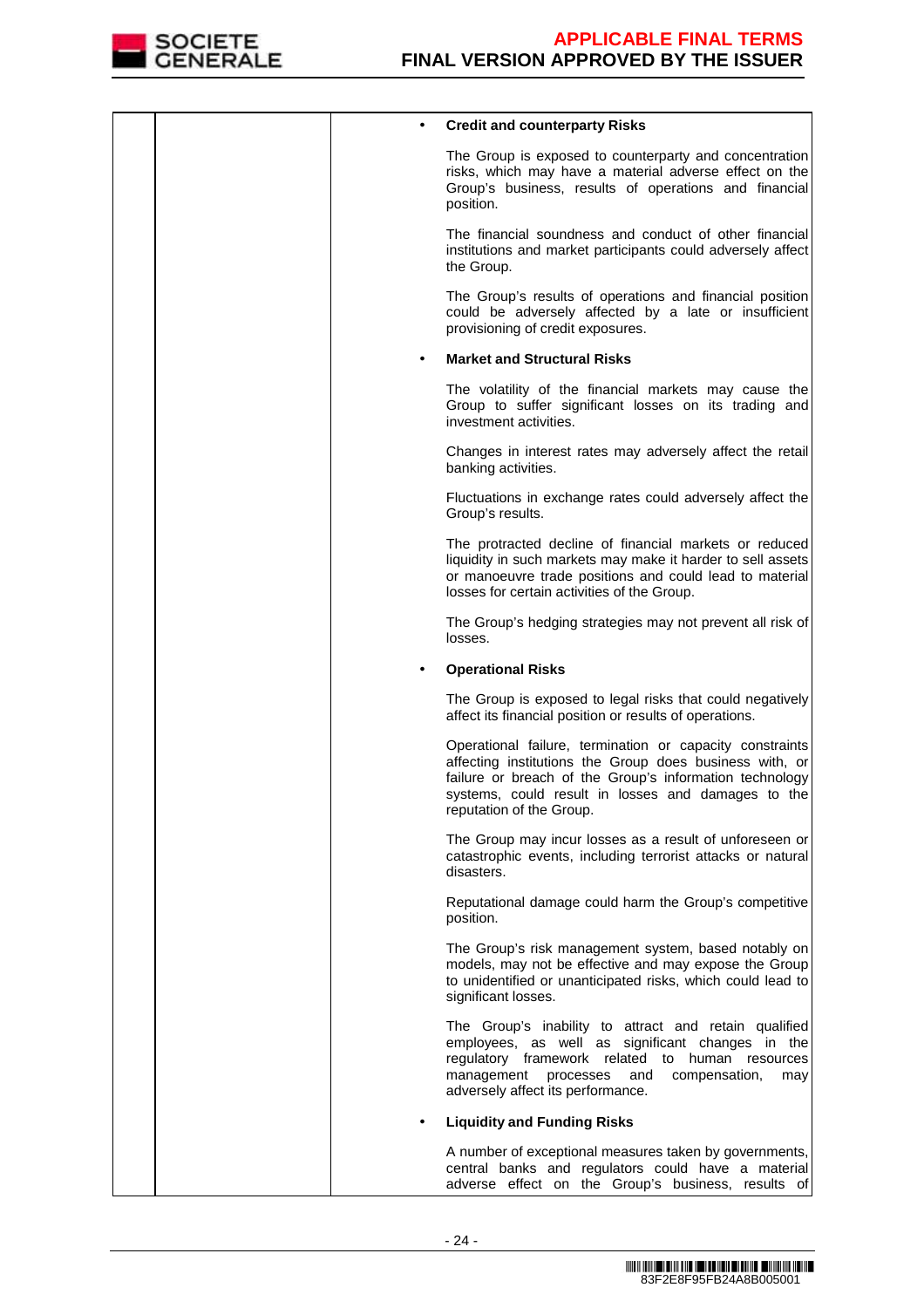| | | |
|---|---|---|
| | | • **Credit and counterparty Risks**<br><br>The Group is exposed to counterparty and concentration risks, which may have a material adverse effect on the Group's business, results of operations and financial position.<br><br>The financial soundness and conduct of other financial institutions and market participants could adversely affect the Group.<br><br>The Group's results of operations and financial position could be adversely affected by a late or insufficient provisioning of credit exposures.<br><br>• **Market and Structural Risks**<br><br>The volatility of the financial markets may cause the Group to suffer significant losses on its trading and investment activities.<br><br>Changes in interest rates may adversely affect the retail banking activities.<br><br>Fluctuations in exchange rates could adversely affect the Group's results.<br><br>The protracted decline of financial markets or reduced liquidity in such markets may make it harder to sell assets or manoeuvre trade positions and could lead to material losses for certain activities of the Group.<br><br>The Group's hedging strategies may not prevent all risk of losses.<br><br>• **Operational Risks**<br><br>The Group is exposed to legal risks that could negatively affect its financial position or results of operations.<br><br>Operational failure, termination or capacity constraints affecting institutions the Group does business with, or failure or breach of the Group's information technology systems, could result in losses and damages to the reputation of the Group.<br><br>The Group may incur losses as a result of unforeseen or catastrophic events, including terrorist attacks or natural disasters.<br><br>Reputational damage could harm the Group's competitive position.<br><br>The Group's risk management system, based notably on models, may not be effective and may expose the Group to unidentified or unanticipated risks, which could lead to significant losses.<br><br>The Group's inability to attract and retain qualified employees, as well as significant changes in the regulatory framework related to human resources management processes and compensation, may adversely affect its performance.<br><br>• **Liquidity and Funding Risks**<br><br>A number of exceptional measures taken by governments, central banks and regulators could have a material adverse effect on the Group's business, results of |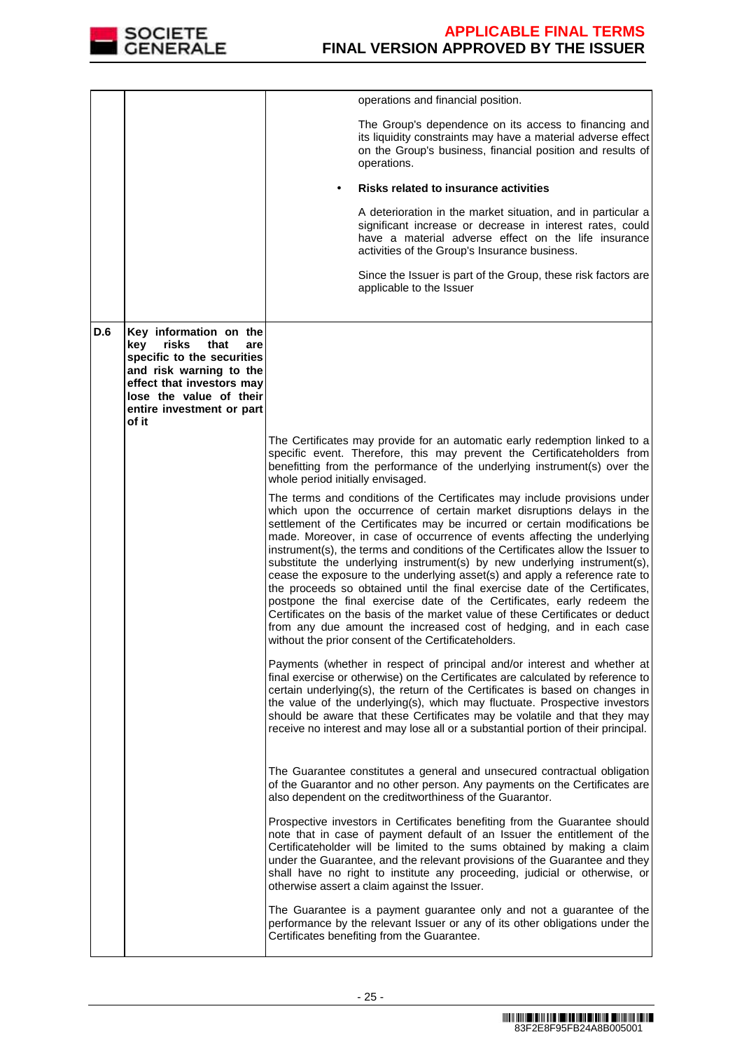| | | |
|---|---|---|
| | | operations and financial position.<br><br>The Group's dependence on its access to financing and its liquidity constraints may have a material adverse effect on the Group's business, financial position and results of operations.<br><br>• **Risks related to insurance activities**<br><br>A deterioration in the market situation, and in particular a significant increase or decrease in interest rates, could have a material adverse effect on the life insurance activities of the Group's Insurance business.<br><br>Since the Issuer is part of the Group, these risk factors are applicable to the Issuer |
| **D.6** | **Key information on the key risks that are specific to the securities and risk warning to the effect that investors may lose the value of their entire investment or part of it** | |
| | | The Certificates may provide for an automatic early redemption linked to a specific event. Therefore, this may prevent the Certificateholders from benefitting from the performance of the underlying instrument(s) over the whole period initially envisaged.<br><br>The terms and conditions of the Certificates may include provisions under which upon the occurrence of certain market disruptions delays in the settlement of the Certificates may be incurred or certain modifications be made. Moreover, in case of occurrence of events affecting the underlying instrument(s), the terms and conditions of the Certificates allow the Issuer to substitute the underlying instrument(s) by new underlying instrument(s), cease the exposure to the underlying asset(s) and apply a reference rate to the proceeds so obtained until the final exercise date of the Certificates, postpone the final exercise date of the Certificates, early redeem the Certificates on the basis of the market value of these Certificates or deduct from any due amount the increased cost of hedging, and in each case without the prior consent of the Certificateholders.<br><br>Payments (whether in respect of principal and/or interest and whether at final exercise or otherwise) on the Certificates are calculated by reference to certain underlying(s), the return of the Certificates is based on changes in the value of the underlying(s), which may fluctuate. Prospective investors should be aware that these Certificates may be volatile and that they may receive no interest and may lose all or a substantial portion of their principal.<br><br>The Guarantee constitutes a general and unsecured contractual obligation of the Guarantor and no other person. Any payments on the Certificates are also dependent on the creditworthiness of the Guarantor.<br><br>Prospective investors in Certificates benefiting from the Guarantee should note that in case of payment default of an Issuer the entitlement of the Certificateholder will be limited to the sums obtained by making a claim under the Guarantee, and the relevant provisions of the Guarantee and they shall have no right to institute any proceeding, judicial or otherwise, or otherwise assert a claim against the Issuer.<br><br>The Guarantee is a payment guarantee only and not a guarantee of the performance by the relevant Issuer or any of its other obligations under the Certificates benefiting from the Guarantee. |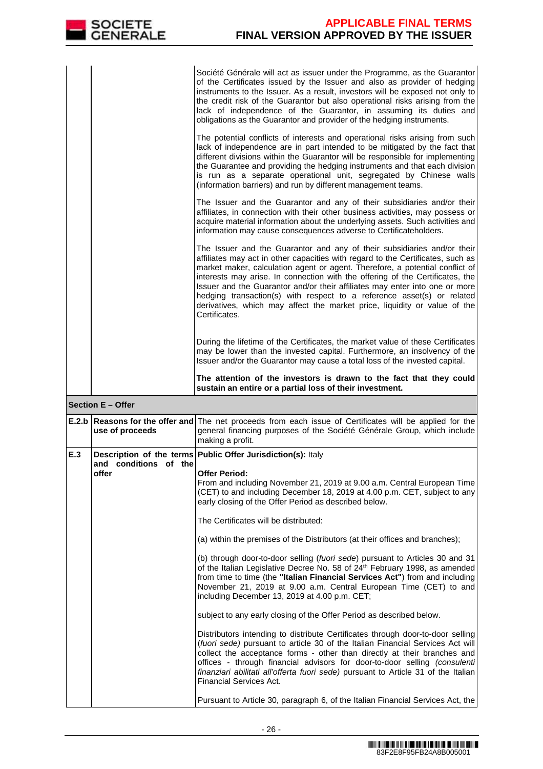| | | |
|---|---|---|
| | | Société Générale will act as issuer under the Programme, as the Guarantor of the Certificates issued by the Issuer and also as provider of hedging instruments to the Issuer. As a result, investors will be exposed not only to the credit risk of the Guarantor but also operational risks arising from the lack of independence of the Guarantor, in assuming its duties and obligations as the Guarantor and provider of the hedging instruments.<br><br>The potential conflicts of interests and operational risks arising from such lack of independence are in part intended to be mitigated by the fact that different divisions within the Guarantor will be responsible for implementing the Guarantee and providing the hedging instruments and that each division is run as a separate operational unit, segregated by Chinese walls (information barriers) and run by different management teams.<br><br>The Issuer and the Guarantor and any of their subsidiaries and/or their affiliates, in connection with their other business activities, may possess or acquire material information about the underlying assets. Such activities and information may cause consequences adverse to Certificateholders.<br><br>The Issuer and the Guarantor and any of their subsidiaries and/or their affiliates may act in other capacities with regard to the Certificates, such as market maker, calculation agent or agent. Therefore, a potential conflict of interests may arise. In connection with the offering of the Certificates, the Issuer and the Guarantor and/or their affiliates may enter into one or more hedging transaction(s) with respect to a reference asset(s) or related derivatives, which may affect the market price, liquidity or value of the Certificates.<br><br>During the lifetime of the Certificates, the market value of these Certificates may be lower than the invested capital. Furthermore, an insolvency of the Issuer and/or the Guarantor may cause a total loss of the invested capital.<br><br>**The attention of the investors is drawn to the fact that they could sustain an entire or a partial loss of their investment.** |
| **Section E – Offer** | | |
| **E.2.b** | **Reasons for the offer and use of proceeds** | The net proceeds from each issue of Certificates will be applied for the general financing purposes of the Société Générale Group, which include making a profit. |
| **E.3** | **Description of the terms and conditions of the offer** | **Public Offer Jurisdiction(s):** Italy<br><br>**Offer Period:**<br>From and including November 21, 2019 at 9.00 a.m. Central European Time (CET) to and including December 18, 2019 at 4.00 p.m. CET, subject to any early closing of the Offer Period as described below.<br><br>The Certificates will be distributed:<br><br>(a) within the premises of the Distributors (at their offices and branches);<br><br>(b) through door-to-door selling (*fuori sede*) pursuant to Articles 30 and 31 of the Italian Legislative Decree No. 58 of 24th February 1998, as amended from time to time (the **"Italian Financial Services Act"**) from and including November 21, 2019 at 9.00 a.m. Central European Time (CET) to and including December 13, 2019 at 4.00 p.m. CET;<br><br>subject to any early closing of the Offer Period as described below.<br><br>Distributors intending to distribute Certificates through door-to-door selling (*fuori sede)* pursuant to article 30 of the Italian Financial Services Act will collect the acceptance forms - other than directly at their branches and offices - through financial advisors for door-to-door selling *(consulenti finanziari abilitati all'offerta fuori sede)* pursuant to Article 31 of the Italian Financial Services Act.<br><br>Pursuant to Article 30, paragraph 6, of the Italian Financial Services Act, the |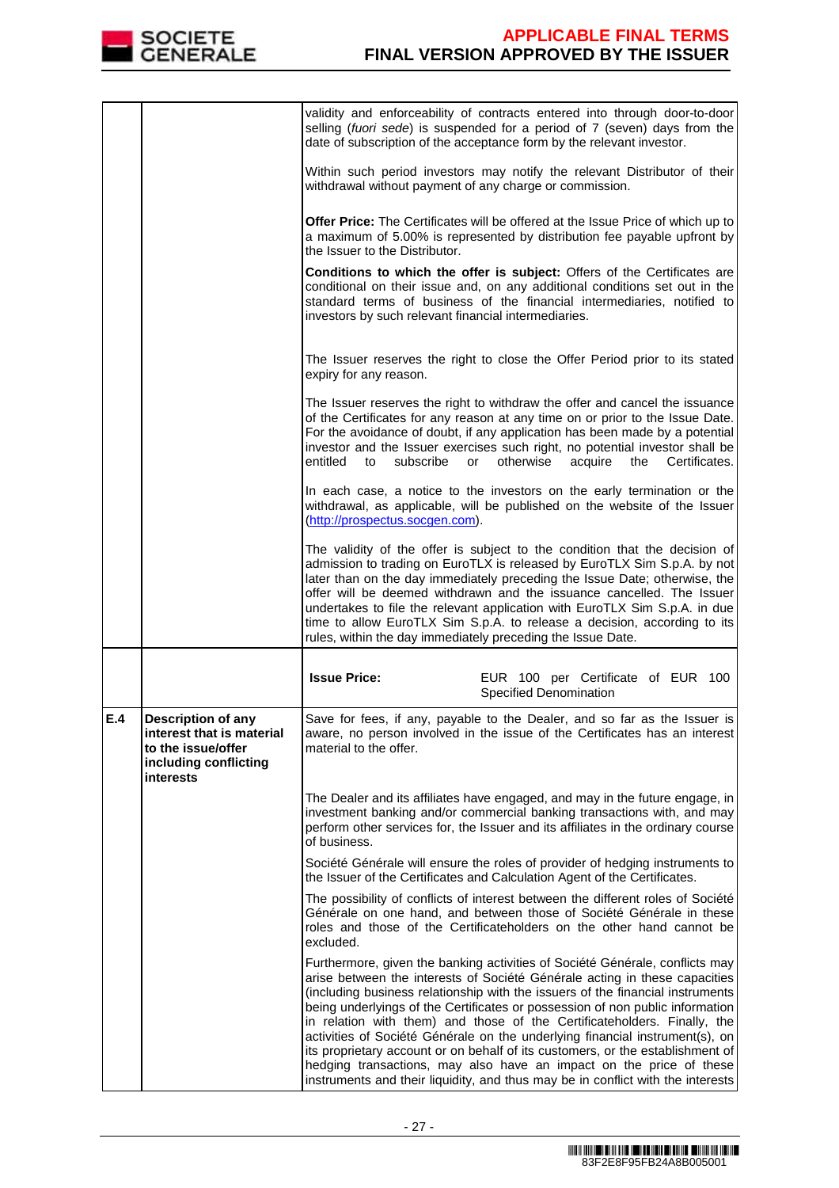| | | |
|---|---|---|
| | | validity and enforceability of contracts entered into through door-to-door selling (*fuori sede*) is suspended for a period of 7 (seven) days from the date of subscription of the acceptance form by the relevant investor.<br><br>Within such period investors may notify the relevant Distributor of their withdrawal without payment of any charge or commission.<br><br>**Offer Price:** The Certificates will be offered at the Issue Price of which up to a maximum of 5.00% is represented by distribution fee payable upfront by the Issuer to the Distributor.<br><br>**Conditions to which the offer is subject:** Offers of the Certificates are conditional on their issue and, on any additional conditions set out in the standard terms of business of the financial intermediaries, notified to investors by such relevant financial intermediaries.<br><br>The Issuer reserves the right to close the Offer Period prior to its stated expiry for any reason.<br><br>The Issuer reserves the right to withdraw the offer and cancel the issuance of the Certificates for any reason at any time on or prior to the Issue Date. For the avoidance of doubt, if any application has been made by a potential investor and the Issuer exercises such right, no potential investor shall be entitled to subscribe or otherwise acquire the Certificates.<br><br>In each case, a notice to the investors on the early termination or the withdrawal, as applicable, will be published on the website of the Issuer (http://prospectus.socgen.com).<br><br>The validity of the offer is subject to the condition that the decision of admission to trading on EuroTLX is released by EuroTLX Sim S.p.A. by not later than on the day immediately preceding the Issue Date; otherwise, the offer will be deemed withdrawn and the issuance cancelled. The Issuer undertakes to file the relevant application with EuroTLX Sim S.p.A. in due time to allow EuroTLX Sim S.p.A. to release a decision, according to its rules, within the day immediately preceding the Issue Date. |
| | | **Issue Price:** EUR 100 per Certificate of EUR 100 Specified Denomination |
| **E.4** | **Description of any interest that is material to the issue/offer including conflicting interests** | Save for fees, if any, payable to the Dealer, and so far as the Issuer is aware, no person involved in the issue of the Certificates has an interest material to the offer.<br><br>The Dealer and its affiliates have engaged, and may in the future engage, in investment banking and/or commercial banking transactions with, and may perform other services for, the Issuer and its affiliates in the ordinary course of business.<br><br>Société Générale will ensure the roles of provider of hedging instruments to the Issuer of the Certificates and Calculation Agent of the Certificates.<br><br>The possibility of conflicts of interest between the different roles of Société Générale on one hand, and between those of Société Générale in these roles and those of the Certificateholders on the other hand cannot be excluded.<br><br>Furthermore, given the banking activities of Société Générale, conflicts may arise between the interests of Société Générale acting in these capacities (including business relationship with the issuers of the financial instruments being underlyings of the Certificates or possession of non public information in relation with them) and those of the Certificateholders. Finally, the activities of Société Générale on the underlying financial instrument(s), on its proprietary account or on behalf of its customers, or the establishment of hedging transactions, may also have an impact on the price of these instruments and their liquidity, and thus may be in conflict with the interests |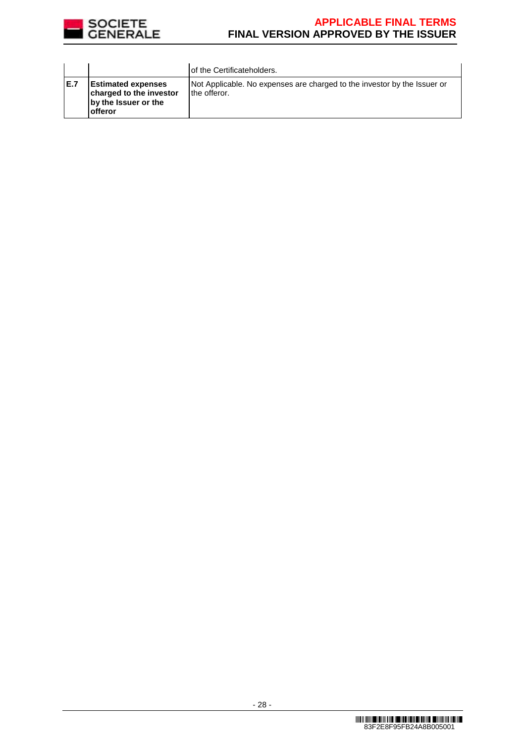| | | |
|---|---|---|
| | | of the Certificateholders. |
| **E.7** | **Estimated expenses charged to the investor by the Issuer or the offeror** | Not Applicable. No expenses are charged to the investor by the Issuer or the offeror. |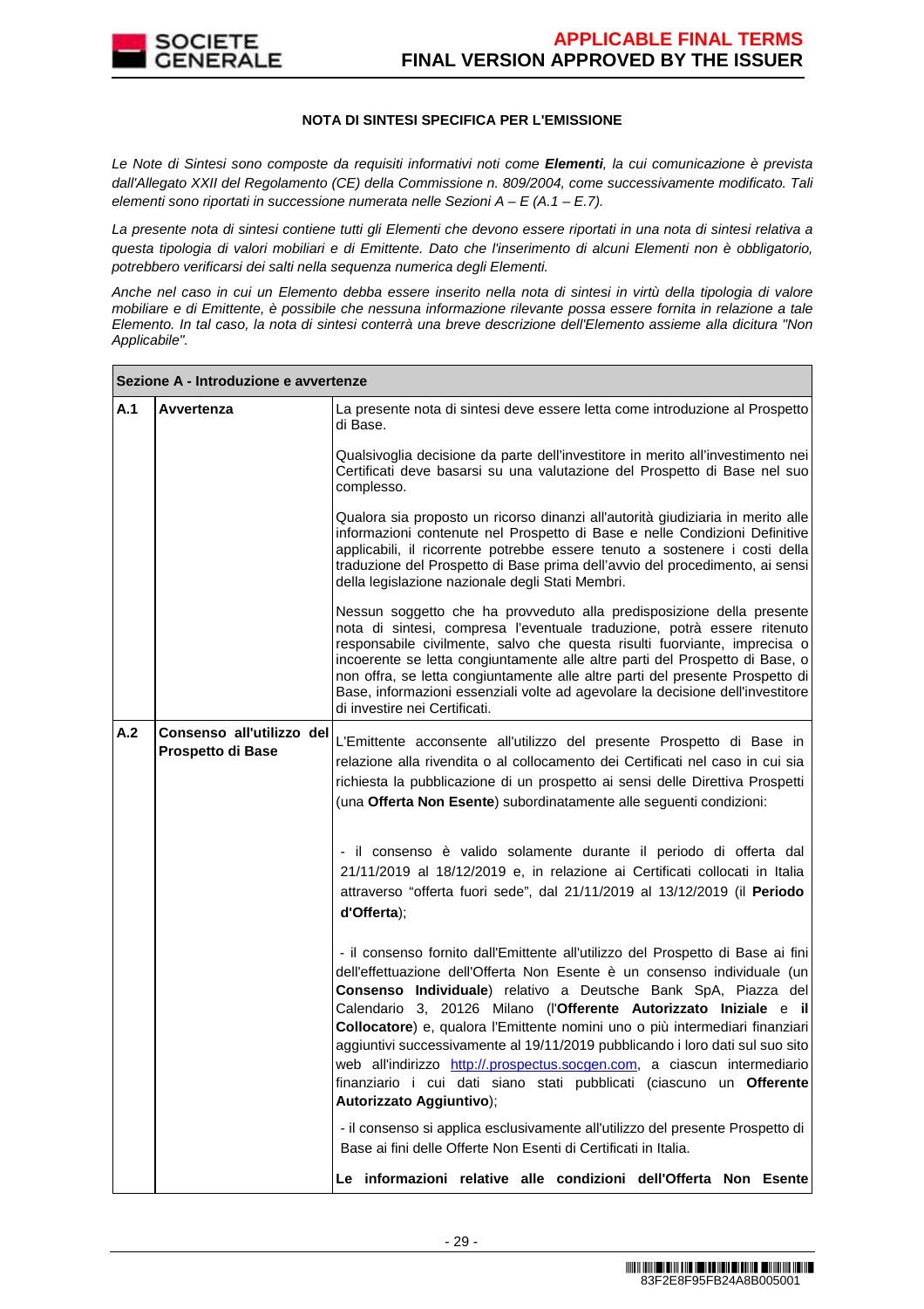**NOTA DI SINTESI SPECIFICA PER L'EMISSIONE**

*Le Note di Sintesi sono composte da requisiti informativi noti come **Elementi**, la cui comunicazione è prevista dall'Allegato XXII del Regolamento (CE) della Commissione n. 809/2004, come successivamente modificato. Tali elementi sono riportati in successione numerata nelle Sezioni A – E (A.1 – E.7).*

*La presente nota di sintesi contiene tutti gli Elementi che devono essere riportati in una nota di sintesi relativa a questa tipologia di valori mobiliari e di Emittente. Dato che l'inserimento di alcuni Elementi non è obbligatorio, potrebbero verificarsi dei salti nella sequenza numerica degli Elementi.*

*Anche nel caso in cui un Elemento debba essere inserito nella nota di sintesi in virtù della tipologia di valore mobiliare e di Emittente, è possibile che nessuna informazione rilevante possa essere fornita in relazione a tale Elemento. In tal caso, la nota di sintesi conterrà una breve descrizione dell'Elemento assieme alla dicitura "Non Applicabile".*

| **Sezione A - Introduzione e avvertenze** | | |
|---|---|---|
| **A.1** | **Avvertenza** | La presente nota di sintesi deve essere letta come introduzione al Prospetto di Base.<br><br>Qualsivoglia decisione da parte dell'investitore in merito all'investimento nei Certificati deve basarsi su una valutazione del Prospetto di Base nel suo complesso.<br><br>Qualora sia proposto un ricorso dinanzi all'autorità giudiziaria in merito alle informazioni contenute nel Prospetto di Base e nelle Condizioni Definitive applicabili, il ricorrente potrebbe essere tenuto a sostenere i costi della traduzione del Prospetto di Base prima dell'avvio del procedimento, ai sensi della legislazione nazionale degli Stati Membri.<br><br>Nessun soggetto che ha provveduto alla predisposizione della presente nota di sintesi, compresa l'eventuale traduzione, potrà essere ritenuto responsabile civilmente, salvo che questa risulti fuorviante, imprecisa o incoerente se letta congiuntamente alle altre parti del Prospetto di Base, o non offra, se letta congiuntamente alle altre parti del presente Prospetto di Base, informazioni essenziali volte ad agevolare la decisione dell'investitore di investire nei Certificati. |
| **A.2** | **Consenso all'utilizzo del Prospetto di Base** | L'Emittente acconsente all'utilizzo del presente Prospetto di Base in relazione alla rivendita o al collocamento dei Certificati nel caso in cui sia richiesta la pubblicazione di un prospetto ai sensi delle Direttiva Prospetti (una **Offerta Non Esente**) subordinatamente alle seguenti condizioni:<br><br>- il consenso è valido solamente durante il periodo di offerta dal 21/11/2019 al 18/12/2019 e, in relazione ai Certificati collocati in Italia attraverso "offerta fuori sede", dal 21/11/2019 al 13/12/2019 (il **Periodo d'Offerta**);<br><br>- il consenso fornito dall'Emittente all'utilizzo del Prospetto di Base ai fini dell'effettuazione dell'Offerta Non Esente è un consenso individuale (un **Consenso Individuale**) relativo a Deutsche Bank SpA, Piazza del Calendario 3, 20126 Milano (l'**Offerente Autorizzato Iniziale** e **il Collocatore**) e, qualora l'Emittente nomini uno o più intermediari finanziari aggiuntivi successivamente al 19/11/2019 pubblicando i loro dati sul suo sito web all'indirizzo http://.prospectus.socgen.com, a ciascun intermediario finanziario i cui dati siano stati pubblicati (ciascuno un **Offerente Autorizzato Aggiuntivo**);<br><br>- il consenso si applica esclusivamente all'utilizzo del presente Prospetto di Base ai fini delle Offerte Non Esenti di Certificati in Italia.<br><br>**Le informazioni relative alle condizioni dell'Offerta Non Esente** |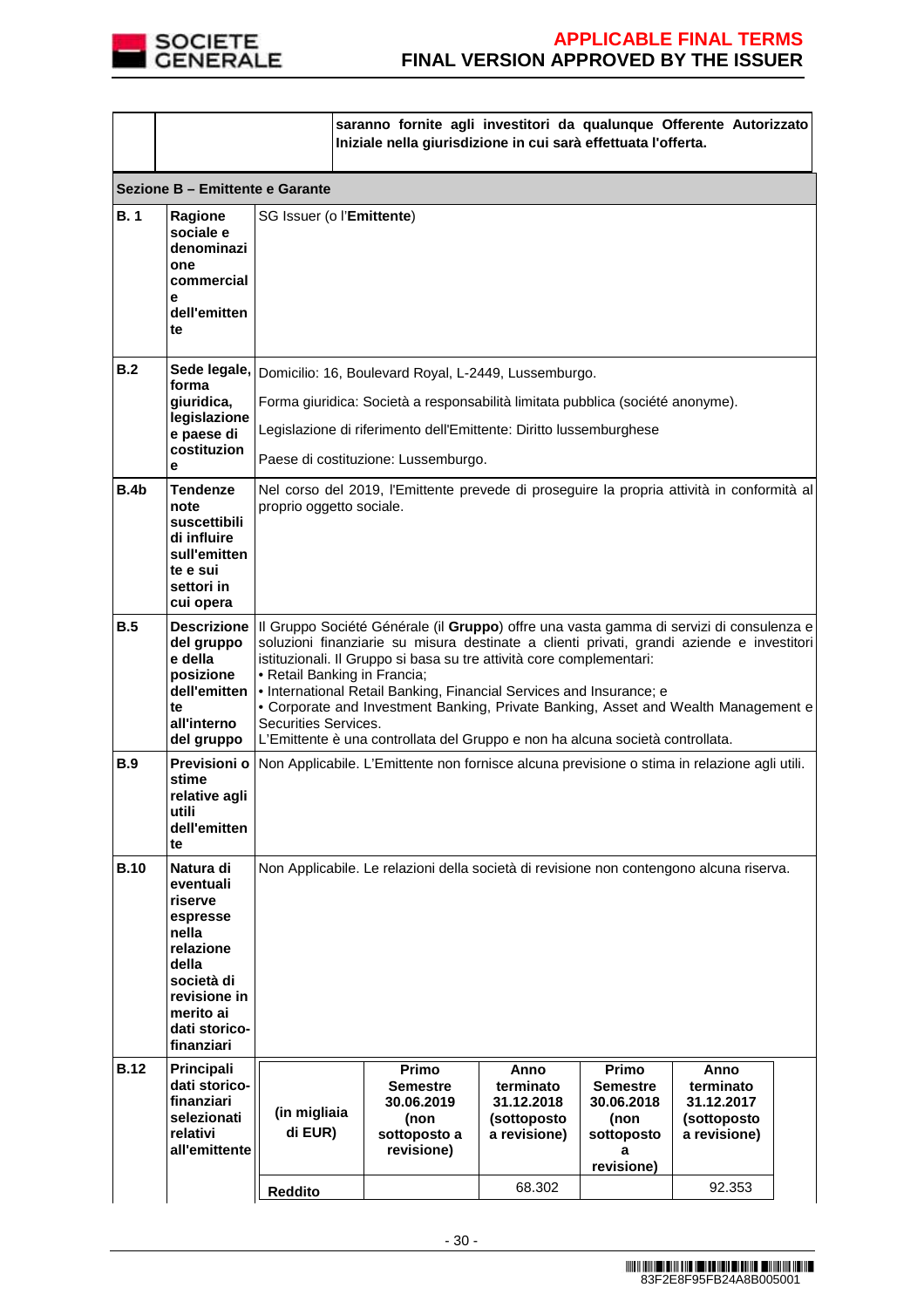| | | |
|---|---|---|
| | | **saranno fornite agli investitori da qualunque Offerente Autorizzato Iniziale nella giurisdizione in cui sarà effettuata l'offerta.** |

**Sezione B – Emittente e Garante**

| | | |
|---|---|---|
| **B. 1** | **Ragione sociale e denominazione commerciale dell'emittente** | SG Issuer (o l'**Emittente**) |
| **B.2** | **Sede legale, forma giuridica, legislazione e paese di costituzione** | Domicilio: 16, Boulevard Royal, L-2449, Lussemburgo.<br>Forma giuridica: Società a responsabilità limitata pubblica (société anonyme).<br>Legislazione di riferimento dell'Emittente: Diritto lussemburghese<br>Paese di costituzione: Lussemburgo. |
| **B.4b** | **Tendenze note suscettibili di influire sull'emittente e sui settori in cui opera** | Nel corso del 2019, l'Emittente prevede di proseguire la propria attività in conformità al proprio oggetto sociale. |
| **B.5** | **Descrizione del gruppo e della posizione dell'emittente all'interno del gruppo** | Il Gruppo Société Générale (il **Gruppo**) offre una vasta gamma di servizi di consulenza e soluzioni finanziarie su misura destinate a clienti privati, grandi aziende e investitori istituzionali. Il Gruppo si basa su tre attività core complementari:<br>• Retail Banking in Francia;<br>• International Retail Banking, Financial Services and Insurance; e<br>• Corporate and Investment Banking, Private Banking, Asset and Wealth Management e Securities Services.<br>L'Emittente è una controllata del Gruppo e non ha alcuna società controllata. |
| **B.9** | **Previsioni o stime relative agli utili dell'emittente** | Non Applicabile. L'Emittente non fornisce alcuna previsione o stima in relazione agli utili. |
| **B.10** | **Natura di eventuali riserve espresse nella relazione della società di revisione in merito ai dati storico-finanziari** | Non Applicabile. Le relazioni della società di revisione non contengono alcuna riserva. |
| **B.12** | **Principali dati storico-finanziari selezionati relativi all'emittente** | |

| (in migliaia di EUR) | Primo Semestre 30.06.2019 (non sottoposto a revisione) | Anno terminato 31.12.2018 (sottoposto a revisione) | Primo Semestre 30.06.2018 (non sottoposto a revisione) | Anno terminato 31.12.2017 (sottoposto a revisione) |
|---|---|---|---|---|
| **Reddito** | | 68.302 | | 92.353 |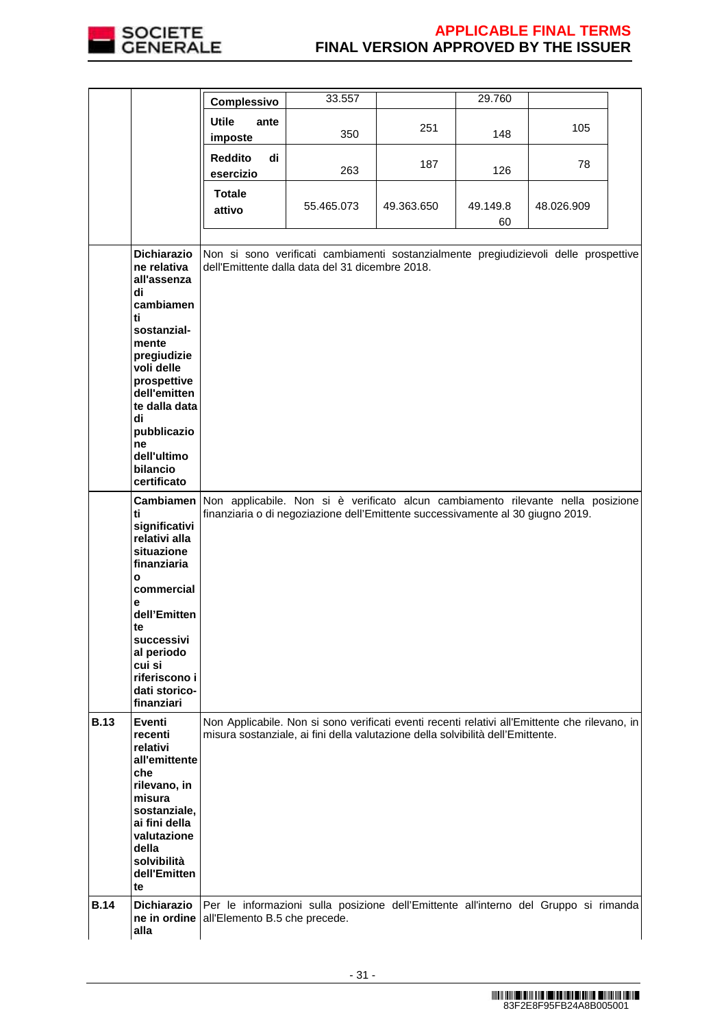| | | | | | | |
|---|---|---|---|---|---|---|
| | | **Complessivo** | 33.557 | | 29.760 | |
| | | **Utile ante imposte** | 350 | 251 | 148 | 105 |
| | | **Reddito di esercizio** | 263 | 187 | 126 | 78 |
| | | **Totale attivo** | 55.465.073 | 49.363.650 | 49.149.860 | 48.026.909 |
| | **Dichiarazione relativa all'assenza di cambiamenti sostanzial-mente pregiudizievoli delle prospettive dell'emittente dalla data di pubblicazione dell'ultimo bilancio certificato** | Non si sono verificati cambiamenti sostanzialmente pregiudizievoli delle prospettive dell'Emittente dalla data del 31 dicembre 2018. | | | | |
| | **Cambiamenti significativi relativi alla situazione finanziaria o commerciale dell'Emittente successivi al periodo cui si riferiscono i dati storico-finanziari** | Non applicabile. Non si è verificato alcun cambiamento rilevante nella posizione finanziaria o di negoziazione dell'Emittente successivamente al 30 giugno 2019. | | | | |
| **B.13** | **Eventi recenti relativi all'emittente che rilevano, in misura sostanziale, ai fini della valutazione della solvibilità dell'Emittente** | Non Applicabile. Non si sono verificati eventi recenti relativi all'Emittente che rilevano, in misura sostanziale, ai fini della valutazione della solvibilità dell'Emittente. | | | | |
| **B.14** | **Dichiarazione in ordine alla** | Per le informazioni sulla posizione dell'Emittente all'interno del Gruppo si rimanda all'Elemento B.5 che precede. | | | | |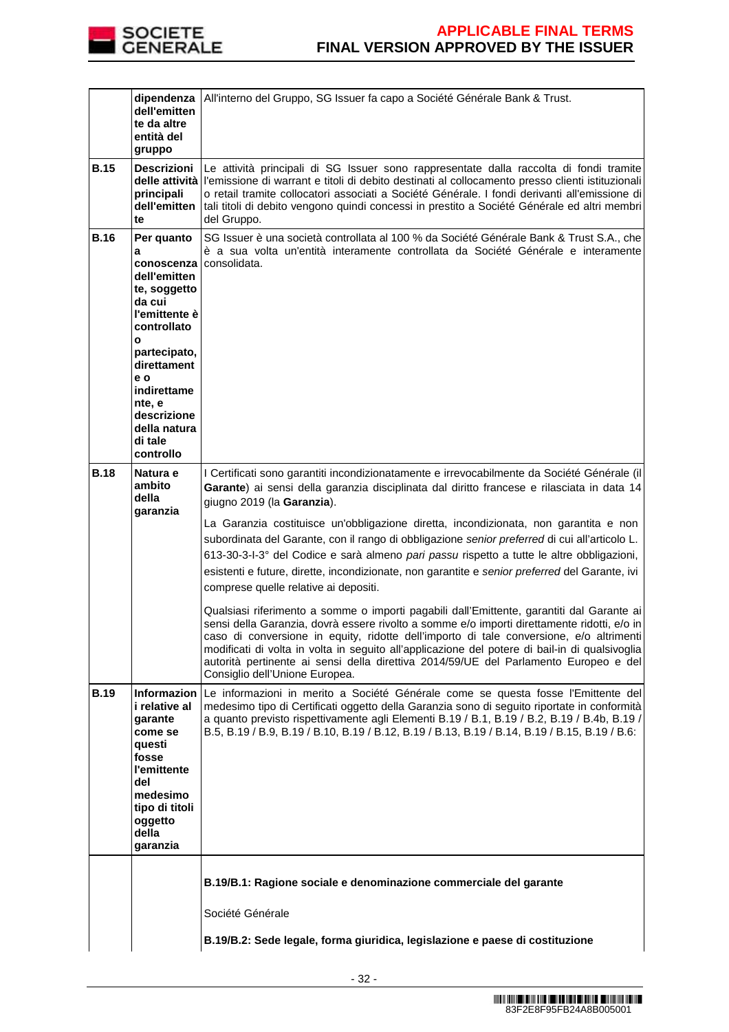| | | |
|---|---|---|
| | **dipendenza dell'emittente da altre entità del gruppo** | All'interno del Gruppo, SG Issuer fa capo a Société Générale Bank & Trust. |
| **B.15** | **Descrizioni delle attività principali dell'emittente** | Le attività principali di SG Issuer sono rappresentate dalla raccolta di fondi tramite l'emissione di warrant e titoli di debito destinati al collocamento presso clienti istituzionali o retail tramite collocatori associati a Société Générale. I fondi derivanti all'emissione di tali titoli di debito vengono quindi concessi in prestito a Société Générale ed altri membri del Gruppo. |
| **B.16** | **Per quanto a conoscenza dell'emittente, soggetto da cui l'emittente è controllato o partecipato, direttamente e o indirettamente, e descrizione della natura di tale controllo** | SG Issuer è una società controllata al 100 % da Société Générale Bank & Trust S.A., che è a sua volta un'entità interamente controllata da Société Générale e interamente consolidata. |
| **B.18** | **Natura e ambito della garanzia** | I Certificati sono garantiti incondizionatamente e irrevocabilmente da Société Générale (il **Garante**) ai sensi della garanzia disciplinata dal diritto francese e rilasciata in data 14 giugno 2019 (la **Garanzia**).<br><br>La Garanzia costituisce un'obbligazione diretta, incondizionata, non garantita e non subordinata del Garante, con il rango di obbligazione *senior preferred* di cui all'articolo L. 613-30-3-I-3° del Codice e sarà almeno *pari passu* rispetto a tutte le altre obbligazioni, esistenti e future, dirette, incondizionate, non garantite e *senior preferred* del Garante, ivi comprese quelle relative ai depositi.<br><br>Qualsiasi riferimento a somme o importi pagabili dall'Emittente, garantiti dal Garante ai sensi della Garanzia, dovrà essere rivolto a somme e/o importi direttamente ridotti, e/o in caso di conversione in equity, ridotte dell'importo di tale conversione, e/o altrimenti modificati di volta in volta in seguito all'applicazione del potere di bail-in di qualsivoglia autorità pertinente ai sensi della direttiva 2014/59/UE del Parlamento Europeo e del Consiglio dell'Unione Europea. |
| **B.19** | **Informazioni relative al garante come se questi fosse l'emittente del medesimo tipo di titoli oggetto della garanzia** | Le informazioni in merito a Société Générale come se questa fosse l'Emittente del medesimo tipo di Certificati oggetto della Garanzia sono di seguito riportate in conformità a quanto previsto rispettivamente agli Elementi B.19 / B.1, B.19 / B.2, B.19 / B.4b, B.19 / B.5, B.19 / B.9, B.19 / B.10, B.19 / B.12, B.19 / B.13, B.19 / B.14, B.19 / B.15, B.19 / B.6: |
| | | **B.19/B.1: Ragione sociale e denominazione commerciale del garante**<br><br>Société Générale<br><br>**B.19/B.2: Sede legale, forma giuridica, legislazione e paese di costituzione** |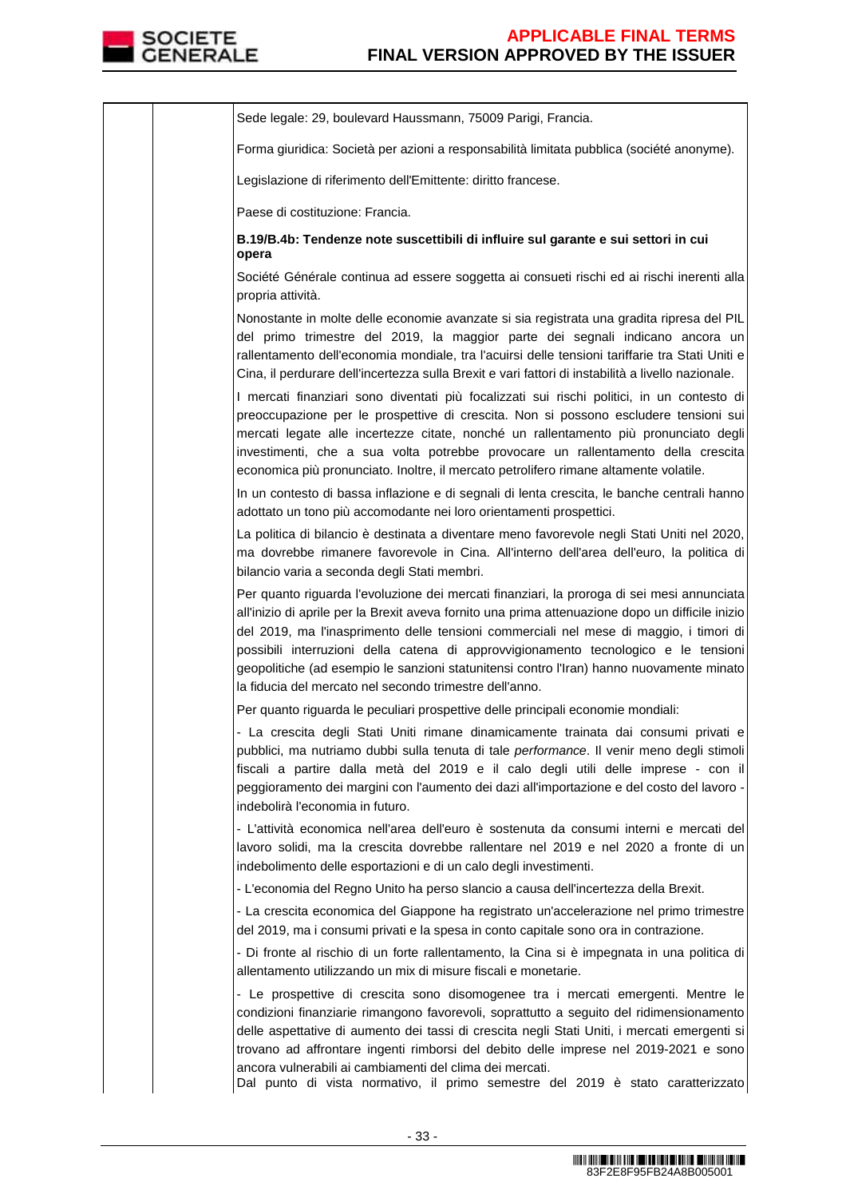Sede legale: 29, boulevard Haussmann, 75009 Parigi, Francia.

Forma giuridica: Società per azioni a responsabilità limitata pubblica (société anonyme).

Legislazione di riferimento dell'Emittente: diritto francese.

Paese di costituzione: Francia.

**B.19/B.4b: Tendenze note suscettibili di influire sul garante e sui settori in cui opera**

Société Générale continua ad essere soggetta ai consueti rischi ed ai rischi inerenti alla propria attività.

Nonostante in molte delle economie avanzate si sia registrata una gradita ripresa del PIL del primo trimestre del 2019, la maggior parte dei segnali indicano ancora un rallentamento dell'economia mondiale, tra l'acuirsi delle tensioni tariffarie tra Stati Uniti e Cina, il perdurare dell'incertezza sulla Brexit e vari fattori di instabilità a livello nazionale.

I mercati finanziari sono diventati più focalizzati sui rischi politici, in un contesto di preoccupazione per le prospettive di crescita. Non si possono escludere tensioni sui mercati legate alle incertezze citate, nonché un rallentamento più pronunciato degli investimenti, che a sua volta potrebbe provocare un rallentamento della crescita economica più pronunciato. Inoltre, il mercato petrolifero rimane altamente volatile.

In un contesto di bassa inflazione e di segnali di lenta crescita, le banche centrali hanno adottato un tono più accomodante nei loro orientamenti prospettici.

La politica di bilancio è destinata a diventare meno favorevole negli Stati Uniti nel 2020, ma dovrebbe rimanere favorevole in Cina. All'interno dell'area dell'euro, la politica di bilancio varia a seconda degli Stati membri.

Per quanto riguarda l'evoluzione dei mercati finanziari, la proroga di sei mesi annunciata all'inizio di aprile per la Brexit aveva fornito una prima attenuazione dopo un difficile inizio del 2019, ma l'inasprimento delle tensioni commerciali nel mese di maggio, i timori di possibili interruzioni della catena di approvvigionamento tecnologico e le tensioni geopolitiche (ad esempio le sanzioni statunitensi contro l'Iran) hanno nuovamente minato la fiducia del mercato nel secondo trimestre dell'anno.

Per quanto riguarda le peculiari prospettive delle principali economie mondiali:

- La crescita degli Stati Uniti rimane dinamicamente trainata dai consumi privati e pubblici, ma nutriamo dubbi sulla tenuta di tale *performance*. Il venir meno degli stimoli fiscali a partire dalla metà del 2019 e il calo degli utili delle imprese - con il peggioramento dei margini con l'aumento dei dazi all'importazione e del costo del lavoro - indebolirà l'economia in futuro.

- L'attività economica nell'area dell'euro è sostenuta da consumi interni e mercati del lavoro solidi, ma la crescita dovrebbe rallentare nel 2019 e nel 2020 a fronte di un indebolimento delle esportazioni e di un calo degli investimenti.

- L'economia del Regno Unito ha perso slancio a causa dell'incertezza della Brexit.

- La crescita economica del Giappone ha registrato un'accelerazione nel primo trimestre del 2019, ma i consumi privati e la spesa in conto capitale sono ora in contrazione.

- Di fronte al rischio di un forte rallentamento, la Cina si è impegnata in una politica di allentamento utilizzando un mix di misure fiscali e monetarie.

- Le prospettive di crescita sono disomogenee tra i mercati emergenti. Mentre le condizioni finanziarie rimangono favorevoli, soprattutto a seguito del ridimensionamento delle aspettative di aumento dei tassi di crescita negli Stati Uniti, i mercati emergenti si trovano ad affrontare ingenti rimborsi del debito delle imprese nel 2019-2021 e sono ancora vulnerabili ai cambiamenti del clima dei mercati.

Dal punto di vista normativo, il primo semestre del 2019 è stato caratterizzato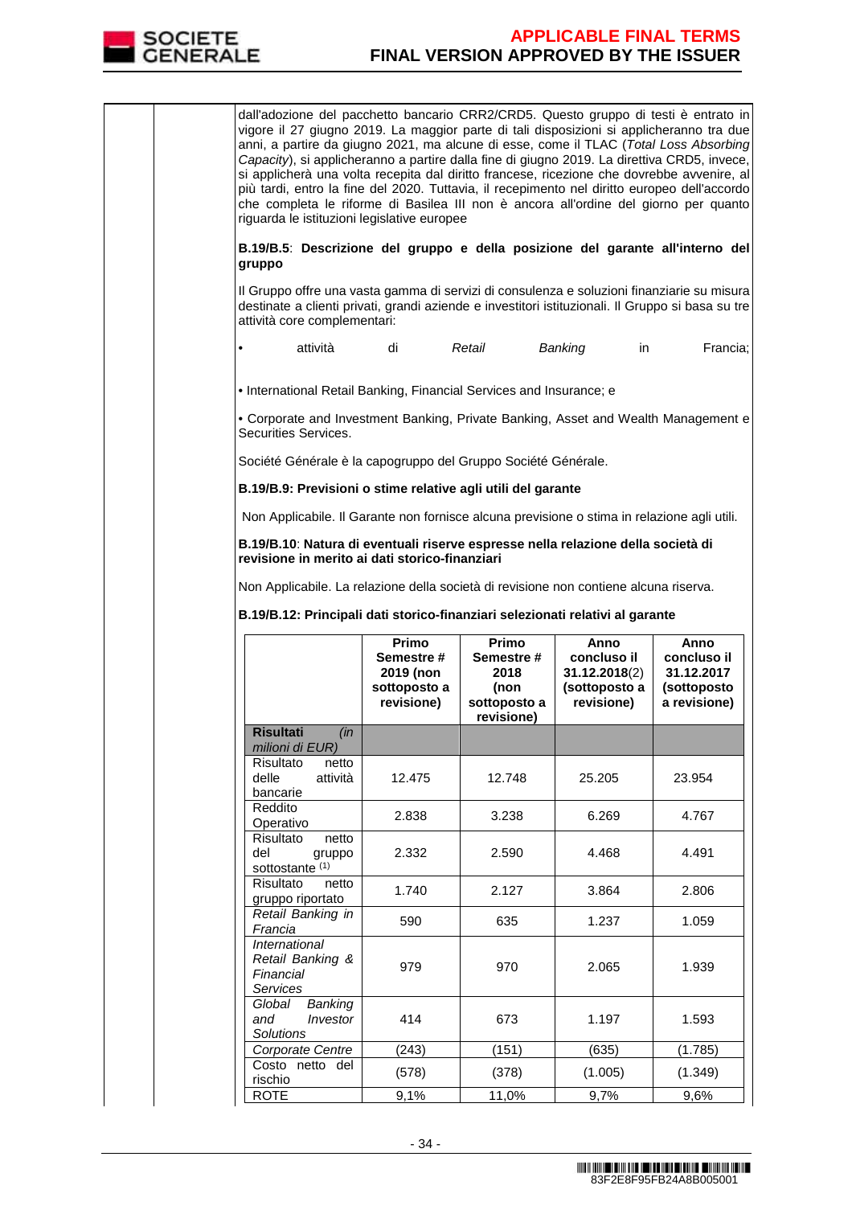dall'adozione del pacchetto bancario CRR2/CRD5. Questo gruppo di testi è entrato in vigore il 27 giugno 2019. La maggior parte di tali disposizioni si applicheranno tra due anni, a partire da giugno 2021, ma alcune di esse, come il TLAC (*Total Loss Absorbing Capacity*), si applicheranno a partire dalla fine di giugno 2019. La direttiva CRD5, invece, si applicherà una volta recepita dal diritto francese, ricezione che dovrebbe avvenire, al più tardi, entro la fine del 2020. Tuttavia, il recepimento nel diritto europeo dell'accordo che completa le riforme di Basilea III non è ancora all'ordine del giorno per quanto riguarda le istituzioni legislative europee

**B.19/B.5**: **Descrizione del gruppo e della posizione del garante all'interno del gruppo**

Il Gruppo offre una vasta gamma di servizi di consulenza e soluzioni finanziarie su misura destinate a clienti privati, grandi aziende e investitori istituzionali. Il Gruppo si basa su tre attività core complementari:

- attività di *Retail Banking* in Francia;
- International Retail Banking, Financial Services and Insurance; e
- Corporate and Investment Banking, Private Banking, Asset and Wealth Management e Securities Services.

Société Générale è la capogruppo del Gruppo Société Générale.

**B.19/B.9: Previsioni o stime relative agli utili del garante**

Non Applicabile. Il Garante non fornisce alcuna previsione o stima in relazione agli utili.

**B.19/B.10**: **Natura di eventuali riserve espresse nella relazione della società di revisione in merito ai dati storico-finanziari**

Non Applicabile. La relazione della società di revisione non contiene alcuna riserva.

**B.19/B.12: Principali dati storico-finanziari selezionati relativi al garante**

| | Primo Semestre # 2019 (non sottoposto a revisione) | Primo Semestre # 2018 (non sottoposto a revisione) | Anno concluso il 31.12.2018(2) (sottoposto a revisione) | Anno concluso il 31.12.2017 (sottoposto a revisione) |
|---|---|---|---|---|
| **Risultati** *(in milioni di EUR)* | | | | |
| Risultato netto delle attività bancarie | 12.475 | 12.748 | 25.205 | 23.954 |
| Reddito Operativo | 2.838 | 3.238 | 6.269 | 4.767 |
| Risultato netto del gruppo sottostante (1) | 2.332 | 2.590 | 4.468 | 4.491 |
| Risultato netto gruppo riportato | 1.740 | 2.127 | 3.864 | 2.806 |
| *Retail Banking in Francia* | 590 | 635 | 1.237 | 1.059 |
| *International Retail Banking & Financial Services* | 979 | 970 | 2.065 | 1.939 |
| *Global Banking and Investor Solutions* | 414 | 673 | 1.197 | 1.593 |
| *Corporate Centre* | (243) | (151) | (635) | (1.785) |
| Costo netto del rischio | (578) | (378) | (1.005) | (1.349) |
| ROTE | 9,1% | 11,0% | 9,7% | 9,6% |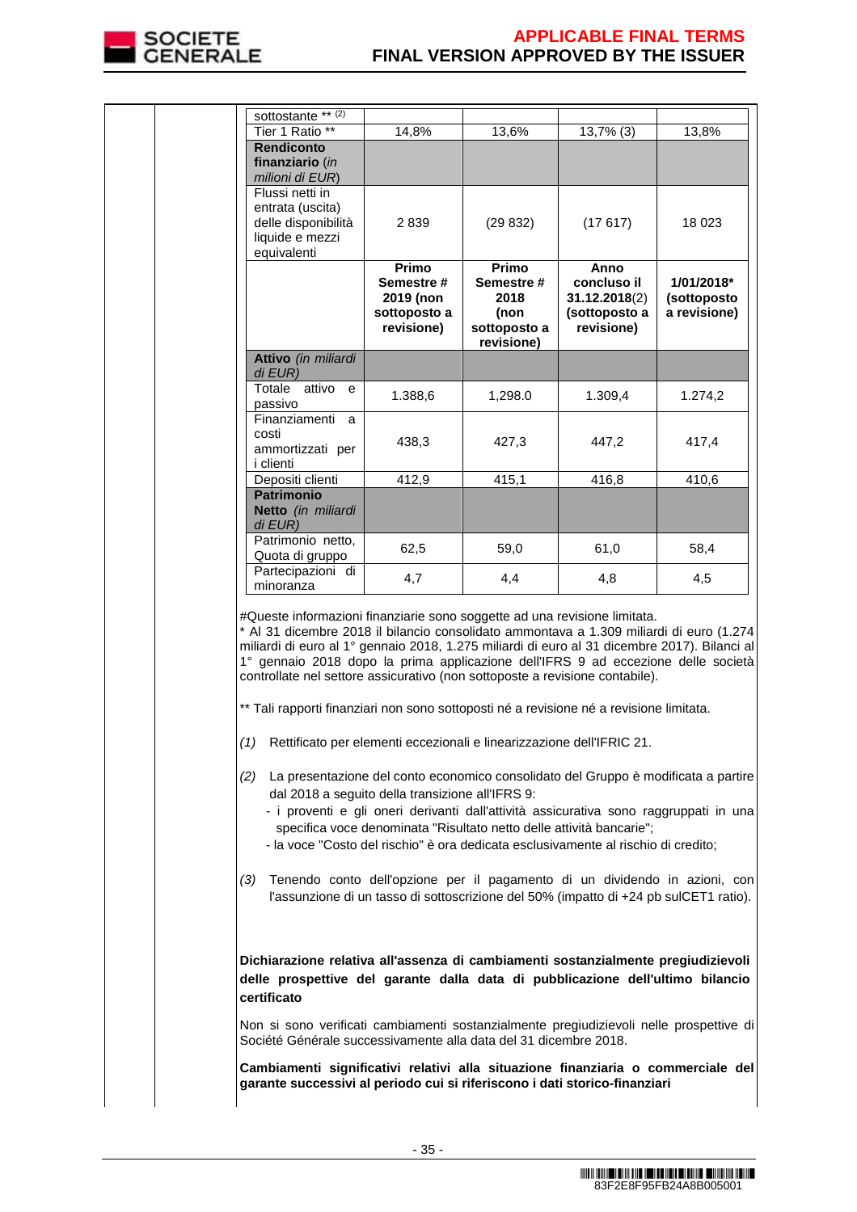| sottostante ** (2) | | | | |
|---|---|---|---|---|
| Tier 1 Ratio ** | 14,8% | 13,6% | 13,7% (3) | 13,8% |
| **Rendiconto finanziario** (*in milioni di EUR*) | | | | |
| Flussi netti in entrata (uscita) delle disponibilità liquide e mezzi equivalenti | 2 839 | (29 832) | (17 617) | 18 023 |
| | **Primo Semestre # 2019 (non sottoposto a revisione)** | **Primo Semestre # 2018 (non sottoposto a revisione)** | **Anno concluso il 31.12.2018**(2) **(sottoposto a revisione)** | **1/01/2018* (sottoposto a revisione)** |
| **Attivo** (*in miliardi di EUR*) | | | | |
| Totale attivo e passivo | 1.388,6 | 1,298.0 | 1.309,4 | 1.274,2 |
| Finanziamenti a costi ammortizzati per i clienti | 438,3 | 427,3 | 447,2 | 417,4 |
| Depositi clienti | 412,9 | 415,1 | 416,8 | 410,6 |
| **Patrimonio Netto** (*in miliardi di EUR*) | | | | |
| Patrimonio netto, Quota di gruppo | 62,5 | 59,0 | 61,0 | 58,4 |
| Partecipazioni di minoranza | 4,7 | 4,4 | 4,8 | 4,5 |

#Queste informazioni finanziarie sono soggette ad una revisione limitata.
* Al 31 dicembre 2018 il bilancio consolidato ammontava a 1.309 miliardi di euro (1.274 miliardi di euro al 1° gennaio 2018, 1.275 miliardi di euro al 31 dicembre 2017). Bilanci al 1° gennaio 2018 dopo la prima applicazione dell'IFRS 9 ad eccezione delle società controllate nel settore assicurativo (non sottoposte a revisione contabile).

** Tali rapporti finanziari non sono sottoposti né a revisione né a revisione limitata.

*(1)* Rettificato per elementi eccezionali e linearizzazione dell'IFRIC 21.

*(2)* La presentazione del conto economico consolidato del Gruppo è modificata a partire dal 2018 a seguito della transizione all'IFRS 9:
- i proventi e gli oneri derivanti dall'attività assicurativa sono raggruppati in una specifica voce denominata "Risultato netto delle attività bancarie";
- la voce "Costo del rischio" è ora dedicata esclusivamente al rischio di credito;

*(3)* Tenendo conto dell'opzione per il pagamento di un dividendo in azioni, con l'assunzione di un tasso di sottoscrizione del 50% (impatto di +24 pb sulCET1 ratio).

**Dichiarazione relativa all'assenza di cambiamenti sostanzialmente pregiudizievoli delle prospettive del garante dalla data di pubblicazione dell'ultimo bilancio certificato**

Non si sono verificati cambiamenti sostanzialmente pregiudizievoli nelle prospettive di Société Générale successivamente alla data del 31 dicembre 2018.

**Cambiamenti significativi relativi alla situazione finanziaria o commerciale del garante successivi al periodo cui si riferiscono i dati storico-finanziari**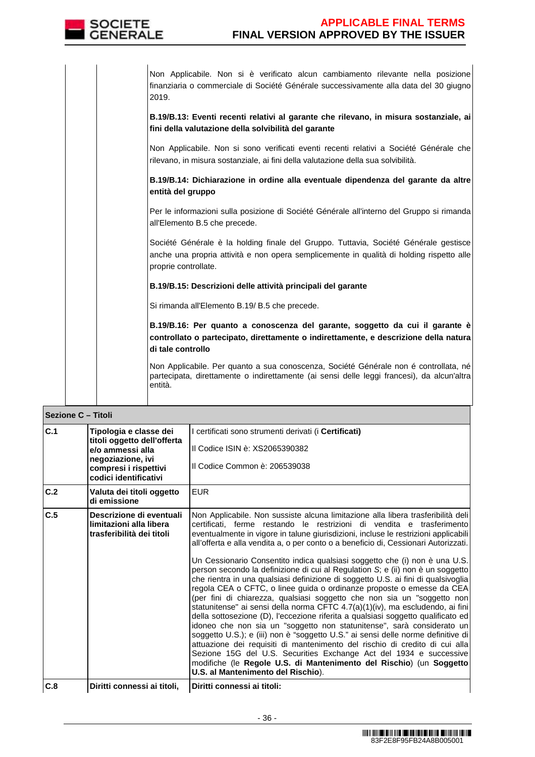Non Applicabile. Non si è verificato alcun cambiamento rilevante nella posizione finanziaria o commerciale di Société Générale successivamente alla data del 30 giugno 2019.

**B.19/B.13: Eventi recenti relativi al garante che rilevano, in misura sostanziale, ai fini della valutazione della solvibilità del garante**

Non Applicabile. Non si sono verificati eventi recenti relativi a Société Générale che rilevano, in misura sostanziale, ai fini della valutazione della sua solvibilità.

**B.19/B.14: Dichiarazione in ordine alla eventuale dipendenza del garante da altre entità del gruppo**

Per le informazioni sulla posizione di Société Générale all'interno del Gruppo si rimanda all'Elemento B.5 che precede.

Société Générale è la holding finale del Gruppo. Tuttavia, Société Générale gestisce anche una propria attività e non opera semplicemente in qualità di holding rispetto alle proprie controllate.

**B.19/B.15: Descrizioni delle attività principali del garante**

Si rimanda all'Elemento B.19/ B.5 che precede.

**B.19/B.16: Per quanto a conoscenza del garante, soggetto da cui il garante è controllato o partecipato, direttamente o indirettamente, e descrizione della natura di tale controllo**

Non Applicabile. Per quanto a sua conoscenza, Société Générale non é controllata, né partecipata, direttamente o indirettamente (ai sensi delle leggi francesi), da alcun'altra entità.

**Sezione C – Titoli**

| | | |
|---|---|---|
| **C.1** | **Tipologia e classe dei titoli oggetto dell'offerta e/o ammessi alla negoziazione, ivi compresi i rispettivi codici identificativi** | I certificati sono strumenti derivati (i **Certificati**)<br><br>Il Codice ISIN è: XS2065390382<br><br>Il Codice Common è: 206539038 |
| **C.2** | **Valuta dei titoli oggetto di emissione** | EUR |
| **C.5** | **Descrizione di eventuali limitazioni alla libera trasferibilità dei titoli** | Non Applicabile. Non sussiste alcuna limitazione alla libera trasferibilità dei certificati, ferme restando le restrizioni di vendita e trasferimento eventualmente in vigore in talune giurisdizioni, incluse le restrizioni applicabili all'offerta e alla vendita a, o per conto o a beneficio di, Cessionari Autorizzati.<br><br>Un Cessionario Consentito indica qualsiasi soggetto che (i) non è una U.S. person secondo la definizione di cui al Regulation S; e (ii) non è un soggetto che rientra in una qualsiasi definizione di soggetto U.S. ai fini di qualsivoglia regola CEA o CFTC, o linee guida o ordinanze proposte o emesse da CEA (per fini di chiarezza, qualsiasi soggetto che non sia un "soggetto non statunitense" ai sensi della norma CFTC 4.7(a)(1)(iv), ma escludendo, ai fini della sottosezione (D), l'eccezione riferita a qualsiasi soggetto qualificato ed idoneo che non sia un "soggetto non statunitense", sarà considerato un soggetto U.S.); e (iii) non è "soggetto U.S." ai sensi delle norme definitive di attuazione dei requisiti di mantenimento del rischio di credito di cui alla Sezione 15G del U.S. Securities Exchange Act del 1934 e successive modifiche (le **Regole U.S. di Mantenimento del Rischio**) (un **Soggetto U.S. al Mantenimento del Rischio**). |
| **C.8** | **Diritti connessi ai titoli,** | **Diritti connessi ai titoli:** |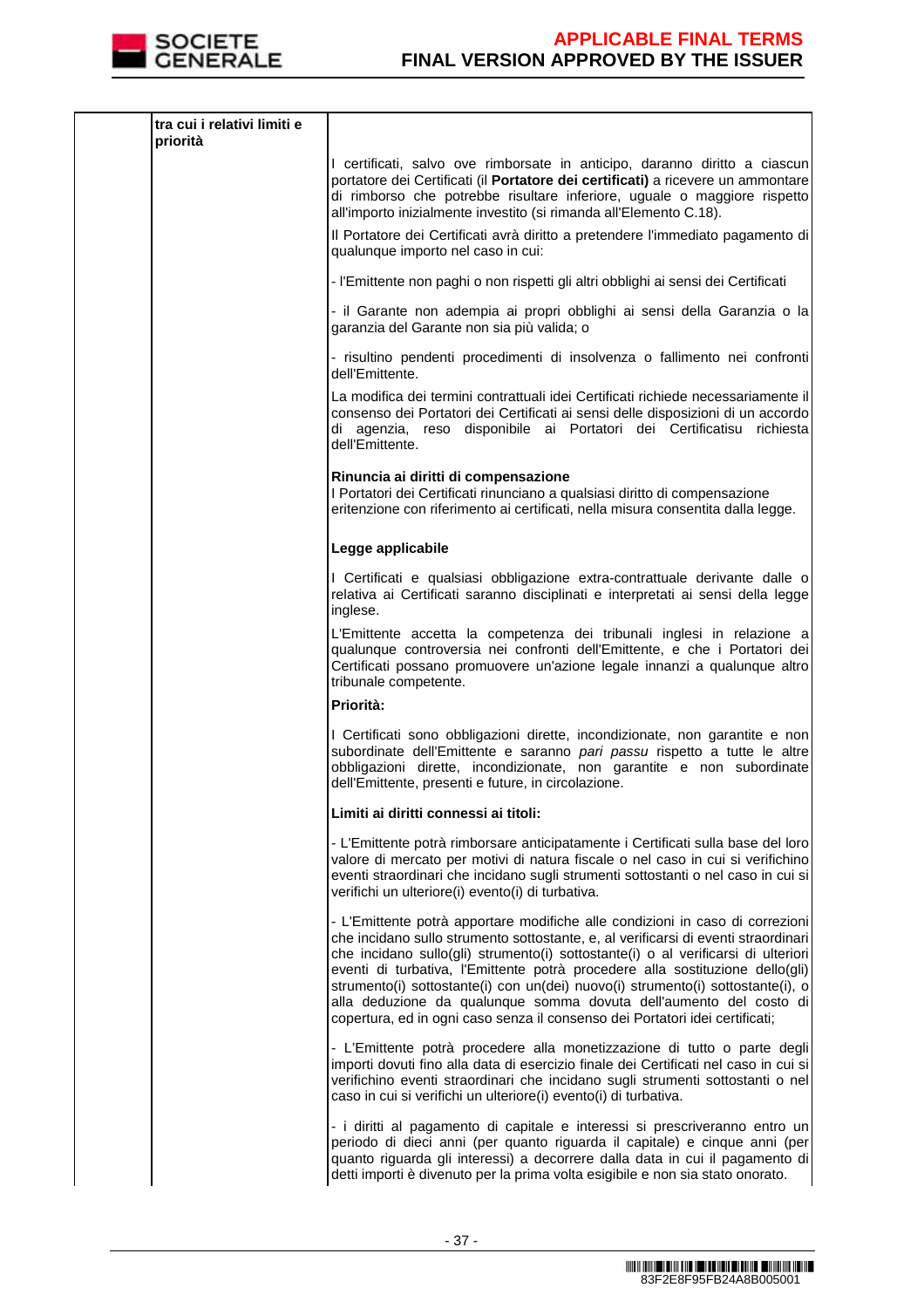| | tra cui i relativi limiti e priorità | I certificati, salvo ove rimborsate in anticipo, daranno diritto a ciascun portatore dei Certificati (il **Portatore dei certificati)** a ricevere un ammontare di rimborso che potrebbe risultare inferiore, uguale o maggiore rispetto all'importo inizialmente investito (si rimanda all'Elemento C.18).<br><br>Il Portatore dei Certificati avrà diritto a pretendere l'immediato pagamento di qualunque importo nel caso in cui:<br><br>- l'Emittente non paghi o non rispetti gli altri obblighi ai sensi dei Certificati<br><br>- il Garante non adempia ai propri obblighi ai sensi della Garanzia o la garanzia del Garante non sia più valida; o<br><br>- risultino pendenti procedimenti di insolvenza o fallimento nei confronti dell'Emittente.<br><br>La modifica dei termini contrattuali idei Certificati richiede necessariamente il consenso dei Portatori dei Certificati ai sensi delle disposizioni di un accordo di agenzia, reso disponibile ai Portatori dei Certificatisu richiesta dell'Emittente.<br><br>**Rinuncia ai diritti di compensazione**<br>I Portatori dei Certificati rinunciano a qualsiasi diritto di compensazione eritenzione con riferimento ai certificati, nella misura consentita dalla legge.<br><br>**Legge applicabile**<br><br>I Certificati e qualsiasi obbligazione extra-contrattuale derivante dalle o relativa ai Certificati saranno disciplinati e interpretati ai sensi della legge inglese.<br><br>L'Emittente accetta la competenza dei tribunali inglesi in relazione a qualunque controversia nei confronti dell'Emittente, e che i Portatori dei Certificati possano promuovere un'azione legale innanzi a qualunque altro tribunale competente.<br><br>**Priorità:**<br><br>I Certificati sono obbligazioni dirette, incondizionate, non garantite e non subordinate dell'Emittente e saranno *pari passu* rispetto a tutte le altre obbligazioni dirette, incondizionate, non garantite e non subordinate dell'Emittente, presenti e future, in circolazione.<br><br>**Limiti ai diritti connessi ai titoli:**<br><br>- L'Emittente potrà rimborsare anticipatamente i Certificati sulla base del loro valore di mercato per motivi di natura fiscale o nel caso in cui si verifichino eventi straordinari che incidano sugli strumenti sottostanti o nel caso in cui si verifichi un ulteriore(i) evento(i) di turbativa.<br><br>- L'Emittente potrà apportare modifiche alle condizioni in caso di correzioni che incidano sullo strumento sottostante, e, al verificarsi di eventi straordinari che incidano sullo(gli) strumento(i) sottostante(i) o al verificarsi di ulteriori eventi di turbativa, l'Emittente potrà procedere alla sostituzione dello(gli) strumento(i) sottostante(i) con un(dei) nuovo(i) strumento(i) sottostante(i), o alla deduzione da qualunque somma dovuta dell'aumento del costo di copertura, ed in ogni caso senza il consenso dei Portatori idei certificati;<br><br>- L'Emittente potrà procedere alla monetizzazione di tutto o parte degli importi dovuti fino alla data di esercizio finale dei Certificati nel caso in cui si verifichino eventi straordinari che incidano sugli strumenti sottostanti o nel caso in cui si verifichi un ulteriore(i) evento(i) di turbativa.<br><br>- i diritti al pagamento di capitale e interessi si prescriveranno entro un periodo di dieci anni (per quanto riguarda il capitale) e cinque anni (per quanto riguarda gli interessi) a decorrere dalla data in cui il pagamento di detti importi è divenuto per la prima volta esigibile e non sia stato onorato. |
|---|---|---|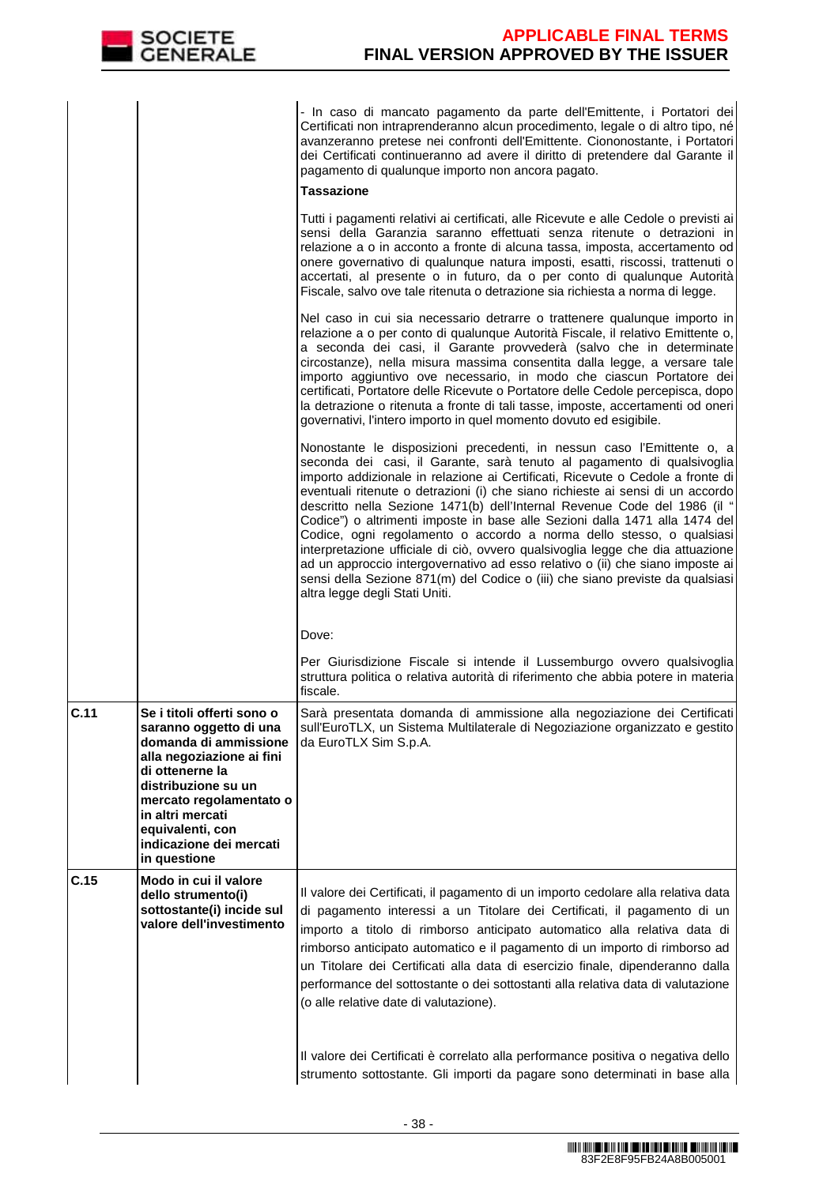| | | |
|---|---|---|
| | | - In caso di mancato pagamento da parte dell'Emittente, i Portatori dei Certificati non intraprenderanno alcun procedimento, legale o di altro tipo, né avanzeranno pretese nei confronti dell'Emittente. Ciononostante, i Portatori dei Certificati continueranno ad avere il diritto di pretendere dal Garante il pagamento di qualunque importo non ancora pagato.<br><br>**Tassazione**<br><br>Tutti i pagamenti relativi ai certificati, alle Ricevute e alle Cedole o previsti ai sensi della Garanzia saranno effettuati senza ritenute o detrazioni in relazione a o in acconto a fronte di alcuna tassa, imposta, accertamento od onere governativo di qualunque natura imposti, esatti, riscossi, trattenuti o accertati, al presente o in futuro, da o per conto di qualunque Autorità Fiscale, salvo ove tale ritenuta o detrazione sia richiesta a norma di legge.<br><br>Nel caso in cui sia necessario detrarre o trattenere qualunque importo in relazione a o per conto di qualunque Autorità Fiscale, il relativo Emittente o, a seconda dei casi, il Garante provvederà (salvo che in determinate circostanze), nella misura massima consentita dalla legge, a versare tale importo aggiuntivo ove necessario, in modo che ciascun Portatore dei certificati, Portatore delle Ricevute o Portatore delle Cedole percepisca, dopo la detrazione o ritenuta a fronte di tali tasse, imposte, accertamenti od oneri governativi, l'intero importo in quel momento dovuto ed esigibile.<br><br>Nonostante le disposizioni precedenti, in nessun caso l'Emittente o, a seconda dei casi, il Garante, sarà tenuto al pagamento di qualsivoglia importo addizionale in relazione ai Certificati, Ricevute o Cedole a fronte di eventuali ritenute o detrazioni (i) che siano richieste ai sensi di un accordo descritto nella Sezione 1471(b) dell'Internal Revenue Code del 1986 (il " Codice") o altrimenti imposte in base alle Sezioni dalla 1471 alla 1474 del Codice, ogni regolamento o accordo a norma dello stesso, o qualsiasi interpretazione ufficiale di ciò, ovvero qualsivoglia legge che dia attuazione ad un approccio intergovernativo ad esso relativo o (ii) che siano imposte ai sensi della Sezione 871(m) del Codice o (iii) che siano previste da qualsiasi altra legge degli Stati Uniti.<br><br>Dove:<br><br>Per Giurisdizione Fiscale si intende il Lussemburgo ovvero qualsivoglia struttura politica o relativa autorità di riferimento che abbia potere in materia fiscale. |
| **C.11** | **Se i titoli offerti sono o saranno oggetto di una domanda di ammissione alla negoziazione ai fini di ottenerne la distribuzione su un mercato regolamentato o in altri mercati equivalenti, con indicazione dei mercati in questione** | Sarà presentata domanda di ammissione alla negoziazione dei Certificati sull'EuroTLX, un Sistema Multilaterale di Negoziazione organizzato e gestito da EuroTLX Sim S.p.A. |
| **C.15** | **Modo in cui il valore dello strumento(i) sottostante(i) incide sul valore dell'investimento** | Il valore dei Certificati, il pagamento di un importo cedolare alla relativa data di pagamento interessi a un Titolare dei Certificati, il pagamento di un importo a titolo di rimborso anticipato automatico alla relativa data di rimborso anticipato automatico e il pagamento di un importo di rimborso ad un Titolare dei Certificati alla data di esercizio finale, dipenderanno dalla performance del sottostante o dei sottostanti alla relativa data di valutazione (o alle relative date di valutazione).<br><br>Il valore dei Certificati è correlato alla performance positiva o negativa dello strumento sottostante. Gli importi da pagare sono determinati in base alla |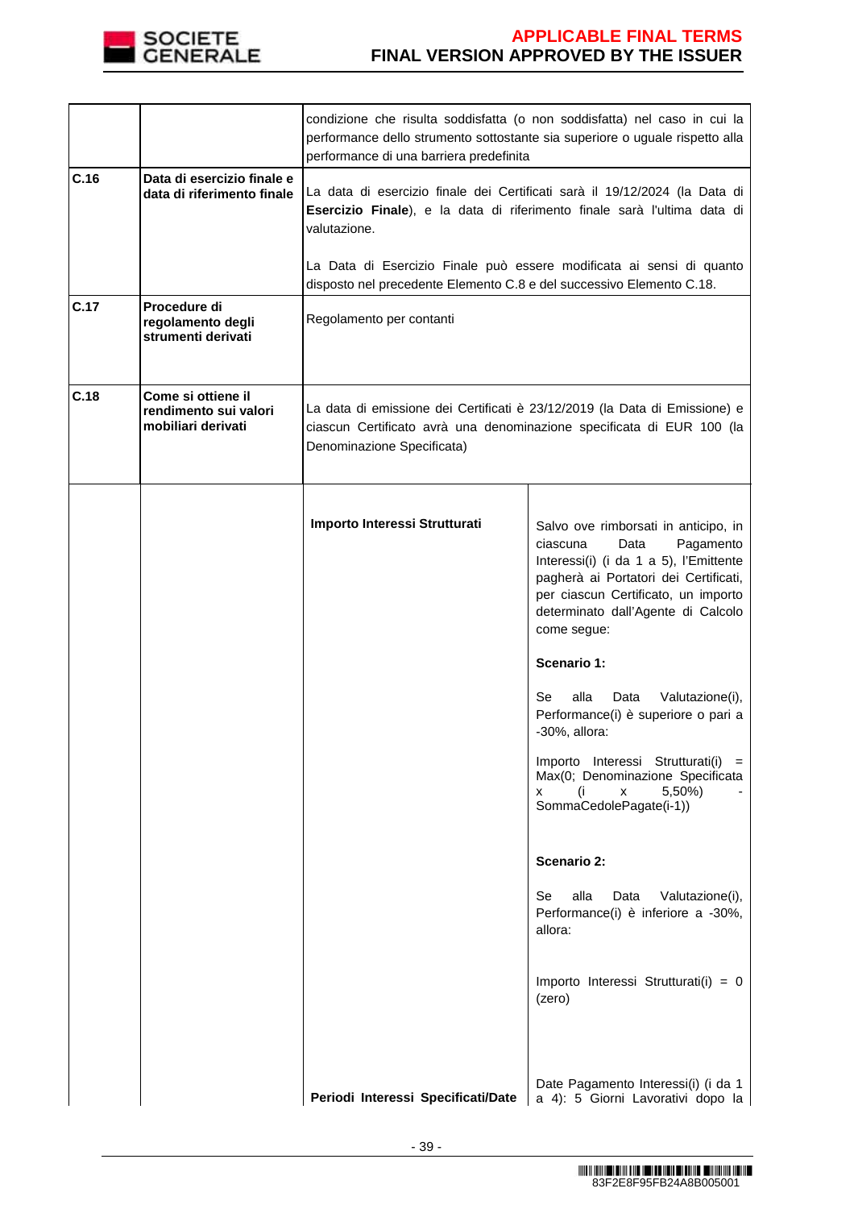| | | | |
|---|---|---|---|
| | | condizione che risulta soddisfatta (o non soddisfatta) nel caso in cui la performance dello strumento sottostante sia superiore o uguale rispetto alla performance di una barriera predefinita | |
| **C.16** | **Data di esercizio finale e data di riferimento finale** | La data di esercizio finale dei Certificati sarà il 19/12/2024 (la Data di **Esercizio Finale**), e la data di riferimento finale sarà l'ultima data di valutazione.<br><br>La Data di Esercizio Finale può essere modificata ai sensi di quanto disposto nel precedente Elemento C.8 e del successivo Elemento C.18. | |
| **C.17** | **Procedure di regolamento degli strumenti derivati** | Regolamento per contanti | |
| **C.18** | **Come si ottiene il rendimento sui valori mobiliari derivati** | La data di emissione dei Certificati è 23/12/2019 (la Data di Emissione) e ciascun Certificato avrà una denominazione specificata di EUR 100 (la Denominazione Specificata) | |
| | | **Importo Interessi Strutturati** | Salvo ove rimborsati in anticipo, in ciascuna Data Pagamento Interessi(i) (i da 1 a 5), l'Emittente pagherà ai Portatori dei Certificati, per ciascun Certificato, un importo determinato dall'Agente di Calcolo come segue:<br><br>**Scenario 1:**<br><br>Se alla Data Valutazione(i), Performance(i) è superiore o pari a -30%, allora:<br><br>Importo Interessi Strutturati(i) = Max(0; Denominazione Specificata x (i x 5,50%) - SommaCedolePagate(i-1))<br><br>**Scenario 2:**<br><br>Se alla Data Valutazione(i), Performance(i) è inferiore a -30%, allora:<br><br>Importo Interessi Strutturati(i) = 0 (zero) |
| | | **Periodi Interessi Specificati/Date** | Date Pagamento Interessi(i) (i da 1 a 4): 5 Giorni Lavorativi dopo la |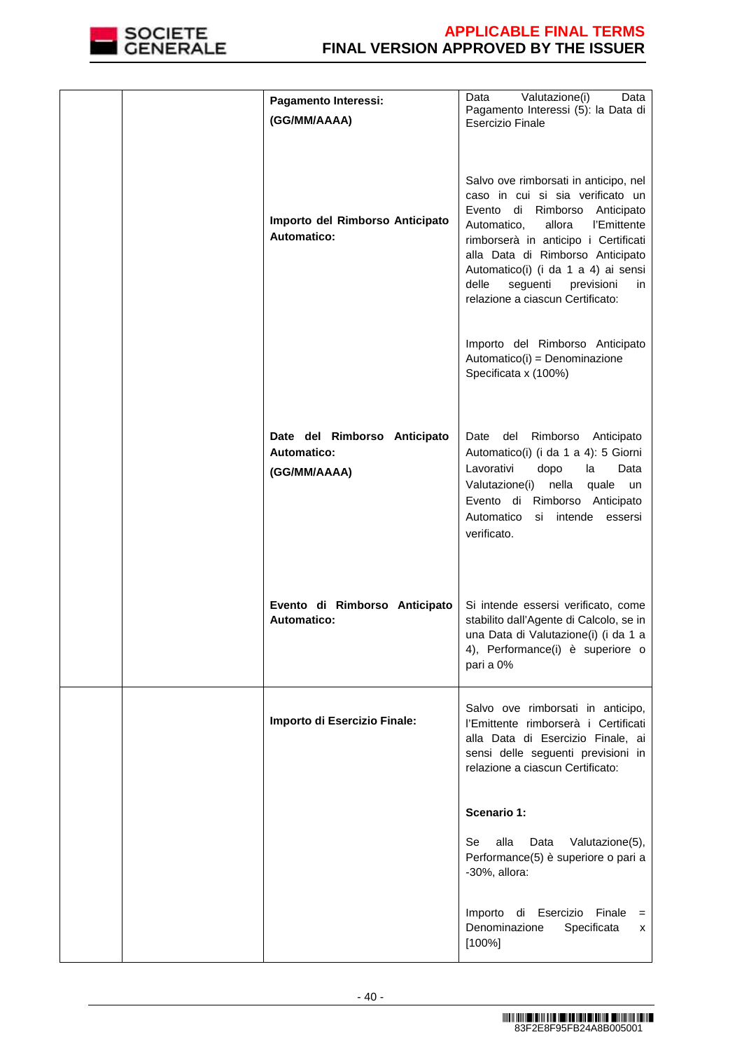| | | | |
|---|---|---|---|
| | | **Pagamento Interessi:**<br>**(GG/MM/AAAA)** | Data Valutazione(i) Data Pagamento Interessi (5): la Data di Esercizio Finale |
| | | **Importo del Rimborso Anticipato Automatico:** | Salvo ove rimborsati in anticipo, nel caso in cui si sia verificato un Evento di Rimborso Anticipato Automatico, allora l'Emittente rimborserà in anticipo i Certificati alla Data di Rimborso Anticipato Automatico(i) (i da 1 a 4) ai sensi delle seguenti previsioni in relazione a ciascun Certificato:<br><br>Importo del Rimborso Anticipato Automatico(i) = Denominazione Specificata x (100%) |
| | | **Date del Rimborso Anticipato Automatico:**<br>**(GG/MM/AAAA)** | Date del Rimborso Anticipato Automatico(i) (i da 1 a 4): 5 Giorni Lavorativi dopo la Data Valutazione(i) nella quale un Evento di Rimborso Anticipato Automatico si intende essersi verificato. |
| | | **Evento di Rimborso Anticipato Automatico:** | Si intende essersi verificato, come stabilito dall'Agente di Calcolo, se in una Data di Valutazione(i) (i da 1 a 4), Performance(i) è superiore o pari a 0% |
| | | **Importo di Esercizio Finale:** | Salvo ove rimborsati in anticipo, l'Emittente rimborserà i Certificati alla Data di Esercizio Finale, ai sensi delle seguenti previsioni in relazione a ciascun Certificato:<br><br>**Scenario 1:**<br><br>Se alla Data Valutazione(5), Performance(5) è superiore o pari a -30%, allora:<br><br>Importo di Esercizio Finale = Denominazione Specificata x [100%] |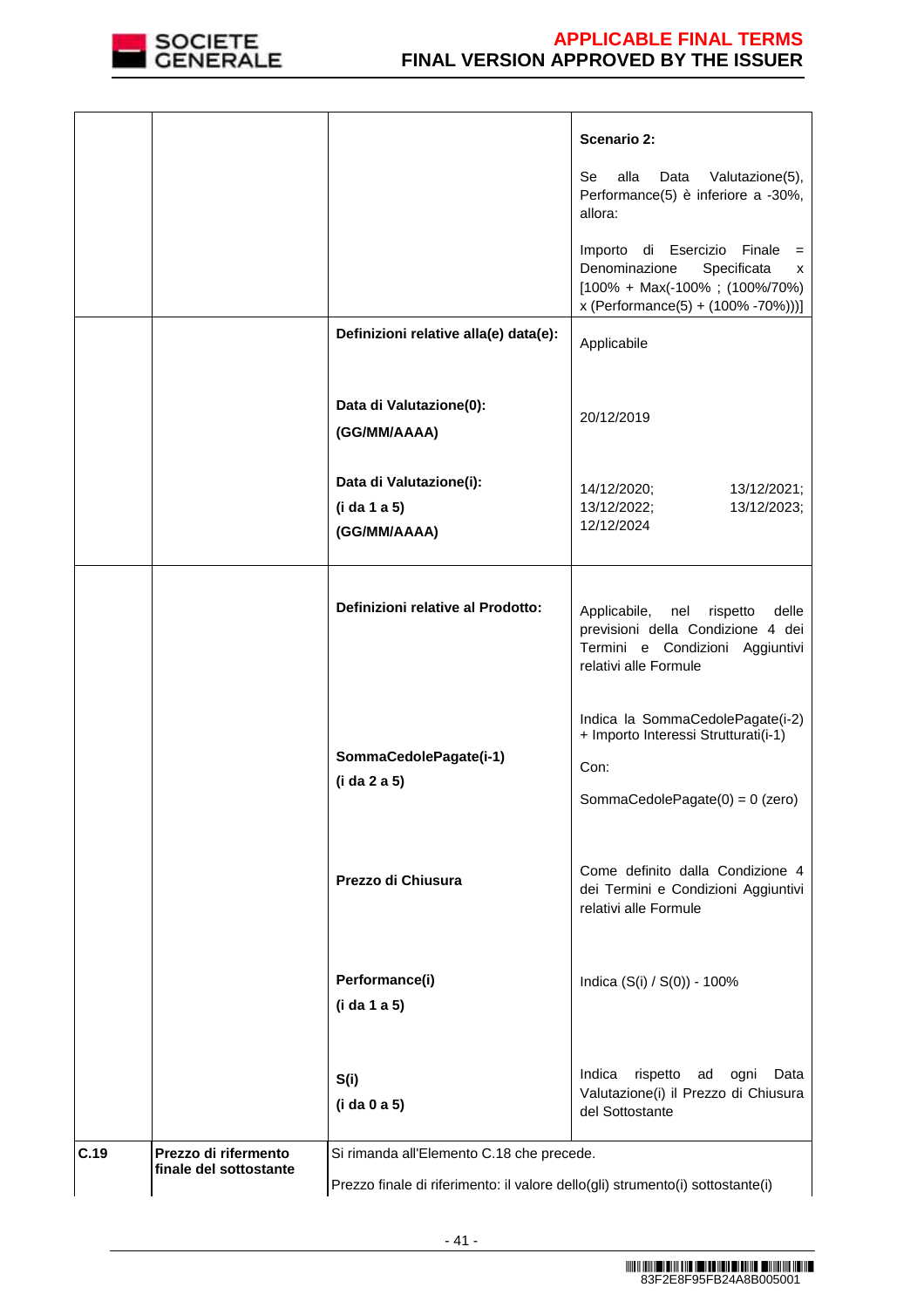| | | | |
|---|---|---|---|
| | | | **Scenario 2:**<br><br>Se alla Data Valutazione(5), Performance(5) è inferiore a -30%, allora:<br><br>Importo di Esercizio Finale = Denominazione Specificata x [100% + Max(-100% ; (100%/70%) x (Performance(5) + (100% -70%)))] |
| | | **Definizioni relative alla(e) data(e):**<br><br>**Data di Valutazione(0):**<br>**(GG/MM/AAAA)**<br><br>**Data di Valutazione(i):**<br>**(i da 1 a 5)**<br>**(GG/MM/AAAA)** | Applicabile<br><br>20/12/2019<br><br>14/12/2020; 13/12/2021; 13/12/2022; 13/12/2023; 12/12/2024 |
| | | **Definizioni relative al Prodotto:**<br><br>**SommaCedolePagate(i-1)**<br>**(i da 2 a 5)**<br><br>**Prezzo di Chiusura**<br><br>**Performance(i)**<br>**(i da 1 a 5)**<br><br>**S(i)**<br>**(i da 0 a 5)** | Applicabile, nel rispetto delle previsioni della Condizione 4 dei Termini e Condizioni Aggiuntivi relativi alle Formule<br><br>Indica la SommaCedolePagate(i-2) + Importo Interessi Strutturati(i-1)<br>Con:<br>SommaCedolePagate(0) = 0 (zero)<br><br>Come definito dalla Condizione 4 dei Termini e Condizioni Aggiuntivi relativi alle Formule<br><br>Indica (S(i) / S(0)) - 100%<br><br>Indica rispetto ad ogni Data Valutazione(i) il Prezzo di Chiusura del Sottostante |
| **C.19** | **Prezzo di rifermento finale del sottostante** | Si rimanda all'Elemento C.18 che precede.<br><br>Prezzo finale di riferimento: il valore dello(gli) strumento(i) sottostante(i) | |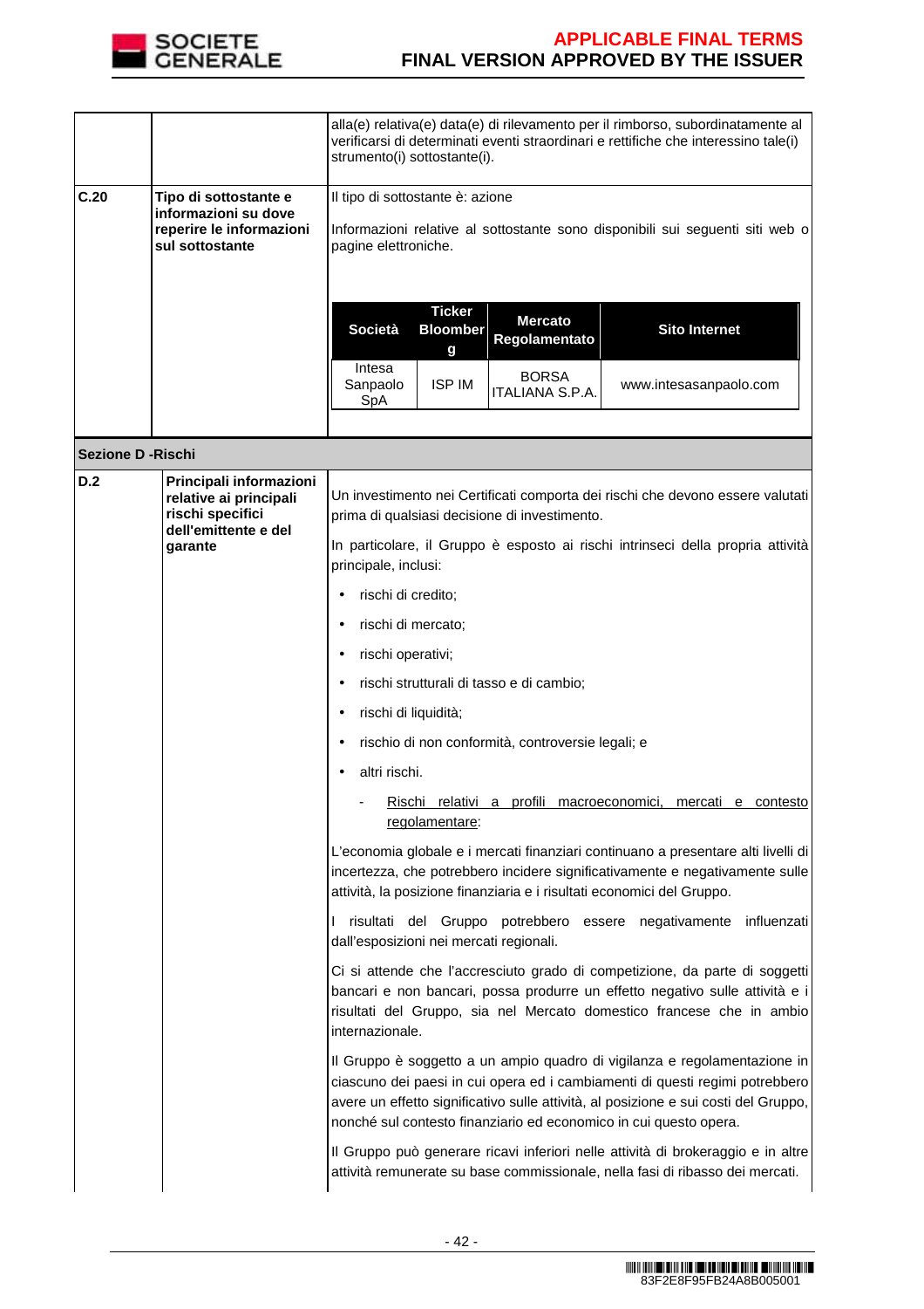| | | |
|---|---|---|
| | | alla(e) relativa(e) data(e) di rilevamento per il rimborso, subordinatamente al verificarsi di determinati eventi straordinari e rettifiche che interessino tale(i) strumento(i) sottostante(i). |
| **C.20** | **Tipo di sottostante e informazioni su dove reperire le informazioni sul sottostante** | Il tipo di sottostante è: azione<br><br>Informazioni relative al sottostante sono disponibili sui seguenti siti web o pagine elettroniche. |

| Società | Ticker Bloomberg | Mercato Regolamentato | Sito Internet |
|---|---|---|---|
| Intesa Sanpaolo SpA | ISP IM | BORSA ITALIANA S.P.A. | www.intesasanpaolo.com |

**Sezione D -Rischi**

| | | |
|---|---|---|
| **D.2** | **Principali informazioni relative ai principali rischi specifici dell'emittente e del garante** | Un investimento nei Certificati comporta dei rischi che devono essere valutati prima di qualsiasi decisione di investimento. |

In particolare, il Gruppo è esposto ai rischi intrinseci della propria attività principale, inclusi:

- rischi di credito;
- rischi di mercato;
- rischi operativi;
- rischi strutturali di tasso e di cambio;
- rischi di liquidità;
- rischio di non conformità, controversie legali; e
- altri rischi.
  - Rischi relativi a profili macroeconomici, mercati e contesto regolamentare:

L'economia globale e i mercati finanziari continuano a presentare alti livelli di incertezza, che potrebbero incidere significativamente e negativamente sulle attività, la posizione finanziaria e i risultati economici del Gruppo.

I risultati del Gruppo potrebbero essere negativamente influenzati dall'esposizioni nei mercati regionali.

Ci si attende che l'accresciuto grado di competizione, da parte di soggetti bancari e non bancari, possa produrre un effetto negativo sulle attività e i risultati del Gruppo, sia nel Mercato domestico francese che in ambio internazionale.

Il Gruppo è soggetto a un ampio quadro di vigilanza e regolamentazione in ciascuno dei paesi in cui opera ed i cambiamenti di questi regimi potrebbero avere un effetto significativo sulle attività, al posizione e sui costi del Gruppo, nonché sul contesto finanziario ed economico in cui questo opera.

Il Gruppo può generare ricavi inferiori nelle attività di brokeraggio e in altre attività remunerate su base commissionale, nella fasi di ribasso dei mercati.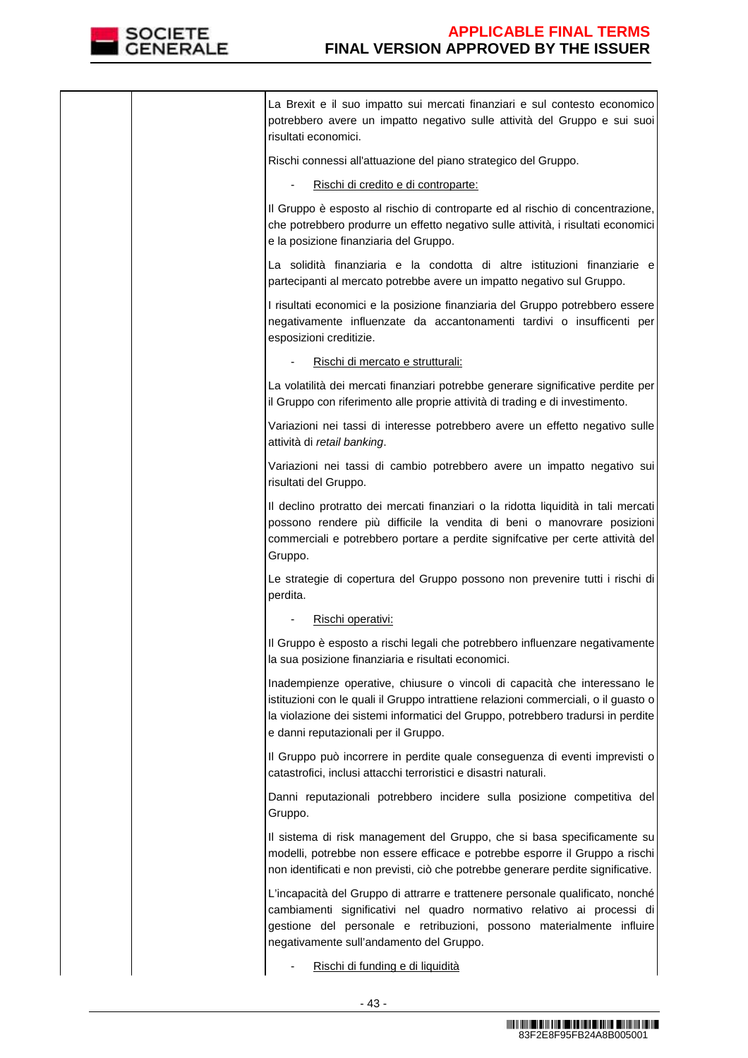| | | |
|---|---|---|
| | | La Brexit e il suo impatto sui mercati finanziari e sul contesto economico potrebbero avere un impatto negativo sulle attività del Gruppo e sui suoi risultati economici.<br><br>Rischi connessi all'attuazione del piano strategico del Gruppo.<br><br>- Rischi di credito e di controparte:<br><br>Il Gruppo è esposto al rischio di controparte ed al rischio di concentrazione, che potrebbero produrre un effetto negativo sulle attività, i risultati economici e la posizione finanziaria del Gruppo.<br><br>La solidità finanziaria e la condotta di altre istituzioni finanziarie e partecipanti al mercato potrebbe avere un impatto negativo sul Gruppo.<br><br>I risultati economici e la posizione finanziaria del Gruppo potrebbero essere negativamente influenzate da accantonamenti tardivi o insufficenti per esposizioni creditizie.<br><br>- Rischi di mercato e strutturali:<br><br>La volatilità dei mercati finanziari potrebbe generare significative perdite per il Gruppo con riferimento alle proprie attività di trading e di investimento.<br><br>Variazioni nei tassi di interesse potrebbero avere un effetto negativo sulle attività di *retail banking*.<br><br>Variazioni nei tassi di cambio potrebbero avere un impatto negativo sui risultati del Gruppo.<br><br>Il declino protratto dei mercati finanziari o la ridotta liquidità in tali mercati possono rendere più difficile la vendita di beni o manovrare posizioni commerciali e potrebbero portare a perdite signifcative per certe attività del Gruppo.<br><br>Le strategie di copertura del Gruppo possono non prevenire tutti i rischi di perdita.<br><br>- Rischi operativi:<br><br>Il Gruppo è esposto a rischi legali che potrebbero influenzare negativamente la sua posizione finanziaria e risultati economici.<br><br>Inadempienze operative, chiusure o vincoli di capacità che interessano le istituzioni con le quali il Gruppo intrattiene relazioni commerciali, o il guasto o la violazione dei sistemi informatici del Gruppo, potrebbero tradursi in perdite e danni reputazionali per il Gruppo.<br><br>Il Gruppo può incorrere in perdite quale conseguenza di eventi imprevisti o catastrofici, inclusi attacchi terroristici e disastri naturali.<br><br>Danni reputazionali potrebbero incidere sulla posizione competitiva del Gruppo.<br><br>Il sistema di risk management del Gruppo, che si basa specificamente su modelli, potrebbe non essere efficace e potrebbe esporre il Gruppo a rischi non identificati e non previsti, ciò che potrebbe generare perdite significative.<br><br>L'incapacità del Gruppo di attrarre e trattenere personale qualificato, nonché cambiamenti significativi nel quadro normativo relativo ai processi di gestione del personale e retribuzioni, possono materialmente influire negativamente sull'andamento del Gruppo.<br><br>- Rischi di funding e di liquidità |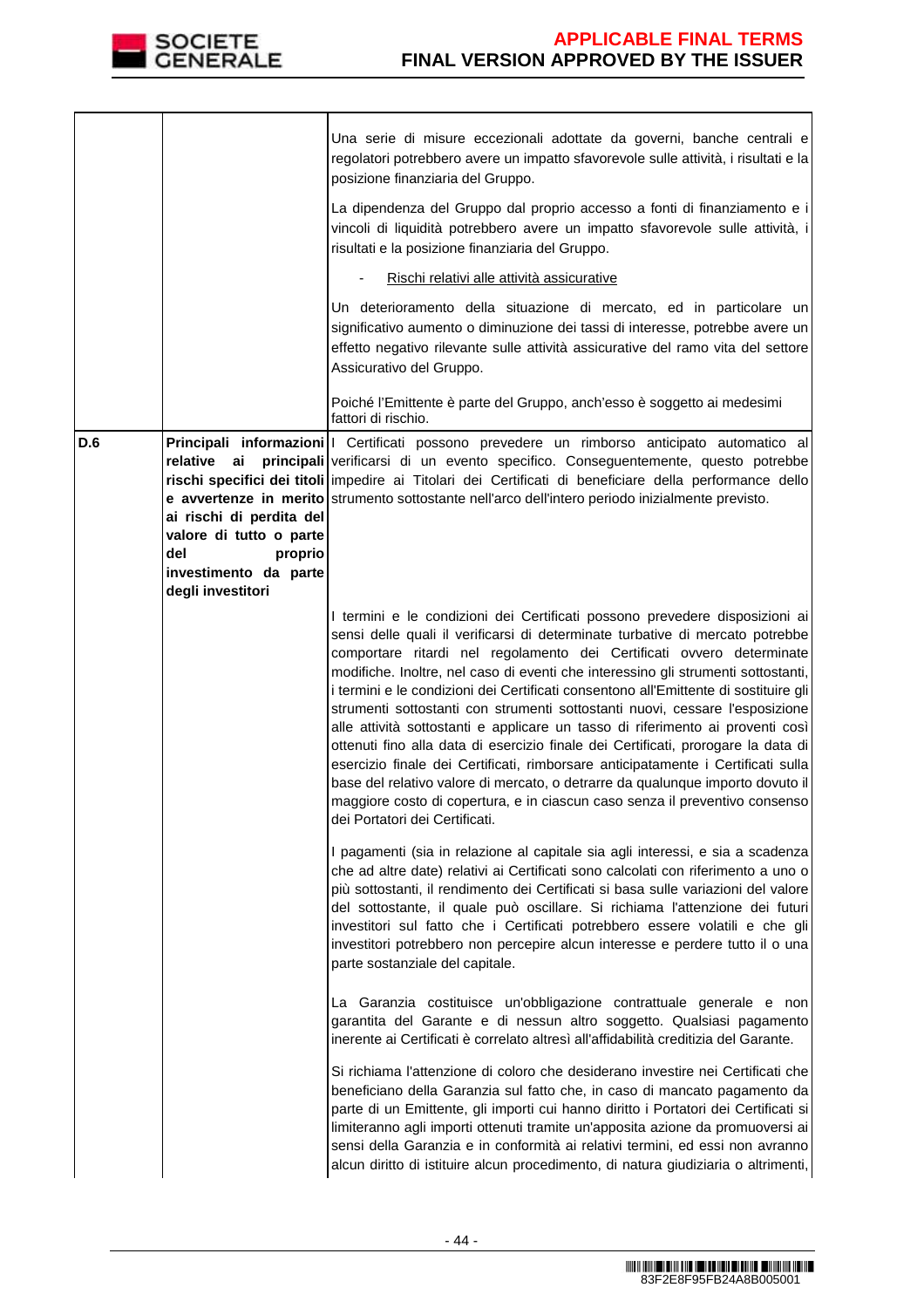| | | |
|---|---|---|
| | | Una serie di misure eccezionali adottate da governi, banche centrali e regolatori potrebbero avere un impatto sfavorevole sulle attività, i risultati e la posizione finanziaria del Gruppo.<br><br>La dipendenza del Gruppo dal proprio accesso a fonti di finanziamento e i vincoli di liquidità potrebbero avere un impatto sfavorevole sulle attività, i risultati e la posizione finanziaria del Gruppo.<br><br>- Rischi relativi alle attività assicurative<br><br>Un deterioramento della situazione di mercato, ed in particolare un significativo aumento o diminuzione dei tassi di interesse, potrebbe avere un effetto negativo rilevante sulle attività assicurative del ramo vita del settore Assicurativo del Gruppo.<br><br>Poiché l'Emittente è parte del Gruppo, anch'esso è soggetto ai medesimi fattori di rischio. |
| D.6 | **Principali informazioni relative ai principali rischi specifici dei titoli e avvertenze in merito ai rischi di perdita del valore di tutto o parte del proprio investimento da parte degli investitori** | I Certificati possono prevedere un rimborso anticipato automatico al verificarsi di un evento specifico. Conseguentemente, questo potrebbe impedire ai Titolari dei Certificati di beneficiare della performance dello strumento sottostante nell'arco dell'intero periodo inizialmente previsto.<br><br>I termini e le condizioni dei Certificati possono prevedere disposizioni ai sensi delle quali il verificarsi di determinate turbative di mercato potrebbe comportare ritardi nel regolamento dei Certificati ovvero determinate modifiche. Inoltre, nel caso di eventi che interessino gli strumenti sottostanti, i termini e le condizioni dei Certificati consentono all'Emittente di sostituire gli strumenti sottostanti con strumenti sottostanti nuovi, cessare l'esposizione alle attività sottostanti e applicare un tasso di riferimento ai proventi così ottenuti fino alla data di esercizio finale dei Certificati, prorogare la data di esercizio finale dei Certificati, rimborsare anticipatamente i Certificati sulla base del relativo valore di mercato, o detrarre da qualunque importo dovuto il maggiore costo di copertura, e in ciascun caso senza il preventivo consenso dei Portatori dei Certificati.<br><br>I pagamenti (sia in relazione al capitale sia agli interessi, e sia a scadenza che ad altre date) relativi ai Certificati sono calcolati con riferimento a uno o più sottostanti, il rendimento dei Certificati si basa sulle variazioni del valore del sottostante, il quale può oscillare. Si richiama l'attenzione dei futuri investitori sul fatto che i Certificati potrebbero essere volatili e che gli investitori potrebbero non percepire alcun interesse e perdere tutto il o una parte sostanziale del capitale.<br><br>La Garanzia costituisce un'obbligazione contrattuale generale e non garantita del Garante e di nessun altro soggetto. Qualsiasi pagamento inerente ai Certificati è correlato altresì all'affidabilità creditizia del Garante.<br><br>Si richiama l'attenzione di coloro che desiderano investire nei Certificati che beneficiano della Garanzia sul fatto che, in caso di mancato pagamento da parte di un Emittente, gli importi cui hanno diritto i Portatori dei Certificati si limiteranno agli importi ottenuti tramite un'apposita azione da promuoversi ai sensi della Garanzia e in conformità ai relativi termini, ed essi non avranno alcun diritto di istituire alcun procedimento, di natura giudiziaria o altrimenti, |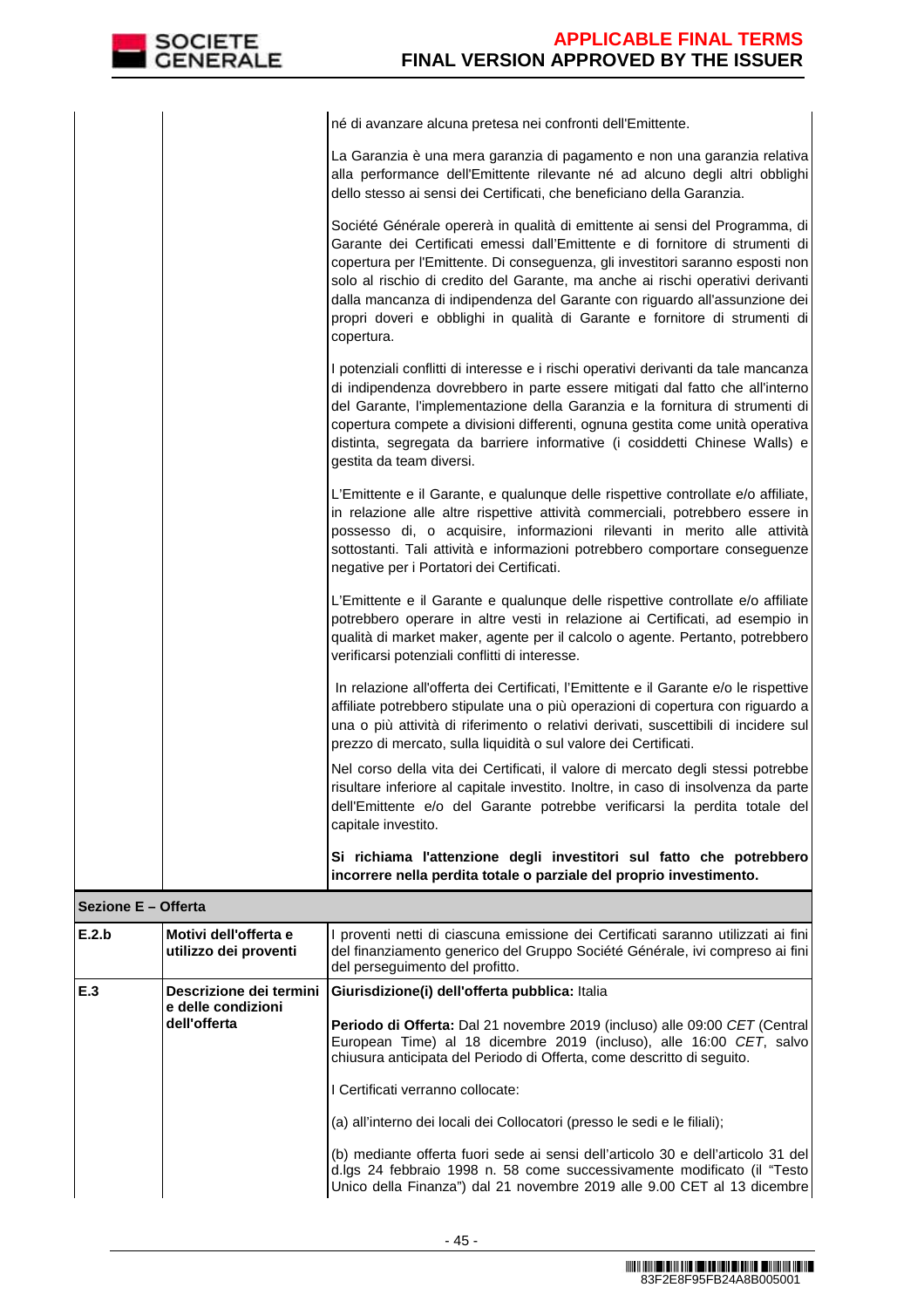| | | |
|---|---|---|
| | | né di avanzare alcuna pretesa nei confronti dell'Emittente.<br><br>La Garanzia è una mera garanzia di pagamento e non una garanzia relativa alla performance dell'Emittente rilevante né ad alcuno degli altri obblighi dello stesso ai sensi dei Certificati, che beneficiano della Garanzia.<br><br>Société Générale opererà in qualità di emittente ai sensi del Programma, di Garante dei Certificati emessi dall'Emittente e di fornitore di strumenti di copertura per l'Emittente. Di conseguenza, gli investitori saranno esposti non solo al rischio di credito del Garante, ma anche ai rischi operativi derivanti dalla mancanza di indipendenza del Garante con riguardo all'assunzione dei propri doveri e obblighi in qualità di Garante e fornitore di strumenti di copertura.<br><br>I potenziali conflitti di interesse e i rischi operativi derivanti da tale mancanza di indipendenza dovrebbero in parte essere mitigati dal fatto che all'interno del Garante, l'implementazione della Garanzia e la fornitura di strumenti di copertura compete a divisioni differenti, ognuna gestita come unità operativa distinta, segregata da barriere informative (i cosiddetti Chinese Walls) e gestita da team diversi.<br><br>L'Emittente e il Garante, e qualunque delle rispettive controllate e/o affiliate, in relazione alle altre rispettive attività commerciali, potrebbero essere in possesso di, o acquisire, informazioni rilevanti in merito alle attività sottostanti. Tali attività e informazioni potrebbero comportare conseguenze negative per i Portatori dei Certificati.<br><br>L'Emittente e il Garante e qualunque delle rispettive controllate e/o affiliate potrebbero operare in altre vesti in relazione ai Certificati, ad esempio in qualità di market maker, agente per il calcolo o agente. Pertanto, potrebbero verificarsi potenziali conflitti di interesse.<br><br>In relazione all'offerta dei Certificati, l'Emittente e il Garante e/o le rispettive affiliate potrebbero stipulate una o più operazioni di copertura con riguardo a una o più attività di riferimento o relativi derivati, suscettibili di incidere sul prezzo di mercato, sulla liquidità o sul valore dei Certificati.<br><br>Nel corso della vita dei Certificati, il valore di mercato degli stessi potrebbe risultare inferiore al capitale investito. Inoltre, in caso di insolvenza da parte dell'Emittente e/o del Garante potrebbe verificarsi la perdita totale del capitale investito.<br><br>**Si richiama l'attenzione degli investitori sul fatto che potrebbero incorrere nella perdita totale o parziale del proprio investimento.** |
| **Sezione E – Offerta** | | |
| **E.2.b** | **Motivi dell'offerta e utilizzo dei proventi** | I proventi netti di ciascuna emissione dei Certificati saranno utilizzati ai fini del finanziamento generico del Gruppo Société Générale, ivi compreso ai fini del perseguimento del profitto. |
| **E.3** | **Descrizione dei termini e delle condizioni dell'offerta** | **Giurisdizione(i) dell'offerta pubblica:** Italia<br><br>**Periodo di Offerta:** Dal 21 novembre 2019 (incluso) alle 09:00 *CET* (Central European Time) al 18 dicembre 2019 (incluso), alle 16:00 *CET*, salvo chiusura anticipata del Periodo di Offerta, come descritto di seguito.<br><br>I Certificati verranno collocate:<br><br>(a) all'interno dei locali dei Collocatori (presso le sedi e le filiali);<br><br>(b) mediante offerta fuori sede ai sensi dell'articolo 30 e dell'articolo 31 del d.lgs 24 febbraio 1998 n. 58 come successivamente modificato (il "Testo Unico della Finanza") dal 21 novembre 2019 alle 9.00 CET al 13 dicembre |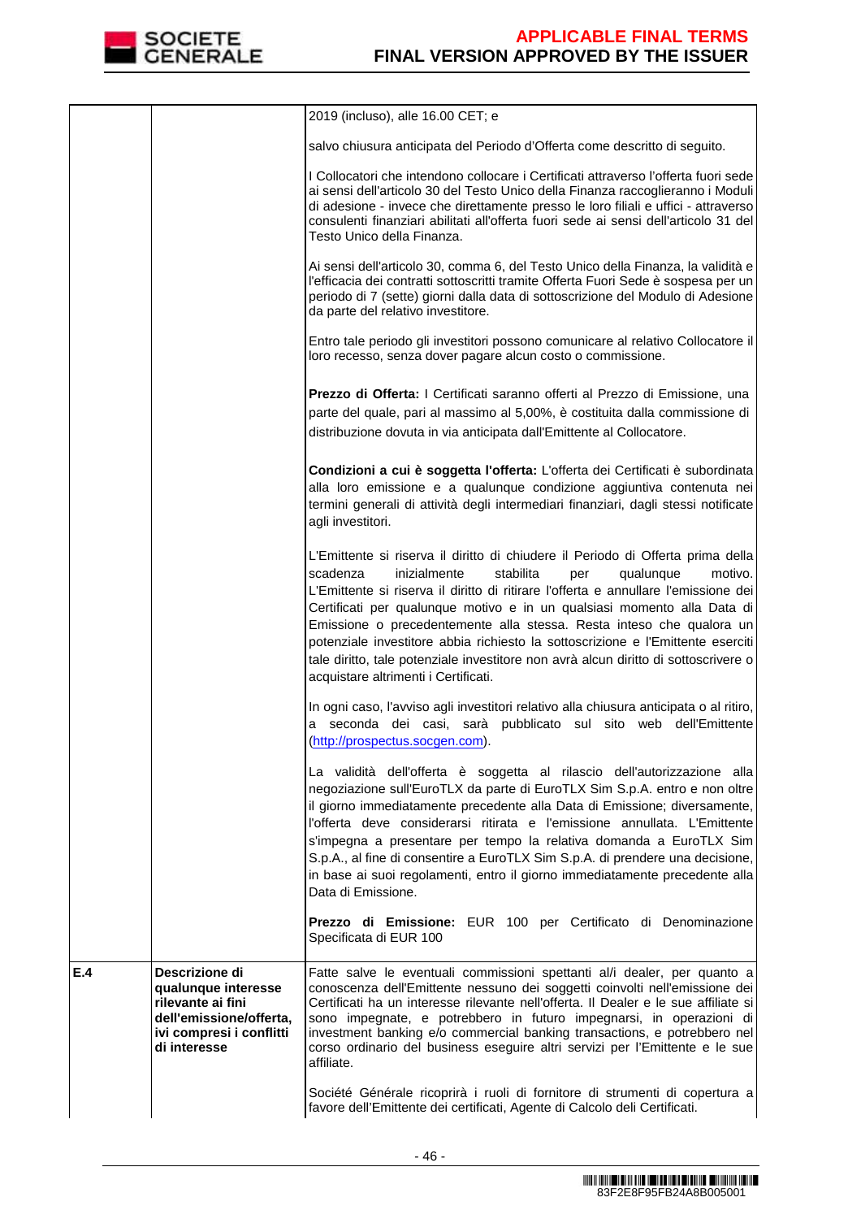| | | |
|---|---|---|
| | | 2019 (incluso), alle 16.00 CET; e<br><br>salvo chiusura anticipata del Periodo d'Offerta come descritto di seguito.<br><br>I Collocatori che intendono collocare i Certificati attraverso l'offerta fuori sede ai sensi dell'articolo 30 del Testo Unico della Finanza raccoglieranno i Moduli di adesione - invece che direttamente presso le loro filiali e uffici - attraverso consulenti finanziari abilitati all'offerta fuori sede ai sensi dell'articolo 31 del Testo Unico della Finanza.<br><br>Ai sensi dell'articolo 30, comma 6, del Testo Unico della Finanza, la validità e l'efficacia dei contratti sottoscritti tramite Offerta Fuori Sede è sospesa per un periodo di 7 (sette) giorni dalla data di sottoscrizione del Modulo di Adesione da parte del relativo investitore.<br><br>Entro tale periodo gli investitori possono comunicare al relativo Collocatore il loro recesso, senza dover pagare alcun costo o commissione.<br><br>**Prezzo di Offerta:** I Certificati saranno offerti al Prezzo di Emissione, una parte del quale, pari al massimo al 5,00%, è costituita dalla commissione di distribuzione dovuta in via anticipata dall'Emittente al Collocatore.<br><br>**Condizioni a cui è soggetta l'offerta:** L'offerta dei Certificati è subordinata alla loro emissione e a qualunque condizione aggiuntiva contenuta nei termini generali di attività degli intermediari finanziari, dagli stessi notificate agli investitori.<br><br>L'Emittente si riserva il diritto di chiudere il Periodo di Offerta prima della scadenza inizialmente stabilita per qualunque motivo. L'Emittente si riserva il diritto di ritirare l'offerta e annullare l'emissione dei Certificati per qualunque motivo e in un qualsiasi momento alla Data di Emissione o precedentemente alla stessa. Resta inteso che qualora un potenziale investitore abbia richiesto la sottoscrizione e l'Emittente eserciti tale diritto, tale potenziale investitore non avrà alcun diritto di sottoscrivere o acquistare altrimenti i Certificati.<br><br>In ogni caso, l'avviso agli investitori relativo alla chiusura anticipata o al ritiro, a seconda dei casi, sarà pubblicato sul sito web dell'Emittente (http://prospectus.socgen.com).<br><br>La validità dell'offerta è soggetta al rilascio dell'autorizzazione alla negoziazione sull'EuroTLX da parte di EuroTLX Sim S.p.A. entro e non oltre il giorno immediatamente precedente alla Data di Emissione; diversamente, l'offerta deve considerarsi ritirata e l'emissione annullata. L'Emittente s'impegna a presentare per tempo la relativa domanda a EuroTLX Sim S.p.A., al fine di consentire a EuroTLX Sim S.p.A. di prendere una decisione, in base ai suoi regolamenti, entro il giorno immediatamente precedente alla Data di Emissione.<br><br>**Prezzo di Emissione:** EUR 100 per Certificato di Denominazione Specificata di EUR 100 |
| **E.4** | **Descrizione di qualunque interesse rilevante ai fini dell'emissione/offerta, ivi compresi i conflitti di interesse** | Fatte salve le eventuali commissioni spettanti al/i dealer, per quanto a conoscenza dell'Emittente nessuno dei soggetti coinvolti nell'emissione dei Certificati ha un interesse rilevante nell'offerta. Il Dealer e le sue affiliate si sono impegnate, e potrebbero in futuro impegnarsi, in operazioni di investment banking e/o commercial banking transactions, e potrebbero nel corso ordinario del business eseguire altri servizi per l'Emittente e le sue affiliate.<br><br>Société Générale ricoprirà i ruoli di fornitore di strumenti di copertura a favore dell'Emittente dei certificati, Agente di Calcolo deli Certificati. |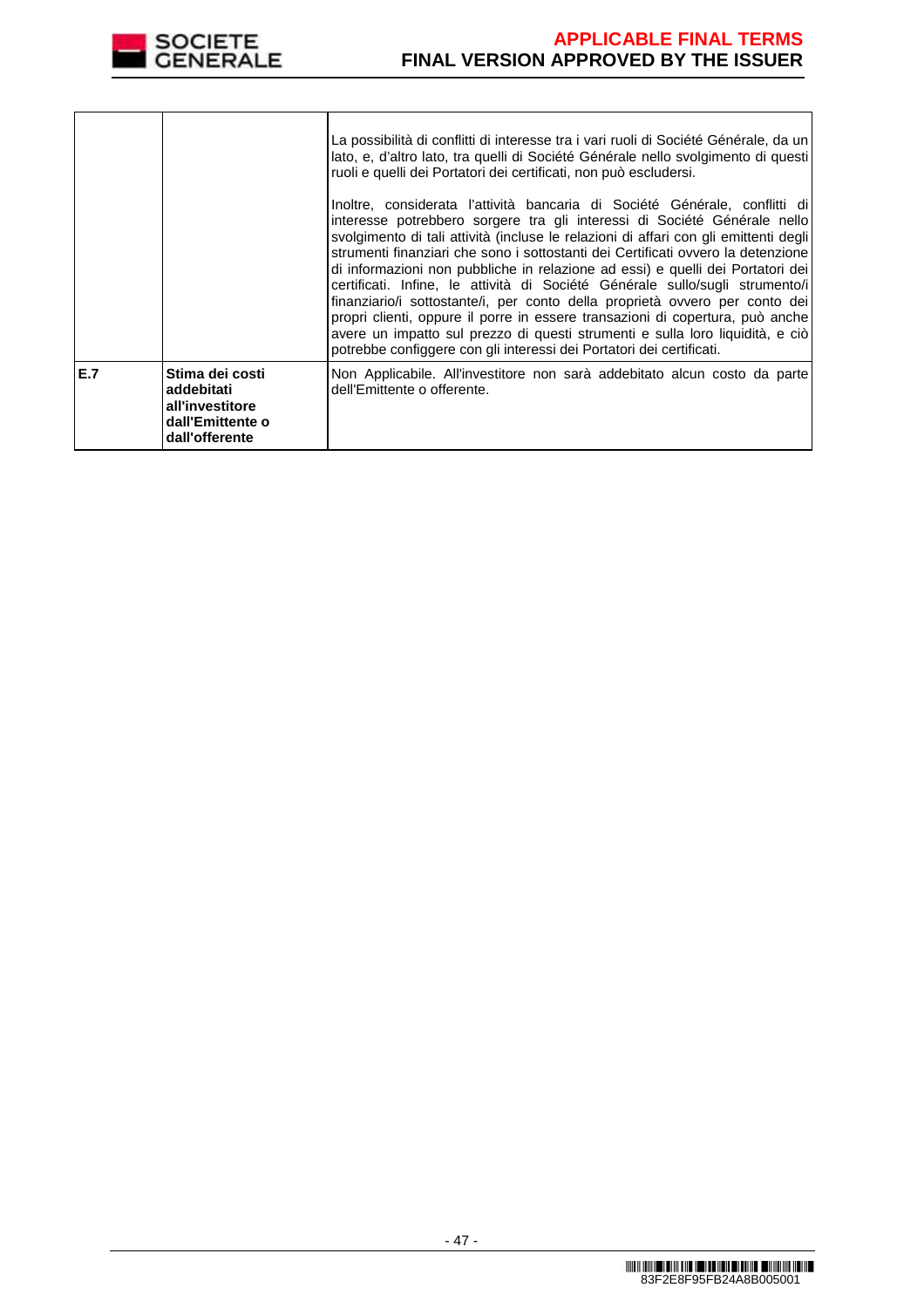| | | |
|---|---|---|
| | | La possibilità di conflitti di interesse tra i vari ruoli di Société Générale, da un lato, e, d'altro lato, tra quelli di Société Générale nello svolgimento di questi ruoli e quelli dei Portatori dei certificati, non può escludersi.<br><br>Inoltre, considerata l'attività bancaria di Société Générale, conflitti di interesse potrebbero sorgere tra gli interessi di Société Générale nello svolgimento di tali attività (incluse le relazioni di affari con gli emittenti degli strumenti finanziari che sono i sottostanti dei Certificati ovvero la detenzione di informazioni non pubbliche in relazione ad essi) e quelli dei Portatori dei certificati. Infine, le attività di Société Générale sullo/sugli strumento/i finanziario/i sottostante/i, per conto della proprietà ovvero per conto dei propri clienti, oppure il porre in essere transazioni di copertura, può anche avere un impatto sul prezzo di questi strumenti e sulla loro liquidità, e ciò potrebbe configgere con gli interessi dei Portatori dei certificati. |
| **E.7** | **Stima dei costi addebitati all'investitore dall'Emittente o dall'offerente** | Non Applicabile. All'investitore non sarà addebitato alcun costo da parte dell'Emittente o offerente. |